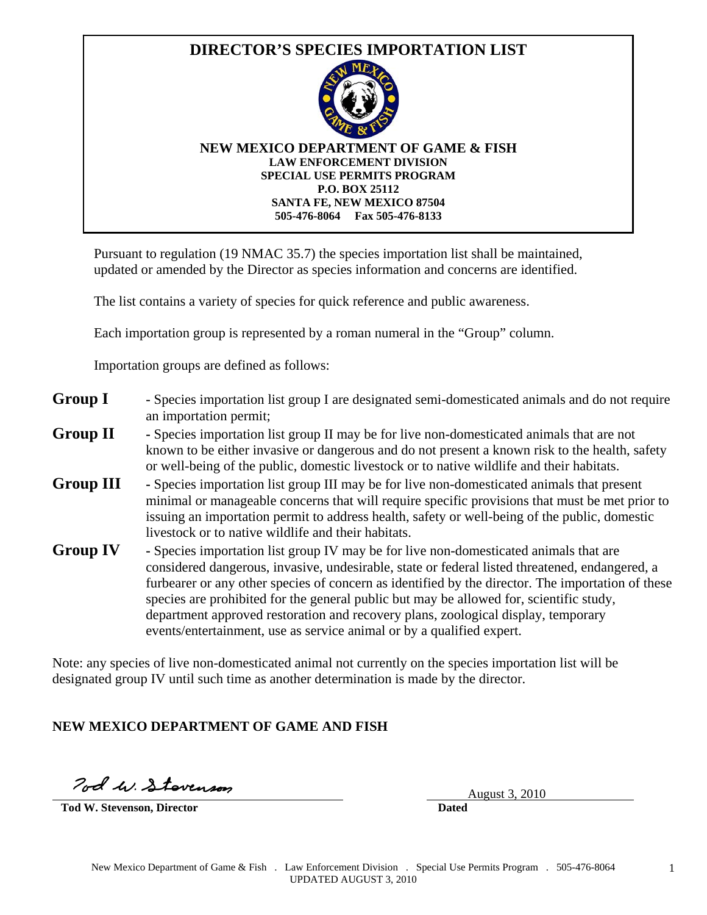# DIRECTOR'S SPECIES IMPORTATION LIST

**NEW MEXICO DEPARTMENT OF GAME & FISH**
**LAW ENFORCEMENT DIVISION**
**SPECIAL USE PERMITS PROGRAM**
**P.O. BOX 25112**
**SANTA FE, NEW MEXICO 87504**
**505-476-8064 Fax 505-476-8133**

Pursuant to regulation (19 NMAC 35.7) the species importation list shall be maintained, updated or amended by the Director as species information and concerns are identified.

The list contains a variety of species for quick reference and public awareness.

Each importation group is represented by a roman numeral in the "Group" column.

Importation groups are defined as follows:

**Group I** - Species importation list group I are designated semi-domesticated animals and do not require an importation permit;

**Group II** - Species importation list group II may be for live non-domesticated animals that are not known to be either invasive or dangerous and do not present a known risk to the health, safety or well-being of the public, domestic livestock or to native wildlife and their habitats.

**Group III** - Species importation list group III may be for live non-domesticated animals that present minimal or manageable concerns that will require specific provisions that must be met prior to issuing an importation permit to address health, safety or well-being of the public, domestic livestock or to native wildlife and their habitats.

**Group IV** - Species importation list group IV may be for live non-domesticated animals that are considered dangerous, invasive, undesirable, state or federal listed threatened, endangered, a furbearer or any other species of concern as identified by the director. The importation of these species are prohibited for the general public but may be allowed for, scientific study, department approved restoration and recovery plans, zoological display, temporary events/entertainment, use as service animal or by a qualified expert.

Note: any species of live non-domesticated animal not currently on the species importation list will be designated group IV until such time as another determination is made by the director.

**NEW MEXICO DEPARTMENT OF GAME AND FISH**

Tod W. Stevenson

**Tod W. Stevenson, Director**

August 3, 2010
**Dated**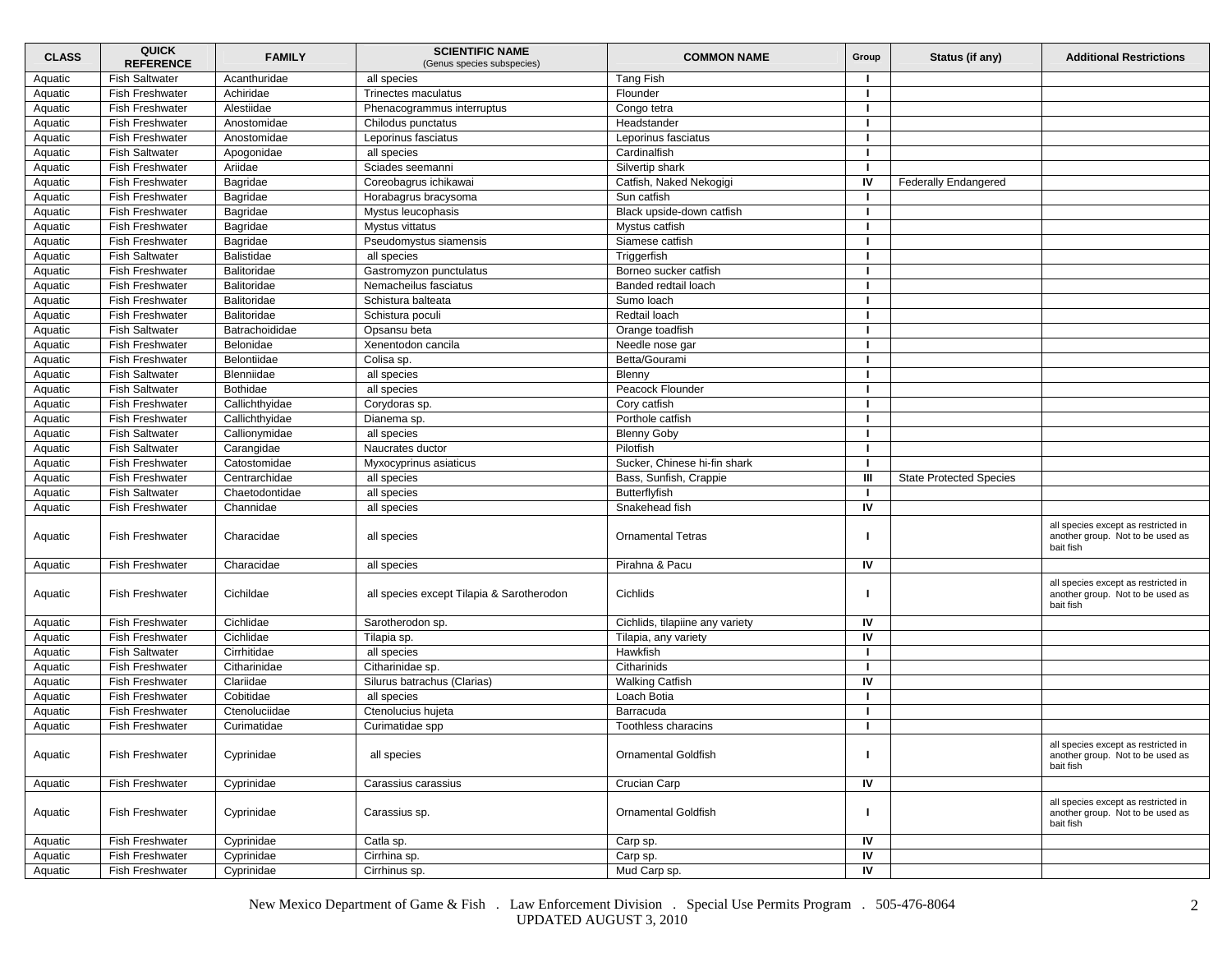| CLASS | QUICK REFERENCE | FAMILY | SCIENTIFIC NAME (Genus species subspecies) | COMMON NAME | Group | Status (if any) | Additional Restrictions |
|---|---|---|---|---|---|---|---|
| Aquatic | Fish Saltwater | Acanthuridae | all species | Tang Fish | I | | |
| Aquatic | Fish Freshwater | Achiridae | Trinectes maculatus | Flounder | I | | |
| Aquatic | Fish Freshwater | Alestiidae | Phenacogrammus interruptus | Congo tetra | I | | |
| Aquatic | Fish Freshwater | Anostomidae | Chilodus punctatus | Headstander | I | | |
| Aquatic | Fish Freshwater | Anostomidae | Leporinus fasciatus | Leporinus fasciatus | I | | |
| Aquatic | Fish Saltwater | Apogonidae | all species | Cardinalfish | I | | |
| Aquatic | Fish Freshwater | Ariidae | Sciades seemanni | Silvertip shark | I | | |
| Aquatic | Fish Freshwater | Bagridae | Coreobagrus ichikawai | Catfish, Naked Nekogigi | IV | Federally Endangered | |
| Aquatic | Fish Freshwater | Bagridae | Horabagrus bracysoma | Sun catfish | I | | |
| Aquatic | Fish Freshwater | Bagridae | Mystus leucophasis | Black upside-down catfish | I | | |
| Aquatic | Fish Freshwater | Bagridae | Mystus vittatus | Mystus catfish | I | | |
| Aquatic | Fish Freshwater | Bagridae | Pseudomystus siamensis | Siamese catfish | I | | |
| Aquatic | Fish Saltwater | Balistidae | all species | Triggerfish | I | | |
| Aquatic | Fish Freshwater | Balitoridae | Gastromyzon punctulatus | Borneo sucker catfish | I | | |
| Aquatic | Fish Freshwater | Balitoridae | Nemacheilus fasciatus | Banded redtail loach | I | | |
| Aquatic | Fish Freshwater | Balitoridae | Schistura balteata | Sumo loach | I | | |
| Aquatic | Fish Freshwater | Balitoridae | Schistura poculi | Redtail loach | I | | |
| Aquatic | Fish Saltwater | Batrachoididae | Opsansu beta | Orange toadfish | I | | |
| Aquatic | Fish Freshwater | Belonidae | Xenentodon cancila | Needle nose gar | I | | |
| Aquatic | Fish Freshwater | Belontiidae | Colisa sp. | Betta/Gourami | I | | |
| Aquatic | Fish Saltwater | Blenniidae | all species | Blenny | I | | |
| Aquatic | Fish Saltwater | Bothidae | all species | Peacock Flounder | I | | |
| Aquatic | Fish Freshwater | Callichthyidae | Corydoras sp. | Cory catfish | I | | |
| Aquatic | Fish Freshwater | Callichthyidae | Dianema sp. | Porthole catfish | I | | |
| Aquatic | Fish Saltwater | Callionymidae | all species | Blenny Goby | I | | |
| Aquatic | Fish Saltwater | Carangidae | Naucrates ductor | Pilotfish | I | | |
| Aquatic | Fish Freshwater | Catostomidae | Myxocyprinus asiaticus | Sucker, Chinese hi-fin shark | I | | |
| Aquatic | Fish Freshwater | Centrarchidae | all species | Bass, Sunfish, Crappie | III | State Protected Species | |
| Aquatic | Fish Saltwater | Chaetodontidae | all species | Butterflyfish | I | | |
| Aquatic | Fish Freshwater | Channidae | all species | Snakehead fish | IV | | |
| Aquatic | Fish Freshwater | Characidae | all species | Ornamental Tetras | I | | all species except as restricted in another group. Not to be used as bait fish |
| Aquatic | Fish Freshwater | Characidae | all species | Pirahna & Pacu | IV | | |
| Aquatic | Fish Freshwater | Cichildae | all species except Tilapia & Sarotherodon | Cichlids | I | | all species except as restricted in another group. Not to be used as bait fish |
| Aquatic | Fish Freshwater | Cichlidae | Sarotherodon sp. | Cichlids, tilapiine any variety | IV | | |
| Aquatic | Fish Freshwater | Cichlidae | Tilapia sp. | Tilapia, any variety | IV | | |
| Aquatic | Fish Saltwater | Cirrhitidae | all species | Hawkfish | I | | |
| Aquatic | Fish Freshwater | Citharinidae | Citharinidae sp. | Citharinids | I | | |
| Aquatic | Fish Freshwater | Clariidae | Silurus batrachus (Clarias) | Walking Catfish | IV | | |
| Aquatic | Fish Freshwater | Cobitidae | all species | Loach Botia | I | | |
| Aquatic | Fish Freshwater | Ctenoluciidae | Ctenolucius hujeta | Barracuda | I | | |
| Aquatic | Fish Freshwater | Curimatidae | Curimatidae spp | Toothless characins | I | | |
| Aquatic | Fish Freshwater | Cyprinidae | all species | Ornamental Goldfish | I | | all species except as restricted in another group. Not to be used as bait fish |
| Aquatic | Fish Freshwater | Cyprinidae | Carassius carassius | Crucian Carp | IV | | |
| Aquatic | Fish Freshwater | Cyprinidae | Carassius sp. | Ornamental Goldfish | I | | all species except as restricted in another group. Not to be used as bait fish |
| Aquatic | Fish Freshwater | Cyprinidae | Catla sp. | Carp sp. | IV | | |
| Aquatic | Fish Freshwater | Cyprinidae | Cirrhina sp. | Carp sp. | IV | | |
| Aquatic | Fish Freshwater | Cyprinidae | Cirrhinus sp. | Mud Carp sp. | IV | | |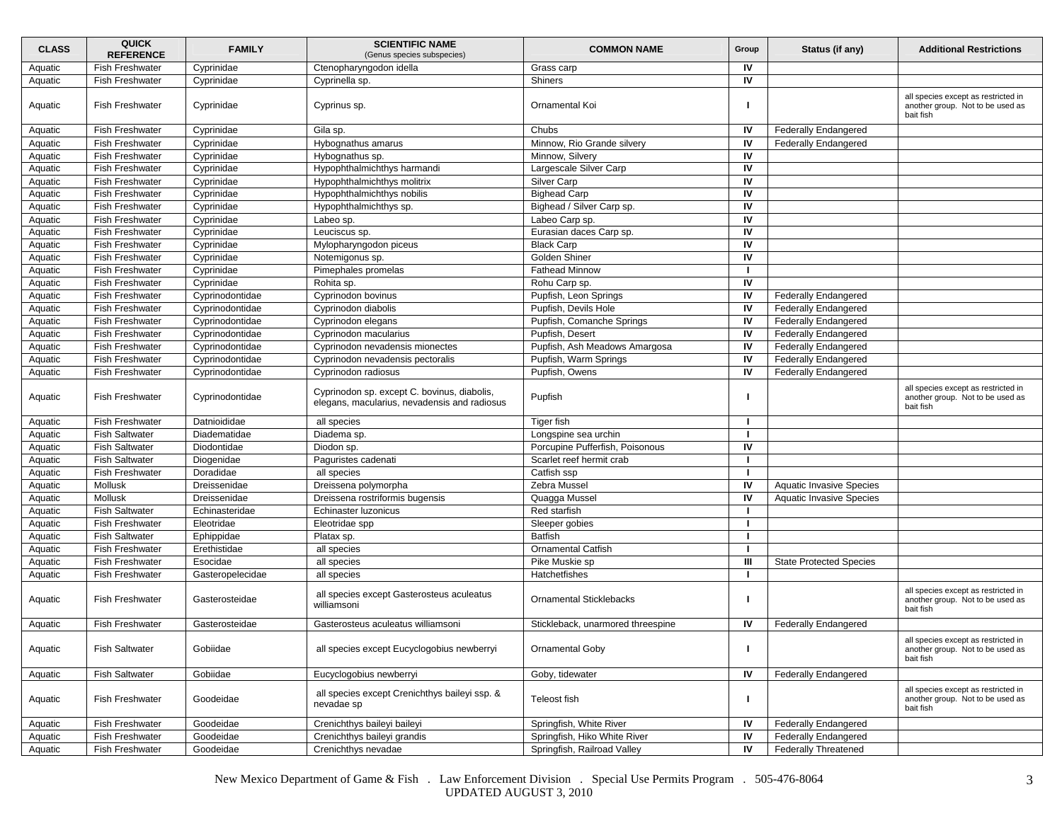| CLASS | QUICK REFERENCE | FAMILY | SCIENTIFIC NAME (Genus species subspecies) | COMMON NAME | Group | Status (if any) | Additional Restrictions |
|---|---|---|---|---|---|---|---|
| Aquatic | Fish Freshwater | Cyprinidae | Ctenopharyngodon idella | Grass carp | IV | | |
| Aquatic | Fish Freshwater | Cyprinidae | Cyprinella sp. | Shiners | IV | | |
| Aquatic | Fish Freshwater | Cyprinidae | Cyprinus sp. | Ornamental Koi | I | | all species except as restricted in another group. Not to be used as bait fish |
| Aquatic | Fish Freshwater | Cyprinidae | Gila sp. | Chubs | IV | Federally Endangered | |
| Aquatic | Fish Freshwater | Cyprinidae | Hybognathus amarus | Minnow, Rio Grande silvery | IV | Federally Endangered | |
| Aquatic | Fish Freshwater | Cyprinidae | Hybognathus sp. | Minnow, Silvery | IV | | |
| Aquatic | Fish Freshwater | Cyprinidae | Hypophthalmichthys harmandi | Largescale Silver Carp | IV | | |
| Aquatic | Fish Freshwater | Cyprinidae | Hypophthalmichthys molitrix | Silver Carp | IV | | |
| Aquatic | Fish Freshwater | Cyprinidae | Hypophthalmichthys nobilis | Bighead Carp | IV | | |
| Aquatic | Fish Freshwater | Cyprinidae | Hypophthalmichthys sp. | Bighead / Silver Carp sp. | IV | | |
| Aquatic | Fish Freshwater | Cyprinidae | Labeo sp. | Labeo Carp sp. | IV | | |
| Aquatic | Fish Freshwater | Cyprinidae | Leuciscus sp. | Eurasian daces Carp sp. | IV | | |
| Aquatic | Fish Freshwater | Cyprinidae | Mylopharyngodon piceus | Black Carp | IV | | |
| Aquatic | Fish Freshwater | Cyprinidae | Notemigonus sp. | Golden Shiner | IV | | |
| Aquatic | Fish Freshwater | Cyprinidae | Pimephales promelas | Fathead Minnow | I | | |
| Aquatic | Fish Freshwater | Cyprinidae | Rohita sp. | Rohu Carp sp. | IV | | |
| Aquatic | Fish Freshwater | Cyprinodontidae | Cyprinodon bovinus | Pupfish, Leon Springs | IV | Federally Endangered | |
| Aquatic | Fish Freshwater | Cyprinodontidae | Cyprinodon diabolis | Pupfish, Devils Hole | IV | Federally Endangered | |
| Aquatic | Fish Freshwater | Cyprinodontidae | Cyprinodon elegans | Pupfish, Comanche Springs | IV | Federally Endangered | |
| Aquatic | Fish Freshwater | Cyprinodontidae | Cyprinodon macularius | Pupfish, Desert | IV | Federally Endangered | |
| Aquatic | Fish Freshwater | Cyprinodontidae | Cyprinodon nevadensis mionectes | Pupfish, Ash Meadows Amargosa | IV | Federally Endangered | |
| Aquatic | Fish Freshwater | Cyprinodontidae | Cyprinodon nevadensis pectoralis | Pupfish, Warm Springs | IV | Federally Endangered | |
| Aquatic | Fish Freshwater | Cyprinodontidae | Cyprinodon radiosus | Pupfish, Owens | IV | Federally Endangered | |
| Aquatic | Fish Freshwater | Cyprinodontidae | Cyprinodon sp. except C. bovinus, diabolis, elegans, macularius, nevadensis and radiosus | Pupfish | I | | all species except as restricted in another group. Not to be used as bait fish |
| Aquatic | Fish Freshwater | Datnioididae | all species | Tiger fish | I | | |
| Aquatic | Fish Saltwater | Diadematidae | Diadema sp. | Longspine sea urchin | I | | |
| Aquatic | Fish Saltwater | Diodontidae | Diodon sp. | Porcupine Pufferfish, Poisonous | IV | | |
| Aquatic | Fish Saltwater | Diogenidae | Paguristes cadenati | Scarlet reef hermit crab | I | | |
| Aquatic | Fish Freshwater | Doradidae | all species | Catfish ssp | I | | |
| Aquatic | Mollusk | Dreissenidae | Dreissena polymorpha | Zebra Mussel | IV | Aquatic Invasive Species | |
| Aquatic | Mollusk | Dreissenidae | Dreissena rostriformis bugensis | Quagga Mussel | IV | Aquatic Invasive Species | |
| Aquatic | Fish Saltwater | Echinasteridae | Echinaster luzonicus | Red starfish | I | | |
| Aquatic | Fish Freshwater | Eleotridae | Eleotridae spp | Sleeper gobies | I | | |
| Aquatic | Fish Saltwater | Ephippidae | Platax sp. | Batfish | I | | |
| Aquatic | Fish Freshwater | Erethistidae | all species | Ornamental Catfish | I | | |
| Aquatic | Fish Freshwater | Esocidae | all species | Pike Muskie sp | III | State Protected Species | |
| Aquatic | Fish Freshwater | Gasteropelecidae | all species | Hatchetfishes | I | | |
| Aquatic | Fish Freshwater | Gasterosteidae | all species except Gasterosteus aculeatus williamsoni | Ornamental Sticklebacks | I | | all species except as restricted in another group. Not to be used as bait fish |
| Aquatic | Fish Freshwater | Gasterosteidae | Gasterosteus aculeatus williamsoni | Stickleback, unarmored threespine | IV | Federally Endangered | |
| Aquatic | Fish Saltwater | Gobiidae | all species except Eucyclogobius newberryi | Ornamental Goby | I | | all species except as restricted in another group. Not to be used as bait fish |
| Aquatic | Fish Saltwater | Gobiidae | Eucyclogobius newberryi | Goby, tidewater | IV | Federally Endangered | |
| Aquatic | Fish Freshwater | Goodeidae | all species except Crenichthys baileyi ssp. & nevadae sp | Teleost fish | I | | all species except as restricted in another group. Not to be used as bait fish |
| Aquatic | Fish Freshwater | Goodeidae | Crenichthys baileyi baileyi | Springfish, White River | IV | Federally Endangered | |
| Aquatic | Fish Freshwater | Goodeidae | Crenichthys baileyi grandis | Springfish, Hiko White River | IV | Federally Endangered | |
| Aquatic | Fish Freshwater | Goodeidae | Crenichthys nevadae | Springfish, Railroad Valley | IV | Federally Threatened | |

New Mexico Department of Game & Fish . Law Enforcement Division . Special Use Permits Program . 505-476-8064
UPDATED AUGUST 3, 2010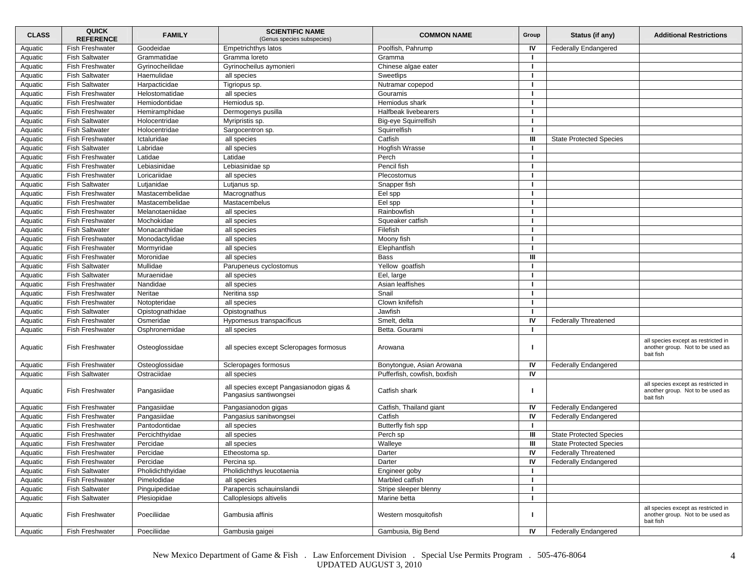| CLASS | QUICK REFERENCE | FAMILY | SCIENTIFIC NAME (Genus species subspecies) | COMMON NAME | Group | Status (if any) | Additional Restrictions |
|---|---|---|---|---|---|---|---|
| Aquatic | Fish Freshwater | Goodeidae | Empetrichthys latos | Poolfish, Pahrump | IV | Federally Endangered | |
| Aquatic | Fish Saltwater | Grammatidae | Gramma loreto | Gramma | I | | |
| Aquatic | Fish Freshwater | Gyrinocheilidae | Gyrinocheilus aymonieri | Chinese algae eater | I | | |
| Aquatic | Fish Saltwater | Haemulidae | all species | Sweetlips | I | | |
| Aquatic | Fish Saltwater | Harpacticidae | Tigriopus sp. | Nutramar copepod | I | | |
| Aquatic | Fish Freshwater | Helostomatidae | all species | Gouramis | I | | |
| Aquatic | Fish Freshwater | Hemiodontidae | Hemiodus sp. | Hemiodus shark | I | | |
| Aquatic | Fish Freshwater | Hemiramphidae | Dermogenys pusilla | Halfbeak livebearers | I | | |
| Aquatic | Fish Saltwater | Holocentridae | Myripristis sp. | Big-eye Squirrelfish | I | | |
| Aquatic | Fish Saltwater | Holocentridae | Sargocentron sp. | Squirrelfish | I | | |
| Aquatic | Fish Freshwater | Ictaluridae | all species | Catfish | III | State Protected Species | |
| Aquatic | Fish Saltwater | Labridae | all species | Hogfish Wrasse | I | | |
| Aquatic | Fish Freshwater | Latidae | Latidae | Perch | I | | |
| Aquatic | Fish Freshwater | Lebiasinidae | Lebiasinidae sp | Pencil fish | I | | |
| Aquatic | Fish Freshwater | Loricariidae | all species | Plecostomus | I | | |
| Aquatic | Fish Saltwater | Lutjanidae | Lutjanus sp. | Snapper fish | I | | |
| Aquatic | Fish Freshwater | Mastacembelidae | Macrognathus | Eel spp | I | | |
| Aquatic | Fish Freshwater | Mastacembelidae | Mastacembelus | Eel spp | I | | |
| Aquatic | Fish Freshwater | Melanotaeniidae | all species | Rainbowfish | I | | |
| Aquatic | Fish Freshwater | Mochokidae | all species | Squeaker catfish | I | | |
| Aquatic | Fish Saltwater | Monacanthidae | all species | Filefish | I | | |
| Aquatic | Fish Freshwater | Monodactylidae | all species | Moony fish | I | | |
| Aquatic | Fish Freshwater | Mormyridae | all species | Elephantfish | I | | |
| Aquatic | Fish Freshwater | Moronidae | all species | Bass | III | | |
| Aquatic | Fish Saltwater | Mullidae | Parupeneus cyclostomus | Yellow goatfish | I | | |
| Aquatic | Fish Saltwater | Muraenidae | all species | Eel, large | I | | |
| Aquatic | Fish Freshwater | Nandidae | all species | Asian leaffishes | I | | |
| Aquatic | Fish Freshwater | Neritae | Neritina ssp | Snail | I | | |
| Aquatic | Fish Freshwater | Notopteridae | all species | Clown knifefish | I | | |
| Aquatic | Fish Saltwater | Opistognathidae | Opistognathus | Jawfish | I | | |
| Aquatic | Fish Freshwater | Osmeridae | Hypomesus transpacificus | Smelt, delta | IV | Federally Threatened | |
| Aquatic | Fish Freshwater | Osphronemidae | all species | Betta. Gourami | I | | |
| Aquatic | Fish Freshwater | Osteoglossidae | all species except Scleropages formosus | Arowana | I | | all species except as restricted in another group. Not to be used as bait fish |
| Aquatic | Fish Freshwater | Osteoglossidae | Scleropages formosus | Bonytongue, Asian Arowana | IV | Federally Endangered | |
| Aquatic | Fish Saltwater | Ostraciidae | all species | Pufferfish, cowfish, boxfish | IV | | |
| Aquatic | Fish Freshwater | Pangasiidae | all species except Pangasianodon gigas & Pangasius santiwongsei | Catfish shark | I | | all species except as restricted in another group. Not to be used as bait fish |
| Aquatic | Fish Freshwater | Pangasiidae | Pangasianodon gigas | Catfish, Thailand giant | IV | Federally Endangered | |
| Aquatic | Fish Freshwater | Pangasiidae | Pangasius sanitwongsei | Catfish | IV | Federally Endangered | |
| Aquatic | Fish Freshwater | Pantodontidae | all species | Butterfly fish spp | I | | |
| Aquatic | Fish Freshwater | Percichthyidae | all species | Perch sp | III | State Protected Species | |
| Aquatic | Fish Freshwater | Percidae | all species | Walleye | III | State Protected Species | |
| Aquatic | Fish Freshwater | Percidae | Etheostoma sp. | Darter | IV | Federally Threatened | |
| Aquatic | Fish Freshwater | Percidae | Percina sp. | Darter | IV | Federally Endangered | |
| Aquatic | Fish Saltwater | Pholidichthyidae | Pholidichthys leucotaenia | Engineer goby | I | | |
| Aquatic | Fish Freshwater | Pimelodidae | all species | Marbled catfish | I | | |
| Aquatic | Fish Saltwater | Pinguipedidae | Parapercis schauinslandii | Stripe sleeper blenny | I | | |
| Aquatic | Fish Saltwater | Plesiopidae | Calloplesiops altivelis | Marine betta | I | | |
| Aquatic | Fish Freshwater | Poeciliidae | Gambusia affinis | Western mosquitofish | I | | all species except as restricted in another group. Not to be used as bait fish |
| Aquatic | Fish Freshwater | Poeciliidae | Gambusia gaigei | Gambusia, Big Bend | IV | Federally Endangered | |

New Mexico Department of Game & Fish . Law Enforcement Division . Special Use Permits Program . 505-476-8064
UPDATED AUGUST 3, 2010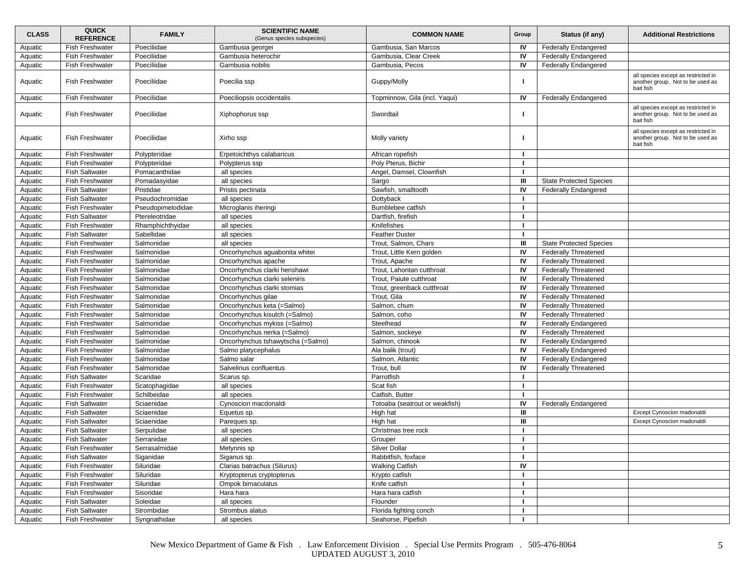| CLASS | QUICK REFERENCE | FAMILY | SCIENTIFIC NAME (Genus species subspecies) | COMMON NAME | Group | Status (if any) | Additional Restrictions |
|---|---|---|---|---|---|---|---|
| Aquatic | Fish Freshwater | Poeciliidae | Gambusia georgei | Gambusia, San Marcos | IV | Federally Endangered | |
| Aquatic | Fish Freshwater | Poeciliidae | Gambusia heterochir | Gambusia, Clear Creek | IV | Federally Endangered | |
| Aquatic | Fish Freshwater | Poeciliidae | Gambusia nobilis | Gambusia, Pecos | IV | Federally Endangered | |
| Aquatic | Fish Freshwater | Poeciliidae | Poecilia ssp | Guppy/Molly | I | | all species except as restricted in another group. Not to be used as bait fish |
| Aquatic | Fish Freshwater | Poeciliidae | Poeciliopsis occidentalis | Topminnow, Gila (incl. Yaqui) | IV | Federally Endangered | |
| Aquatic | Fish Freshwater | Poeciliidae | Xiphophorus ssp | Swordtail | I | | all species except as restricted in another group. Not to be used as bait fish |
| Aquatic | Fish Freshwater | Poeciliidae | Xirho ssp | Molly variety | I | | all species except as restricted in another group. Not to be used as bait fish |
| Aquatic | Fish Freshwater | Polypteridae | Erpetoichthys calabaricus | African ropefish | I | | |
| Aquatic | Fish Freshwater | Polypteridae | Polypterus ssp | Poly Pterus, Bichir | I | | |
| Aquatic | Fish Saltwater | Pomacanthidae | all species | Angel, Damsel, Clownfish | I | | |
| Aquatic | Fish Freshwater | Pomadasyidae | all species | Sargo | III | State Protected Species | |
| Aquatic | Fish Saltwater | Pristidae | Pristis pectinata | Sawfish, smalltooth | IV | Federally Endangered | |
| Aquatic | Fish Saltwater | Pseudochromidae | all species | Dottyback | I | | |
| Aquatic | Fish Freshwater | Pseudopimelodidae | Microglanis iheringi | Bumblebee catfish | I | | |
| Aquatic | Fish Saltwater | Ptereleotridae | all species | Dartfish, firefish | I | | |
| Aquatic | Fish Freshwater | Rhamphichthyidae | all species | Knifefishes | I | | |
| Aquatic | Fish Saltwater | Sabellidae | all species | Feather Duster | I | | |
| Aquatic | Fish Freshwater | Salmonidae | all species | Trout, Salmon, Chars | III | State Protected Species | |
| Aquatic | Fish Freshwater | Salmonidae | Oncorhynchus aguabonita whitei | Trout, Little Kern golden | IV | Federally Threatened | |
| Aquatic | Fish Freshwater | Salmonidae | Oncorhynchus apache | Trout, Apache | IV | Federally Threatened | |
| Aquatic | Fish Freshwater | Salmonidae | Oncorhynchus clarki henshawi | Trout, Lahontan cutthroat | IV | Federally Threatened | |
| Aquatic | Fish Freshwater | Salmonidae | Oncorhynchus clarki seleniris | Trout, Paiute cutthroat | IV | Federally Threatened | |
| Aquatic | Fish Freshwater | Salmonidae | Oncorhynchus clarki stomias | Trout, greenback cutthroat | IV | Federally Threatened | |
| Aquatic | Fish Freshwater | Salmonidae | Oncorhynchus gilae | Trout, Gila | IV | Federally Threatened | |
| Aquatic | Fish Freshwater | Salmonidae | Oncorhynchus keta (=Salmo) | Salmon, chum | IV | Federally Threatened | |
| Aquatic | Fish Freshwater | Salmonidae | Oncorhynchus kisutch (=Salmo) | Salmon, coho | IV | Federally Threatened | |
| Aquatic | Fish Freshwater | Salmonidae | Oncorhynchus mykiss (=Salmo) | Steelhead | IV | Federally Endangered | |
| Aquatic | Fish Freshwater | Salmonidae | Oncorhynchus nerka (=Salmo) | Salmon, sockeye | IV | Federally Threatened | |
| Aquatic | Fish Freshwater | Salmonidae | Oncorhynchus tshawytscha (=Salmo) | Salmon, chinook | IV | Federally Endangered | |
| Aquatic | Fish Freshwater | Salmonidae | Salmo platycephalus | Ala balik (trout) | IV | Federally Endangered | |
| Aquatic | Fish Freshwater | Salmonidae | Salmo salar | Salmon, Atlantic | IV | Federally Endangered | |
| Aquatic | Fish Freshwater | Salmonidae | Salvelinus confluentus | Trout, bull | IV | Federally Threatened | |
| Aquatic | Fish Saltwater | Scaridae | Scarus sp. | Parrotfish | I | | |
| Aquatic | Fish Freshwater | Scatophagidae | all species | Scat fish | I | | |
| Aquatic | Fish Freshwater | Schilbeidae | all species | Catfish, Butter | I | | |
| Aquatic | Fish Saltwater | Sciaenidae | Cynoscion macdonaldi | Totoaba (seatrout or weakfish) | IV | Federally Endangered | |
| Aquatic | Fish Saltwater | Sciaenidae | Equetus sp. | High hat | III | | Except Cynoscion madonaldi |
| Aquatic | Fish Saltwater | Sciaenidae | Pareques sp. | High hat | III | | Except Cynoscion madonaldi |
| Aquatic | Fish Saltwater | Serpulidae | all species | Christmas tree rock | I | | |
| Aquatic | Fish Saltwater | Serranidae | all species | Grouper | I | | |
| Aquatic | Fish Freshwater | Serrasalmidae | Metynnis sp | Silver Dollar | I | | |
| Aquatic | Fish Saltwater | Siganidae | Siganus sp. | Rabbitfish, foxface | I | | |
| Aquatic | Fish Freshwater | Siluridae | Clarias batrachus (Silurus) | Walking Catfish | IV | | |
| Aquatic | Fish Freshwater | Siluridae | Kryptopterus cryptopterus | Krypto catfish | I | | |
| Aquatic | Fish Freshwater | Siluridae | Ompok bimaculatus | Knife catfish | I | | |
| Aquatic | Fish Freshwater | Sisoridae | Hara hara | Hara hara catfish | I | | |
| Aquatic | Fish Saltwater | Soleidae | all species | Flounder | I | | |
| Aquatic | Fish Saltwater | Strombidae | Strombus alatus | Florida fighting conch | I | | |
| Aquatic | Fish Freshwater | Syngnathidae | all species | Seahorse, Pipefish | I | | |

New Mexico Department of Game & Fish . Law Enforcement Division . Special Use Permits Program . 505-476-8064
UPDATED AUGUST 3, 2010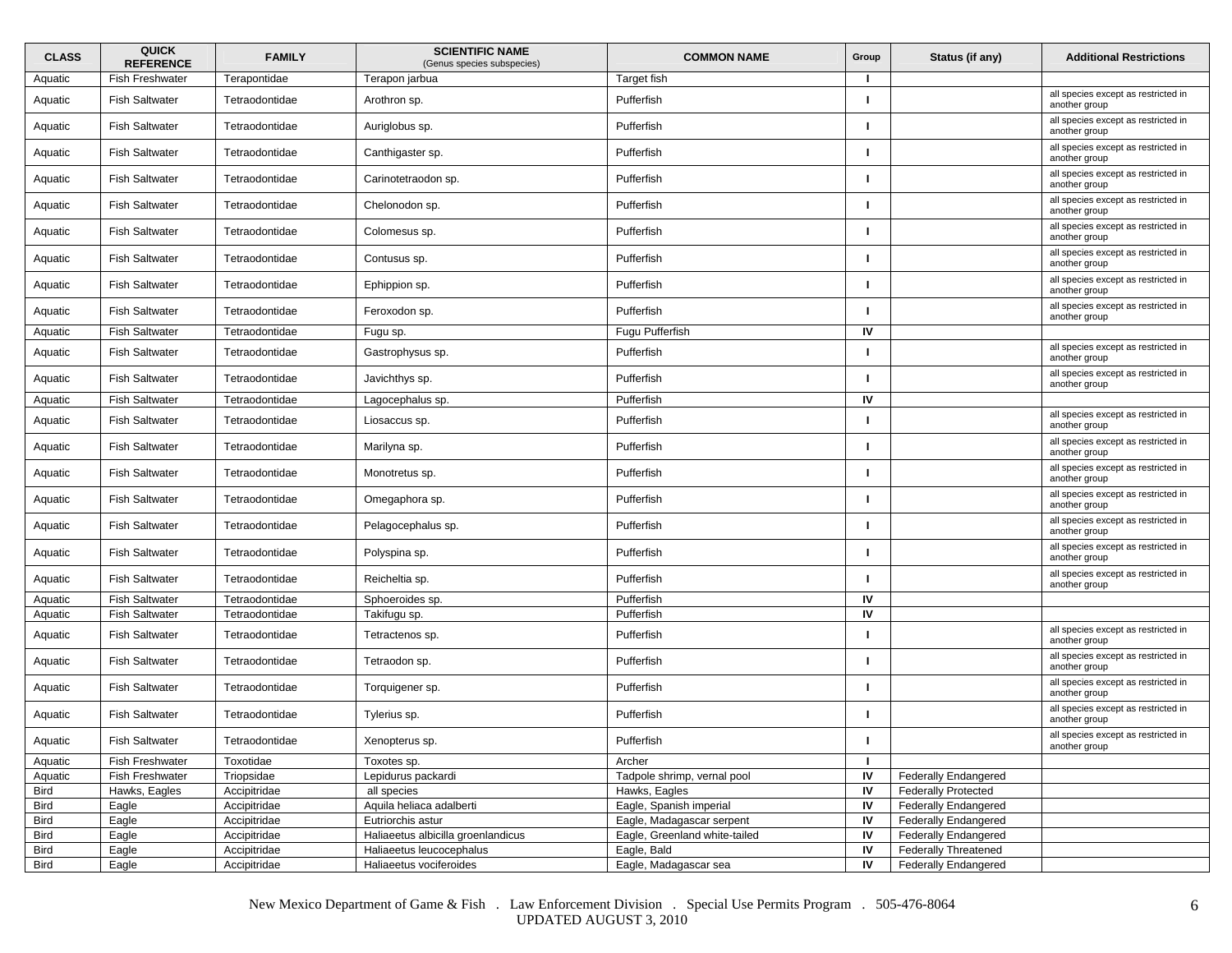| CLASS | QUICK REFERENCE | FAMILY | SCIENTIFIC NAME (Genus species subspecies) | COMMON NAME | Group | Status (if any) | Additional Restrictions |
|---|---|---|---|---|---|---|---|
| Aquatic | Fish Freshwater | Terapontidae | Terapon jarbua | Target fish | I | | |
| Aquatic | Fish Saltwater | Tetraodontidae | Arothron sp. | Pufferfish | I | | all species except as restricted in another group |
| Aquatic | Fish Saltwater | Tetraodontidae | Auriglobus sp. | Pufferfish | I | | all species except as restricted in another group |
| Aquatic | Fish Saltwater | Tetraodontidae | Canthigaster sp. | Pufferfish | I | | all species except as restricted in another group |
| Aquatic | Fish Saltwater | Tetraodontidae | Carinotetraodon sp. | Pufferfish | I | | all species except as restricted in another group |
| Aquatic | Fish Saltwater | Tetraodontidae | Chelonodon sp. | Pufferfish | I | | all species except as restricted in another group |
| Aquatic | Fish Saltwater | Tetraodontidae | Colomesus sp. | Pufferfish | I | | all species except as restricted in another group |
| Aquatic | Fish Saltwater | Tetraodontidae | Contusus sp. | Pufferfish | I | | all species except as restricted in another group |
| Aquatic | Fish Saltwater | Tetraodontidae | Ephippion sp. | Pufferfish | I | | all species except as restricted in another group |
| Aquatic | Fish Saltwater | Tetraodontidae | Feroxodon sp. | Pufferfish | I | | all species except as restricted in another group |
| Aquatic | Fish Saltwater | Tetraodontidae | Fugu sp. | Fugu Pufferfish | IV | | |
| Aquatic | Fish Saltwater | Tetraodontidae | Gastrophysus sp. | Pufferfish | I | | all species except as restricted in another group |
| Aquatic | Fish Saltwater | Tetraodontidae | Javichthys sp. | Pufferfish | I | | all species except as restricted in another group |
| Aquatic | Fish Saltwater | Tetraodontidae | Lagocephalus sp. | Pufferfish | IV | | |
| Aquatic | Fish Saltwater | Tetraodontidae | Liosaccus sp. | Pufferfish | I | | all species except as restricted in another group |
| Aquatic | Fish Saltwater | Tetraodontidae | Marilyna sp. | Pufferfish | I | | all species except as restricted in another group |
| Aquatic | Fish Saltwater | Tetraodontidae | Monotretus sp. | Pufferfish | I | | all species except as restricted in another group |
| Aquatic | Fish Saltwater | Tetraodontidae | Omegaphora sp. | Pufferfish | I | | all species except as restricted in another group |
| Aquatic | Fish Saltwater | Tetraodontidae | Pelagocephalus sp. | Pufferfish | I | | all species except as restricted in another group |
| Aquatic | Fish Saltwater | Tetraodontidae | Polyspina sp. | Pufferfish | I | | all species except as restricted in another group |
| Aquatic | Fish Saltwater | Tetraodontidae | Reicheltia sp. | Pufferfish | I | | all species except as restricted in another group |
| Aquatic | Fish Saltwater | Tetraodontidae | Sphoeroides sp. | Pufferfish | IV | | |
| Aquatic | Fish Saltwater | Tetraodontidae | Takifugu sp. | Pufferfish | IV | | |
| Aquatic | Fish Saltwater | Tetraodontidae | Tetractenos sp. | Pufferfish | I | | all species except as restricted in another group |
| Aquatic | Fish Saltwater | Tetraodontidae | Tetraodon sp. | Pufferfish | I | | all species except as restricted in another group |
| Aquatic | Fish Saltwater | Tetraodontidae | Torquigener sp. | Pufferfish | I | | all species except as restricted in another group |
| Aquatic | Fish Saltwater | Tetraodontidae | Tylerius sp. | Pufferfish | I | | all species except as restricted in another group |
| Aquatic | Fish Saltwater | Tetraodontidae | Xenopterus sp. | Pufferfish | I | | all species except as restricted in another group |
| Aquatic | Fish Freshwater | Toxotidae | Toxotes sp. | Archer | I | | |
| Aquatic | Fish Freshwater | Triopsidae | Lepidurus packardi | Tadpole shrimp, vernal pool | IV | Federally Endangered | |
| Bird | Hawks, Eagles | Accipitridae | all species | Hawks, Eagles | IV | Federally Protected | |
| Bird | Eagle | Accipitridae | Aquila heliaca adalberti | Eagle, Spanish imperial | IV | Federally Endangered | |
| Bird | Eagle | Accipitridae | Eutriorchis astur | Eagle, Madagascar serpent | IV | Federally Endangered | |
| Bird | Eagle | Accipitridae | Haliaeetus albicilla groenlandicus | Eagle, Greenland white-tailed | IV | Federally Endangered | |
| Bird | Eagle | Accipitridae | Haliaeetus leucocephalus | Eagle, Bald | IV | Federally Threatened | |
| Bird | Eagle | Accipitridae | Haliaeetus vociferoides | Eagle, Madagascar sea | IV | Federally Endangered | |

New Mexico Department of Game & Fish . Law Enforcement Division . Special Use Permits Program . 505-476-8064
UPDATED AUGUST 3, 2010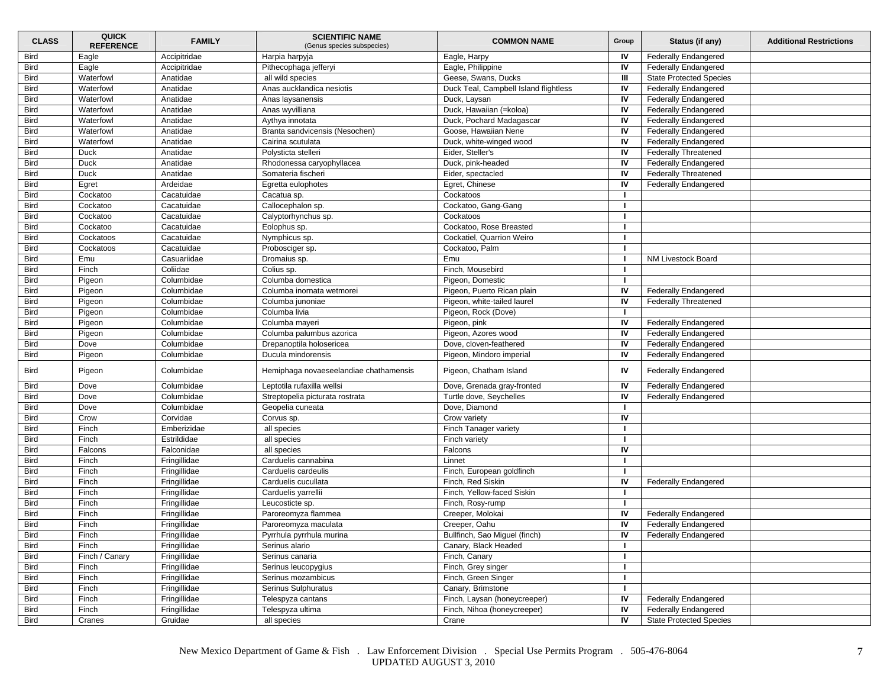| CLASS | QUICK REFERENCE | FAMILY | SCIENTIFIC NAME (Genus species subspecies) | COMMON NAME | Group | Status (if any) | Additional Restrictions |
|---|---|---|---|---|---|---|---|
| Bird | Eagle | Accipitridae | Harpia harpyja | Eagle, Harpy | IV | Federally Endangered | |
| Bird | Eagle | Accipitridae | Pithecophaga jefferyi | Eagle, Philippine | IV | Federally Endangered | |
| Bird | Waterfowl | Anatidae | all wild species | Geese, Swans, Ducks | III | State Protected Species | |
| Bird | Waterfowl | Anatidae | Anas aucklandica nesiotis | Duck Teal, Campbell Island flightless | IV | Federally Endangered | |
| Bird | Waterfowl | Anatidae | Anas laysanensis | Duck, Laysan | IV | Federally Endangered | |
| Bird | Waterfowl | Anatidae | Anas wyvilliana | Duck, Hawaiian (=koloa) | IV | Federally Endangered | |
| Bird | Waterfowl | Anatidae | Aythya innotata | Duck, Pochard Madagascar | IV | Federally Endangered | |
| Bird | Waterfowl | Anatidae | Branta sandvicensis (Nesochen) | Goose, Hawaiian Nene | IV | Federally Endangered | |
| Bird | Waterfowl | Anatidae | Cairina scutulata | Duck, white-winged wood | IV | Federally Endangered | |
| Bird | Duck | Anatidae | Polysticta stelleri | Eider, Steller's | IV | Federally Threatened | |
| Bird | Duck | Anatidae | Rhodonessa caryophyllacea | Duck, pink-headed | IV | Federally Endangered | |
| Bird | Duck | Anatidae | Somateria fischeri | Eider, spectacled | IV | Federally Threatened | |
| Bird | Egret | Ardeidae | Egretta eulophotes | Egret, Chinese | IV | Federally Endangered | |
| Bird | Cockatoo | Cacatuidae | Cacatua sp. | Cockatoos | I | | |
| Bird | Cockatoo | Cacatuidae | Callocephalon sp. | Cockatoo, Gang-Gang | I | | |
| Bird | Cockatoo | Cacatuidae | Calyptorhynchus sp. | Cockatoos | I | | |
| Bird | Cockatoo | Cacatuidae | Eolophus sp. | Cockatoo, Rose Breasted | I | | |
| Bird | Cockatoos | Cacatuidae | Nymphicus sp. | Cockatiel, Quarrion Weiro | I | | |
| Bird | Cockatoos | Cacatuidae | Probosciger sp. | Cockatoo, Palm | I | | |
| Bird | Emu | Casuariidae | Dromaius sp. | Emu | I | NM Livestock Board | |
| Bird | Finch | Coliidae | Colius sp. | Finch, Mousebird | I | | |
| Bird | Pigeon | Columbidae | Columba domestica | Pigeon, Domestic | I | | |
| Bird | Pigeon | Columbidae | Columba inornata wetmorei | Pigeon, Puerto Rican plain | IV | Federally Endangered | |
| Bird | Pigeon | Columbidae | Columba junoniae | Pigeon, white-tailed laurel | IV | Federally Threatened | |
| Bird | Pigeon | Columbidae | Columba livia | Pigeon, Rock (Dove) | I | | |
| Bird | Pigeon | Columbidae | Columba mayeri | Pigeon, pink | IV | Federally Endangered | |
| Bird | Pigeon | Columbidae | Columba palumbus azorica | Pigeon, Azores wood | IV | Federally Endangered | |
| Bird | Dove | Columbidae | Drepanoptila holosericea | Dove, cloven-feathered | IV | Federally Endangered | |
| Bird | Pigeon | Columbidae | Ducula mindorensis | Pigeon, Mindoro imperial | IV | Federally Endangered | |
| Bird | Pigeon | Columbidae | Hemiphaga novaeseelandiae chathamensis | Pigeon, Chatham Island | IV | Federally Endangered | |
| Bird | Dove | Columbidae | Leptotila rufaxilla wellsi | Dove, Grenada gray-fronted | IV | Federally Endangered | |
| Bird | Dove | Columbidae | Streptopelia picturata rostrata | Turtle dove, Seychelles | IV | Federally Endangered | |
| Bird | Dove | Columbidae | Geopelia cuneata | Dove, Diamond | I | | |
| Bird | Crow | Corvidae | Corvus sp. | Crow variety | IV | | |
| Bird | Finch | Emberizidae | all species | Finch Tanager variety | I | | |
| Bird | Finch | Estrildidae | all species | Finch variety | I | | |
| Bird | Falcons | Falconidae | all species | Falcons | IV | | |
| Bird | Finch | Fringillidae | Carduelis cannabina | Linnet | I | | |
| Bird | Finch | Fringillidae | Carduelis cardeulis | Finch, European goldfinch | I | | |
| Bird | Finch | Fringillidae | Carduelis cucullata | Finch, Red Siskin | IV | Federally Endangered | |
| Bird | Finch | Fringillidae | Carduelis yarrellii | Finch, Yellow-faced Siskin | I | | |
| Bird | Finch | Fringillidae | Leucosticte sp. | Finch, Rosy-rump | I | | |
| Bird | Finch | Fringillidae | Paroreomyza flammea | Creeper, Molokai | IV | Federally Endangered | |
| Bird | Finch | Fringillidae | Paroreomyza maculata | Creeper, Oahu | IV | Federally Endangered | |
| Bird | Finch | Fringillidae | Pyrrhula pyrrhula murina | Bullfinch, Sao Miguel (finch) | IV | Federally Endangered | |
| Bird | Finch | Fringillidae | Serinus alario | Canary, Black Headed | I | | |
| Bird | Finch / Canary | Fringillidae | Serinus canaria | Finch, Canary | I | | |
| Bird | Finch | Fringillidae | Serinus leucopygius | Finch, Grey singer | I | | |
| Bird | Finch | Fringillidae | Serinus mozambicus | Finch, Green Singer | I | | |
| Bird | Finch | Fringillidae | Serinus Sulphuratus | Canary, Brimstone | I | | |
| Bird | Finch | Fringillidae | Telespyza cantans | Finch, Laysan (honeycreeper) | IV | Federally Endangered | |
| Bird | Finch | Fringillidae | Telespyza ultima | Finch, Nihoa (honeycreeper) | IV | Federally Endangered | |
| Bird | Cranes | Gruidae | all species | Crane | IV | State Protected Species | |

New Mexico Department of Game & Fish . Law Enforcement Division . Special Use Permits Program . 505-476-8064
UPDATED AUGUST 3, 2010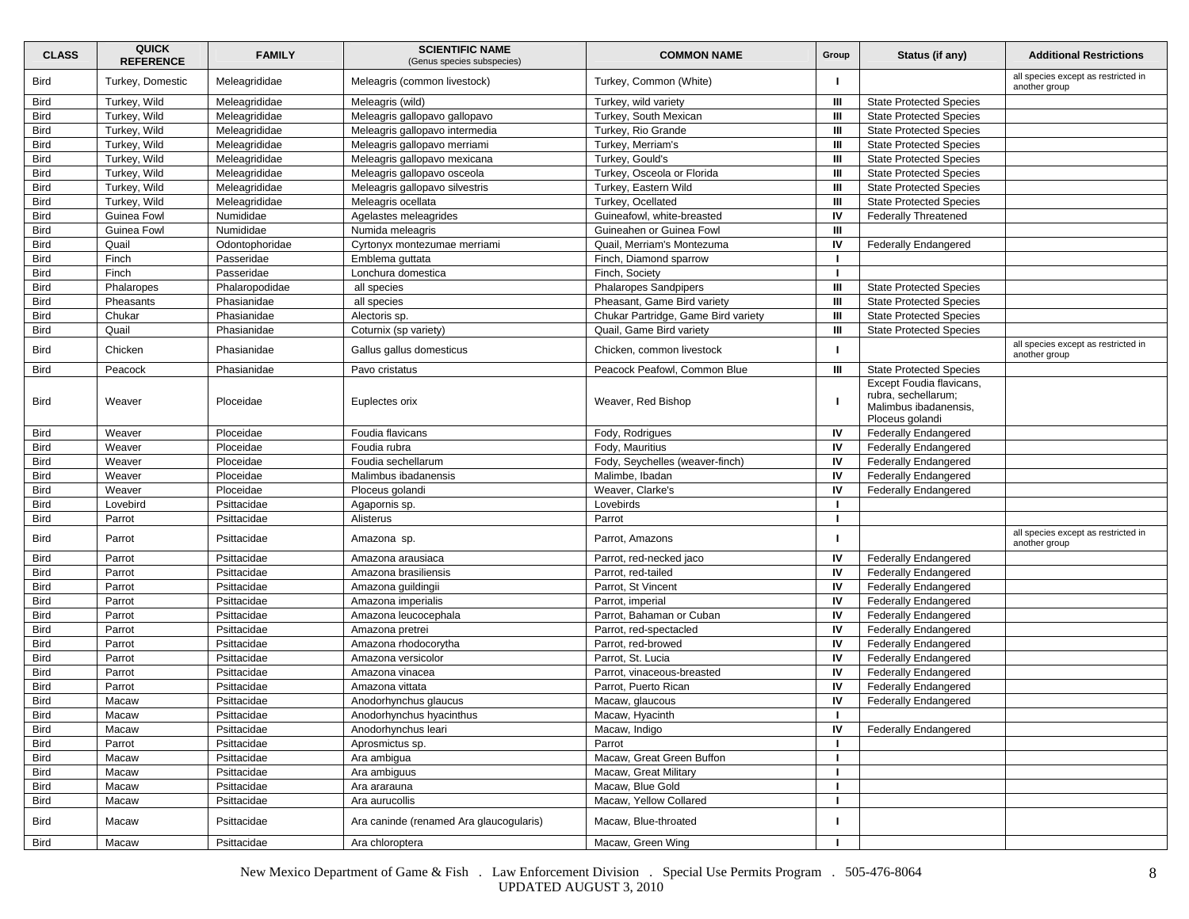| CLASS | QUICK REFERENCE | FAMILY | SCIENTIFIC NAME (Genus species subspecies) | COMMON NAME | Group | Status (if any) | Additional Restrictions |
|---|---|---|---|---|---|---|---|
| Bird | Turkey, Domestic | Meleagrididae | Meleagris (common livestock) | Turkey, Common (White) | I | | all species except as restricted in another group |
| Bird | Turkey, Wild | Meleagrididae | Meleagris (wild) | Turkey, wild variety | III | State Protected Species | |
| Bird | Turkey, Wild | Meleagrididae | Meleagris gallopavo gallopavo | Turkey, South Mexican | III | State Protected Species | |
| Bird | Turkey, Wild | Meleagrididae | Meleagris gallopavo intermedia | Turkey, Rio Grande | III | State Protected Species | |
| Bird | Turkey, Wild | Meleagrididae | Meleagris gallopavo merriami | Turkey, Merriam's | III | State Protected Species | |
| Bird | Turkey, Wild | Meleagrididae | Meleagris gallopavo mexicana | Turkey, Gould's | III | State Protected Species | |
| Bird | Turkey, Wild | Meleagrididae | Meleagris gallopavo osceola | Turkey, Osceola or Florida | III | State Protected Species | |
| Bird | Turkey, Wild | Meleagrididae | Meleagris gallopavo silvestris | Turkey, Eastern Wild | III | State Protected Species | |
| Bird | Turkey, Wild | Meleagrididae | Meleagris ocellata | Turkey, Ocellated | III | State Protected Species | |
| Bird | Guinea Fowl | Numididae | Agelastes meleagrides | Guineafowl, white-breasted | IV | Federally Threatened | |
| Bird | Guinea Fowl | Numididae | Numida meleagris | Guineahen or Guinea Fowl | III | | |
| Bird | Quail | Odontophoridae | Cyrtonyx montezumae merriami | Quail, Merriam's Montezuma | IV | Federally Endangered | |
| Bird | Finch | Passeridae | Emblema guttata | Finch, Diamond sparrow | I | | |
| Bird | Finch | Passeridae | Lonchura domestica | Finch, Society | I | | |
| Bird | Phalaropes | Phalaropodidae | all species | Phalaropes Sandpipers | III | State Protected Species | |
| Bird | Pheasants | Phasianidae | all species | Pheasant, Game Bird variety | III | State Protected Species | |
| Bird | Chukar | Phasianidae | Alectoris sp. | Chukar Partridge, Game Bird variety | III | State Protected Species | |
| Bird | Quail | Phasianidae | Coturnix (sp variety) | Quail, Game Bird variety | III | State Protected Species | |
| Bird | Chicken | Phasianidae | Gallus gallus domesticus | Chicken, common livestock | I | | all species except as restricted in another group |
| Bird | Peacock | Phasianidae | Pavo cristatus | Peacock Peafowl, Common Blue | III | State Protected Species | |
| Bird | Weaver | Ploceidae | Euplectes orix | Weaver, Red Bishop | I | Except Foudia flavicans, rubra, sechellarum; Malimbus ibadanensis, Ploceus golandi | |
| Bird | Weaver | Ploceidae | Foudia flavicans | Fody, Rodrigues | IV | Federally Endangered | |
| Bird | Weaver | Ploceidae | Foudia rubra | Fody, Mauritius | IV | Federally Endangered | |
| Bird | Weaver | Ploceidae | Foudia sechellarum | Fody, Seychelles (weaver-finch) | IV | Federally Endangered | |
| Bird | Weaver | Ploceidae | Malimbus ibadanensis | Malimbe, Ibadan | IV | Federally Endangered | |
| Bird | Weaver | Ploceidae | Ploceus golandi | Weaver, Clarke's | IV | Federally Endangered | |
| Bird | Lovebird | Psittacidae | Agapornis sp. | Lovebirds | I | | |
| Bird | Parrot | Psittacidae | Alisterus | Parrot | I | | |
| Bird | Parrot | Psittacidae | Amazona sp. | Parrot, Amazons | I | | all species except as restricted in another group |
| Bird | Parrot | Psittacidae | Amazona arausiaca | Parrot, red-necked jaco | IV | Federally Endangered | |
| Bird | Parrot | Psittacidae | Amazona brasiliensis | Parrot, red-tailed | IV | Federally Endangered | |
| Bird | Parrot | Psittacidae | Amazona guildingii | Parrot, St Vincent | IV | Federally Endangered | |
| Bird | Parrot | Psittacidae | Amazona imperialis | Parrot, imperial | IV | Federally Endangered | |
| Bird | Parrot | Psittacidae | Amazona leucocephala | Parrot, Bahaman or Cuban | IV | Federally Endangered | |
| Bird | Parrot | Psittacidae | Amazona pretrei | Parrot, red-spectacled | IV | Federally Endangered | |
| Bird | Parrot | Psittacidae | Amazona rhodocorytha | Parrot, red-browed | IV | Federally Endangered | |
| Bird | Parrot | Psittacidae | Amazona versicolor | Parrot, St. Lucia | IV | Federally Endangered | |
| Bird | Parrot | Psittacidae | Amazona vinacea | Parrot, vinaceous-breasted | IV | Federally Endangered | |
| Bird | Parrot | Psittacidae | Amazona vittata | Parrot, Puerto Rican | IV | Federally Endangered | |
| Bird | Macaw | Psittacidae | Anodorhynchus glaucus | Macaw, glaucous | IV | Federally Endangered | |
| Bird | Macaw | Psittacidae | Anodorhynchus hyacinthus | Macaw, Hyacinth | I | | |
| Bird | Macaw | Psittacidae | Anodorhynchus leari | Macaw, Indigo | IV | Federally Endangered | |
| Bird | Parrot | Psittacidae | Aprosmictus sp. | Parrot | I | | |
| Bird | Macaw | Psittacidae | Ara ambigua | Macaw, Great Green Buffon | I | | |
| Bird | Macaw | Psittacidae | Ara ambiguus | Macaw, Great Military | I | | |
| Bird | Macaw | Psittacidae | Ara ararauna | Macaw, Blue Gold | I | | |
| Bird | Macaw | Psittacidae | Ara aurucollis | Macaw, Yellow Collared | I | | |
| Bird | Macaw | Psittacidae | Ara caninde (renamed Ara glaucogularis) | Macaw, Blue-throated | I | | |
| Bird | Macaw | Psittacidae | Ara chloroptera | Macaw, Green Wing | I | | |

New Mexico Department of Game & Fish . Law Enforcement Division . Special Use Permits Program . 505-476-8064
UPDATED AUGUST 3, 2010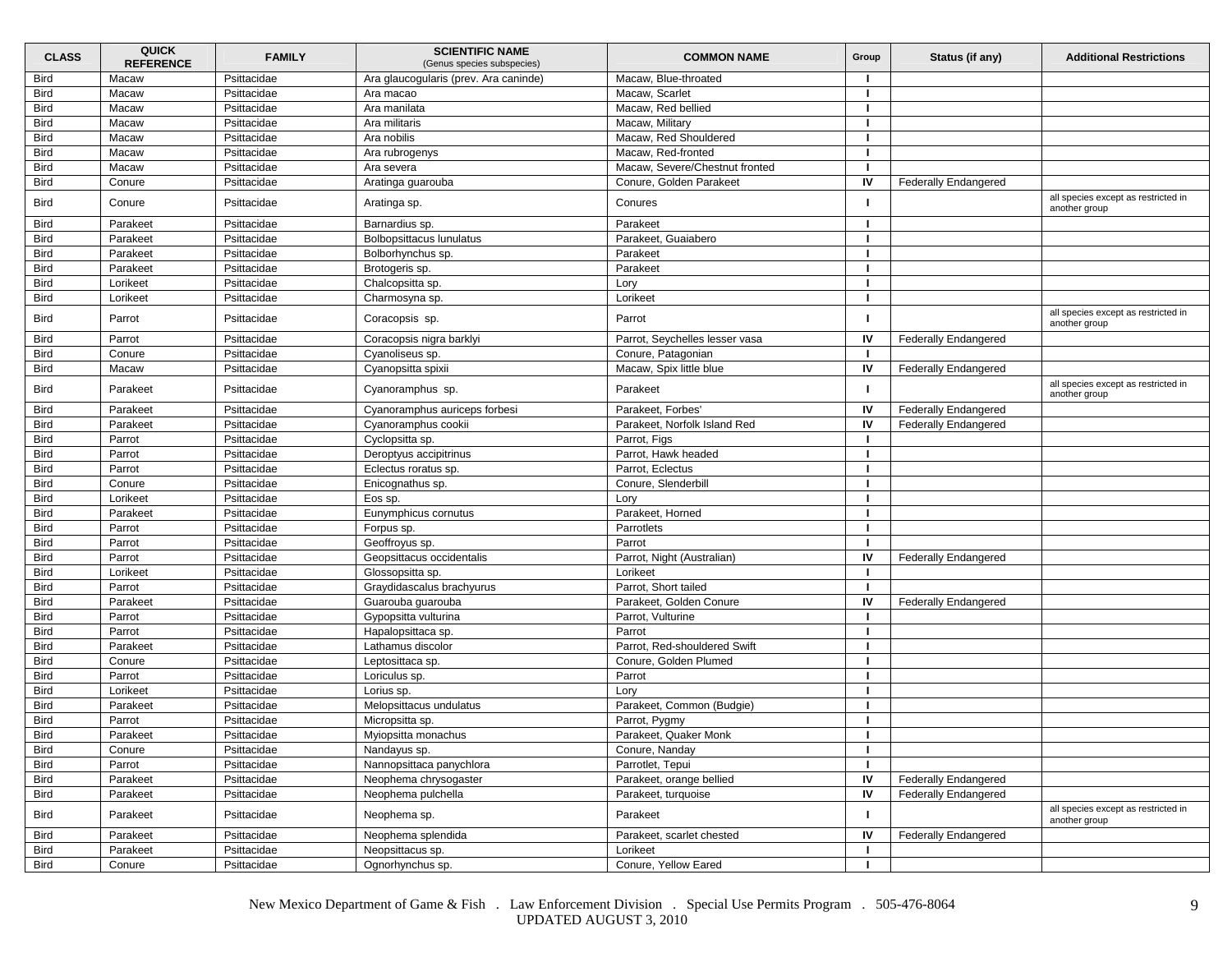| CLASS | QUICK REFERENCE | FAMILY | SCIENTIFIC NAME (Genus species subspecies) | COMMON NAME | Group | Status (if any) | Additional Restrictions |
|---|---|---|---|---|---|---|---|
| Bird | Macaw | Psittacidae | Ara glaucogularis (prev. Ara caninde) | Macaw, Blue-throated | I | | |
| Bird | Macaw | Psittacidae | Ara macao | Macaw, Scarlet | I | | |
| Bird | Macaw | Psittacidae | Ara manilata | Macaw, Red bellied | I | | |
| Bird | Macaw | Psittacidae | Ara militaris | Macaw, Military | I | | |
| Bird | Macaw | Psittacidae | Ara nobilis | Macaw, Red Shouldered | I | | |
| Bird | Macaw | Psittacidae | Ara rubrogenys | Macaw, Red-fronted | I | | |
| Bird | Macaw | Psittacidae | Ara severa | Macaw, Severe/Chestnut fronted | I | | |
| Bird | Conure | Psittacidae | Aratinga guarouba | Conure, Golden Parakeet | IV | Federally Endangered | |
| Bird | Conure | Psittacidae | Aratinga sp. | Conures | I | | all species except as restricted in another group |
| Bird | Parakeet | Psittacidae | Barnardius sp. | Parakeet | I | | |
| Bird | Parakeet | Psittacidae | Bolbopsittacus lunulatus | Parakeet, Guaiabero | I | | |
| Bird | Parakeet | Psittacidae | Bolborhynchus sp. | Parakeet | I | | |
| Bird | Parakeet | Psittacidae | Brotogeris sp. | Parakeet | I | | |
| Bird | Lorikeet | Psittacidae | Chalcopsitta sp. | Lory | I | | |
| Bird | Lorikeet | Psittacidae | Charmosyna sp. | Lorikeet | I | | |
| Bird | Parrot | Psittacidae | Coracopsis sp. | Parrot | I | | all species except as restricted in another group |
| Bird | Parrot | Psittacidae | Coracopsis nigra barklyi | Parrot, Seychelles lesser vasa | IV | Federally Endangered | |
| Bird | Conure | Psittacidae | Cyanoliseus sp. | Conure, Patagonian | I | | |
| Bird | Macaw | Psittacidae | Cyanopsitta spixii | Macaw, Spix little blue | IV | Federally Endangered | |
| Bird | Parakeet | Psittacidae | Cyanoramphus sp. | Parakeet | I | | all species except as restricted in another group |
| Bird | Parakeet | Psittacidae | Cyanoramphus auriceps forbesi | Parakeet, Forbes' | IV | Federally Endangered | |
| Bird | Parakeet | Psittacidae | Cyanoramphus cookii | Parakeet, Norfolk Island Red | IV | Federally Endangered | |
| Bird | Parrot | Psittacidae | Cyclopsitta sp. | Parrot, Figs | I | | |
| Bird | Parrot | Psittacidae | Deroptyus accipitrinus | Parrot, Hawk headed | I | | |
| Bird | Parrot | Psittacidae | Eclectus roratus sp. | Parrot, Eclectus | I | | |
| Bird | Conure | Psittacidae | Enicognathus sp. | Conure, Slenderbill | I | | |
| Bird | Lorikeet | Psittacidae | Eos sp. | Lory | I | | |
| Bird | Parakeet | Psittacidae | Eunymphicus cornutus | Parakeet, Horned | I | | |
| Bird | Parrot | Psittacidae | Forpus sp. | Parrotlets | I | | |
| Bird | Parrot | Psittacidae | Geoffroyus sp. | Parrot | I | | |
| Bird | Parrot | Psittacidae | Geopsittacus occidentalis | Parrot, Night (Australian) | IV | Federally Endangered | |
| Bird | Lorikeet | Psittacidae | Glossopsitta sp. | Lorikeet | I | | |
| Bird | Parrot | Psittacidae | Graydidascalus brachyurus | Parrot, Short tailed | I | | |
| Bird | Parakeet | Psittacidae | Guarouba guarouba | Parakeet, Golden Conure | IV | Federally Endangered | |
| Bird | Parrot | Psittacidae | Gypopsitta vulturina | Parrot, Vulturine | I | | |
| Bird | Parrot | Psittacidae | Hapalopsittaca sp. | Parrot | I | | |
| Bird | Parakeet | Psittacidae | Lathamus discolor | Parrot, Red-shouldered Swift | I | | |
| Bird | Conure | Psittacidae | Leptosittaca sp. | Conure, Golden Plumed | I | | |
| Bird | Parrot | Psittacidae | Loriculus sp. | Parrot | I | | |
| Bird | Lorikeet | Psittacidae | Lorius sp. | Lory | I | | |
| Bird | Parakeet | Psittacidae | Melopsittacus undulatus | Parakeet, Common (Budgie) | I | | |
| Bird | Parrot | Psittacidae | Micropsitta sp. | Parrot, Pygmy | I | | |
| Bird | Parakeet | Psittacidae | Myiopsitta monachus | Parakeet, Quaker Monk | I | | |
| Bird | Conure | Psittacidae | Nandayus sp. | Conure, Nanday | I | | |
| Bird | Parrot | Psittacidae | Nannopsittaca panychlora | Parrotlet, Tepui | I | | |
| Bird | Parakeet | Psittacidae | Neophema chrysogaster | Parakeet, orange bellied | IV | Federally Endangered | |
| Bird | Parakeet | Psittacidae | Neophema pulchella | Parakeet, turquoise | IV | Federally Endangered | |
| Bird | Parakeet | Psittacidae | Neophema sp. | Parakeet | I | | all species except as restricted in another group |
| Bird | Parakeet | Psittacidae | Neophema splendida | Parakeet, scarlet chested | IV | Federally Endangered | |
| Bird | Parakeet | Psittacidae | Neopsittacus sp. | Lorikeet | I | | |
| Bird | Conure | Psittacidae | Ognorhynchus sp. | Conure, Yellow Eared | I | | |

New Mexico Department of Game & Fish . Law Enforcement Division . Special Use Permits Program . 505-476-8064
UPDATED AUGUST 3, 2010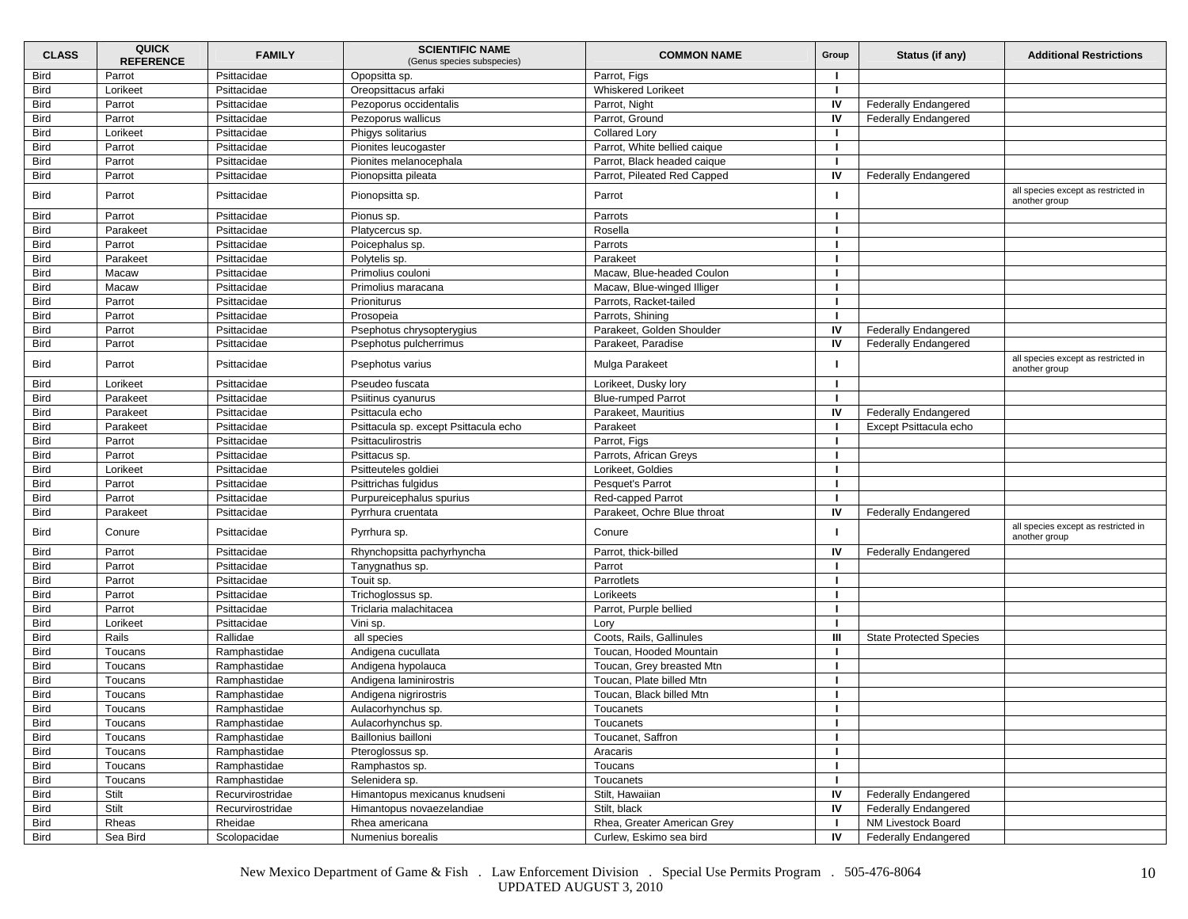| CLASS | QUICK REFERENCE | FAMILY | SCIENTIFIC NAME (Genus species subspecies) | COMMON NAME | Group | Status (if any) | Additional Restrictions |
|---|---|---|---|---|---|---|---|
| Bird | Parrot | Psittacidae | Opopsitta sp. | Parrot, Figs | I | | |
| Bird | Lorikeet | Psittacidae | Oreopsittacus arfaki | Whiskered Lorikeet | I | | |
| Bird | Parrot | Psittacidae | Pezoporus occidentalis | Parrot, Night | IV | Federally Endangered | |
| Bird | Parrot | Psittacidae | Pezoporus wallicus | Parrot, Ground | IV | Federally Endangered | |
| Bird | Lorikeet | Psittacidae | Phigys solitarius | Collared Lory | I | | |
| Bird | Parrot | Psittacidae | Pionites leucogaster | Parrot, White bellied caique | I | | |
| Bird | Parrot | Psittacidae | Pionites melanocephala | Parrot, Black headed caique | I | | |
| Bird | Parrot | Psittacidae | Pionopsitta pileata | Parrot, Pileated Red Capped | IV | Federally Endangered | |
| Bird | Parrot | Psittacidae | Pionopsitta sp. | Parrot | I | | all species except as restricted in another group |
| Bird | Parrot | Psittacidae | Pionus sp. | Parrots | I | | |
| Bird | Parakeet | Psittacidae | Platycercus sp. | Rosella | I | | |
| Bird | Parrot | Psittacidae | Poicephalus sp. | Parrots | I | | |
| Bird | Parakeet | Psittacidae | Polytelis sp. | Parakeet | I | | |
| Bird | Macaw | Psittacidae | Primolius couloni | Macaw, Blue-headed Coulon | I | | |
| Bird | Macaw | Psittacidae | Primolius maracana | Macaw, Blue-winged Illiger | I | | |
| Bird | Parrot | Psittacidae | Prioniturus | Parrots, Racket-tailed | I | | |
| Bird | Parrot | Psittacidae | Prosopeia | Parrots, Shining | I | | |
| Bird | Parrot | Psittacidae | Psephotus chrysopterygius | Parakeet, Golden Shoulder | IV | Federally Endangered | |
| Bird | Parrot | Psittacidae | Psephotus pulcherrimus | Parakeet, Paradise | IV | Federally Endangered | |
| Bird | Parrot | Psittacidae | Psephotus varius | Mulga Parakeet | I | | all species except as restricted in another group |
| Bird | Lorikeet | Psittacidae | Pseudeo fuscata | Lorikeet, Dusky lory | I | | |
| Bird | Parakeet | Psittacidae | Psiitinus cyanurus | Blue-rumped Parrot | I | | |
| Bird | Parakeet | Psittacidae | Psittacula echo | Parakeet, Mauritius | IV | Federally Endangered | |
| Bird | Parakeet | Psittacidae | Psittacula sp. except Psittacula echo | Parakeet | I | Except Psittacula echo | |
| Bird | Parrot | Psittacidae | Psittaculirostris | Parrot, Figs | I | | |
| Bird | Parrot | Psittacidae | Psittacus sp. | Parrots, African Greys | I | | |
| Bird | Lorikeet | Psittacidae | Psitteuteles goldiei | Lorikeet, Goldies | I | | |
| Bird | Parrot | Psittacidae | Psittrichas fulgidus | Pesquet's Parrot | I | | |
| Bird | Parrot | Psittacidae | Purpureicephalus spurius | Red-capped Parrot | I | | |
| Bird | Parakeet | Psittacidae | Pyrrhura cruentata | Parakeet, Ochre Blue throat | IV | Federally Endangered | |
| Bird | Conure | Psittacidae | Pyrrhura sp. | Conure | I | | all species except as restricted in another group |
| Bird | Parrot | Psittacidae | Rhynchopsitta pachyrhyncha | Parrot, thick-billed | IV | Federally Endangered | |
| Bird | Parrot | Psittacidae | Tanygnathus sp. | Parrot | I | | |
| Bird | Parrot | Psittacidae | Touit sp. | Parrotlets | I | | |
| Bird | Parrot | Psittacidae | Trichoglossus sp. | Lorikeets | I | | |
| Bird | Parrot | Psittacidae | Triclaria malachitacea | Parrot, Purple bellied | I | | |
| Bird | Lorikeet | Psittacidae | Vini sp. | Lory | I | | |
| Bird | Rails | Rallidae | all species | Coots, Rails, Gallinules | III | State Protected Species | |
| Bird | Toucans | Ramphastidae | Andigena cucullata | Toucan, Hooded Mountain | I | | |
| Bird | Toucans | Ramphastidae | Andigena hypolauca | Toucan, Grey breasted Mtn | I | | |
| Bird | Toucans | Ramphastidae | Andigena laminirostris | Toucan, Plate billed Mtn | I | | |
| Bird | Toucans | Ramphastidae | Andigena nigrirostris | Toucan, Black billed Mtn | I | | |
| Bird | Toucans | Ramphastidae | Aulacorhynchus sp. | Toucanets | I | | |
| Bird | Toucans | Ramphastidae | Aulacorhynchus sp. | Toucanets | I | | |
| Bird | Toucans | Ramphastidae | Baillonius bailloni | Toucanet, Saffron | I | | |
| Bird | Toucans | Ramphastidae | Pteroglossus sp. | Aracaris | I | | |
| Bird | Toucans | Ramphastidae | Ramphastos sp. | Toucans | I | | |
| Bird | Toucans | Ramphastidae | Selenidera sp. | Toucanets | I | | |
| Bird | Stilt | Recurvirostridae | Himantopus mexicanus knudseni | Stilt, Hawaiian | IV | Federally Endangered | |
| Bird | Stilt | Recurvirostridae | Himantopus novaezelandiae | Stilt, black | IV | Federally Endangered | |
| Bird | Rheas | Rheidae | Rhea americana | Rhea, Greater American Grey | I | NM Livestock Board | |
| Bird | Sea Bird | Scolopacidae | Numenius borealis | Curlew, Eskimo sea bird | IV | Federally Endangered | |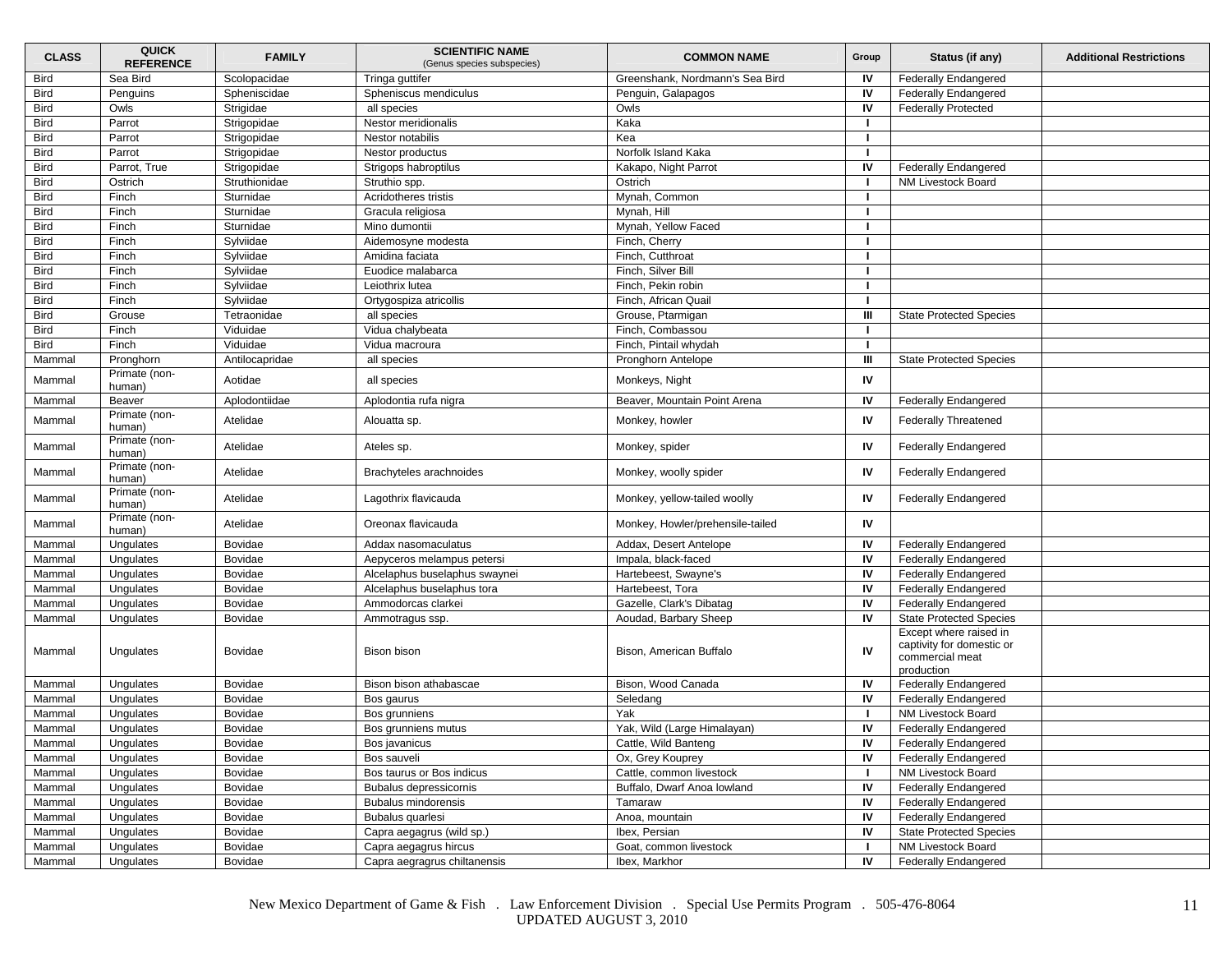| CLASS | QUICK REFERENCE | FAMILY | SCIENTIFIC NAME (Genus species subspecies) | COMMON NAME | Group | Status (if any) | Additional Restrictions |
|---|---|---|---|---|---|---|---|
| Bird | Sea Bird | Scolopacidae | Tringa guttifer | Greenshank, Nordmann's Sea Bird | IV | Federally Endangered | |
| Bird | Penguins | Spheniscidae | Spheniscus mendiculus | Penguin, Galapagos | IV | Federally Endangered | |
| Bird | Owls | Strigidae | all species | Owls | IV | Federally Protected | |
| Bird | Parrot | Strigopidae | Nestor meridionalis | Kaka | I | | |
| Bird | Parrot | Strigopidae | Nestor notabilis | Kea | I | | |
| Bird | Parrot | Strigopidae | Nestor productus | Norfolk Island Kaka | I | | |
| Bird | Parrot, True | Strigopidae | Strigops habroptilus | Kakapo, Night Parrot | IV | Federally Endangered | |
| Bird | Ostrich | Struthionidae | Struthio spp. | Ostrich | I | NM Livestock Board | |
| Bird | Finch | Sturnidae | Acridotheres tristis | Mynah, Common | I | | |
| Bird | Finch | Sturnidae | Gracula religiosa | Mynah, Hill | I | | |
| Bird | Finch | Sturnidae | Mino dumontii | Mynah, Yellow Faced | I | | |
| Bird | Finch | Sylviidae | Aidemosyne modesta | Finch, Cherry | I | | |
| Bird | Finch | Sylviidae | Amidina faciata | Finch, Cutthroat | I | | |
| Bird | Finch | Sylviidae | Euodice malabarca | Finch, Silver Bill | I | | |
| Bird | Finch | Sylviidae | Leiothrix lutea | Finch, Pekin robin | I | | |
| Bird | Finch | Sylviidae | Ortygospiza atricollis | Finch, African Quail | I | | |
| Bird | Grouse | Tetraonidae | all species | Grouse, Ptarmigan | III | State Protected Species | |
| Bird | Finch | Viduidae | Vidua chalybeata | Finch, Combassou | I | | |
| Bird | Finch | Viduidae | Vidua macroura | Finch, Pintail whydah | I | | |
| Mammal | Pronghorn | Antilocapridae | all species | Pronghorn Antelope | III | State Protected Species | |
| Mammal | Primate (non-human) | Aotidae | all species | Monkeys, Night | IV | | |
| Mammal | Beaver | Aplodontiidae | Aplodontia rufa nigra | Beaver, Mountain Point Arena | IV | Federally Endangered | |
| Mammal | Primate (non-human) | Atelidae | Alouatta sp. | Monkey, howler | IV | Federally Threatened | |
| Mammal | Primate (non-human) | Atelidae | Ateles sp. | Monkey, spider | IV | Federally Endangered | |
| Mammal | Primate (non-human) | Atelidae | Brachyteles arachnoides | Monkey, woolly spider | IV | Federally Endangered | |
| Mammal | Primate (non-human) | Atelidae | Lagothrix flavicauda | Monkey, yellow-tailed woolly | IV | Federally Endangered | |
| Mammal | Primate (non-human) | Atelidae | Oreonax flavicauda | Monkey, Howler/prehensile-tailed | IV | | |
| Mammal | Ungulates | Bovidae | Addax nasomaculatus | Addax, Desert Antelope | IV | Federally Endangered | |
| Mammal | Ungulates | Bovidae | Aepyceros melampus petersi | Impala, black-faced | IV | Federally Endangered | |
| Mammal | Ungulates | Bovidae | Alcelaphus buselaphus swaynei | Hartebeest, Swayne's | IV | Federally Endangered | |
| Mammal | Ungulates | Bovidae | Alcelaphus buselaphus tora | Hartebeest, Tora | IV | Federally Endangered | |
| Mammal | Ungulates | Bovidae | Ammodorcas clarkei | Gazelle, Clark's Dibatag | IV | Federally Endangered | |
| Mammal | Ungulates | Bovidae | Ammotragus ssp. | Aoudad, Barbary Sheep | IV | State Protected Species | |
| Mammal | Ungulates | Bovidae | Bison bison | Bison, American Buffalo | IV | Except where raised in captivity for domestic or commercial meat production | |
| Mammal | Ungulates | Bovidae | Bison bison athabascae | Bison, Wood Canada | IV | Federally Endangered | |
| Mammal | Ungulates | Bovidae | Bos gaurus | Seledang | IV | Federally Endangered | |
| Mammal | Ungulates | Bovidae | Bos grunniens | Yak | I | NM Livestock Board | |
| Mammal | Ungulates | Bovidae | Bos grunniens mutus | Yak, Wild (Large Himalayan) | IV | Federally Endangered | |
| Mammal | Ungulates | Bovidae | Bos javanicus | Cattle, Wild Banteng | IV | Federally Endangered | |
| Mammal | Ungulates | Bovidae | Bos sauveli | Ox, Grey Kouprey | IV | Federally Endangered | |
| Mammal | Ungulates | Bovidae | Bos taurus or Bos indicus | Cattle, common livestock | I | NM Livestock Board | |
| Mammal | Ungulates | Bovidae | Bubalus depressicornis | Buffalo, Dwarf Anoa lowland | IV | Federally Endangered | |
| Mammal | Ungulates | Bovidae | Bubalus mindorensis | Tamaraw | IV | Federally Endangered | |
| Mammal | Ungulates | Bovidae | Bubalus quarlesi | Anoa, mountain | IV | Federally Endangered | |
| Mammal | Ungulates | Bovidae | Capra aegagrus (wild sp.) | Ibex, Persian | IV | State Protected Species | |
| Mammal | Ungulates | Bovidae | Capra aegagrus hircus | Goat, common livestock | I | NM Livestock Board | |
| Mammal | Ungulates | Bovidae | Capra aegragrus chiltanensis | Ibex, Markhor | IV | Federally Endangered | |

New Mexico Department of Game & Fish . Law Enforcement Division . Special Use Permits Program . 505-476-8064
UPDATED AUGUST 3, 2010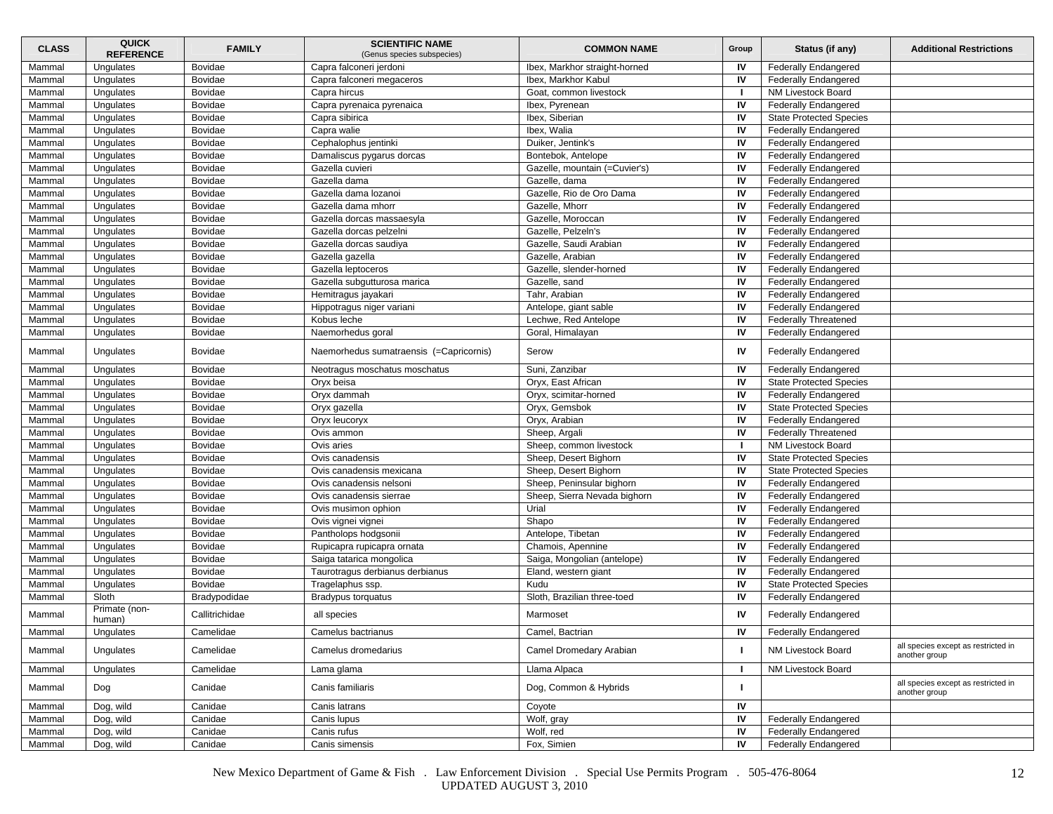| CLASS | QUICK REFERENCE | FAMILY | SCIENTIFIC NAME (Genus species subspecies) | COMMON NAME | Group | Status (if any) | Additional Restrictions |
|---|---|---|---|---|---|---|---|
| Mammal | Ungulates | Bovidae | Capra falconeri jerdoni | Ibex, Markhor straight-horned | IV | Federally Endangered | |
| Mammal | Ungulates | Bovidae | Capra falconeri megaceros | Ibex, Markhor Kabul | IV | Federally Endangered | |
| Mammal | Ungulates | Bovidae | Capra hircus | Goat, common livestock | I | NM Livestock Board | |
| Mammal | Ungulates | Bovidae | Capra pyrenaica pyrenaica | Ibex, Pyrenean | IV | Federally Endangered | |
| Mammal | Ungulates | Bovidae | Capra sibirica | Ibex, Siberian | IV | State Protected Species | |
| Mammal | Ungulates | Bovidae | Capra walie | Ibex, Walia | IV | Federally Endangered | |
| Mammal | Ungulates | Bovidae | Cephalophus jentinki | Duiker, Jentink's | IV | Federally Endangered | |
| Mammal | Ungulates | Bovidae | Damaliscus pygarus dorcas | Bontebok, Antelope | IV | Federally Endangered | |
| Mammal | Ungulates | Bovidae | Gazella cuvieri | Gazelle, mountain (=Cuvier's) | IV | Federally Endangered | |
| Mammal | Ungulates | Bovidae | Gazella dama | Gazelle, dama | IV | Federally Endangered | |
| Mammal | Ungulates | Bovidae | Gazella dama lozanoi | Gazelle, Rio de Oro Dama | IV | Federally Endangered | |
| Mammal | Ungulates | Bovidae | Gazella dama mhorr | Gazelle, Mhorr | IV | Federally Endangered | |
| Mammal | Ungulates | Bovidae | Gazella dorcas massaesyla | Gazelle, Moroccan | IV | Federally Endangered | |
| Mammal | Ungulates | Bovidae | Gazella dorcas pelzelni | Gazelle, Pelzeln's | IV | Federally Endangered | |
| Mammal | Ungulates | Bovidae | Gazella dorcas saudiya | Gazelle, Saudi Arabian | IV | Federally Endangered | |
| Mammal | Ungulates | Bovidae | Gazella gazella | Gazelle, Arabian | IV | Federally Endangered | |
| Mammal | Ungulates | Bovidae | Gazella leptoceros | Gazelle, slender-horned | IV | Federally Endangered | |
| Mammal | Ungulates | Bovidae | Gazella subgutturosa marica | Gazelle, sand | IV | Federally Endangered | |
| Mammal | Ungulates | Bovidae | Hemitragus jayakari | Tahr, Arabian | IV | Federally Endangered | |
| Mammal | Ungulates | Bovidae | Hippotragus niger variani | Antelope, giant sable | IV | Federally Endangered | |
| Mammal | Ungulates | Bovidae | Kobus leche | Lechwe, Red Antelope | IV | Federally Threatened | |
| Mammal | Ungulates | Bovidae | Naemorhedus goral | Goral, Himalayan | IV | Federally Endangered | |
| Mammal | Ungulates | Bovidae | Naemorhedus sumatraensis (=Capricornis) | Serow | IV | Federally Endangered | |
| Mammal | Ungulates | Bovidae | Neotragus moschatus moschatus | Suni, Zanzibar | IV | Federally Endangered | |
| Mammal | Ungulates | Bovidae | Oryx beisa | Oryx, East African | IV | State Protected Species | |
| Mammal | Ungulates | Bovidae | Oryx dammah | Oryx, scimitar-horned | IV | Federally Endangered | |
| Mammal | Ungulates | Bovidae | Oryx gazella | Oryx, Gemsbok | IV | State Protected Species | |
| Mammal | Ungulates | Bovidae | Oryx leucoryx | Oryx, Arabian | IV | Federally Endangered | |
| Mammal | Ungulates | Bovidae | Ovis ammon | Sheep, Argali | IV | Federally Threatened | |
| Mammal | Ungulates | Bovidae | Ovis aries | Sheep, common livestock | I | NM Livestock Board | |
| Mammal | Ungulates | Bovidae | Ovis canadensis | Sheep, Desert Bighorn | IV | State Protected Species | |
| Mammal | Ungulates | Bovidae | Ovis canadensis mexicana | Sheep, Desert Bighorn | IV | State Protected Species | |
| Mammal | Ungulates | Bovidae | Ovis canadensis nelsoni | Sheep, Peninsular bighorn | IV | Federally Endangered | |
| Mammal | Ungulates | Bovidae | Ovis canadensis sierrae | Sheep, Sierra Nevada bighorn | IV | Federally Endangered | |
| Mammal | Ungulates | Bovidae | Ovis musimon ophion | Urial | IV | Federally Endangered | |
| Mammal | Ungulates | Bovidae | Ovis vignei vignei | Shapo | IV | Federally Endangered | |
| Mammal | Ungulates | Bovidae | Pantholops hodgsonii | Antelope, Tibetan | IV | Federally Endangered | |
| Mammal | Ungulates | Bovidae | Rupicapra rupicapra ornata | Chamois, Apennine | IV | Federally Endangered | |
| Mammal | Ungulates | Bovidae | Saiga tatarica mongolica | Saiga, Mongolian (antelope) | IV | Federally Endangered | |
| Mammal | Ungulates | Bovidae | Taurotragus derbianus derbianus | Eland, western giant | IV | Federally Endangered | |
| Mammal | Ungulates | Bovidae | Tragelaphus ssp. | Kudu | IV | State Protected Species | |
| Mammal | Sloth | Bradypodidae | Bradypus torquatus | Sloth, Brazilian three-toed | IV | Federally Endangered | |
| Mammal | Primate (non-human) | Callitrichidae | all species | Marmoset | IV | Federally Endangered | |
| Mammal | Ungulates | Camelidae | Camelus bactrianus | Camel, Bactrian | IV | Federally Endangered | |
| Mammal | Ungulates | Camelidae | Camelus dromedarius | Camel Dromedary Arabian | I | NM Livestock Board | all species except as restricted in another group |
| Mammal | Ungulates | Camelidae | Lama glama | Llama Alpaca | I | NM Livestock Board | |
| Mammal | Dog | Canidae | Canis familiaris | Dog, Common & Hybrids | I | | all species except as restricted in another group |
| Mammal | Dog, wild | Canidae | Canis latrans | Coyote | IV | | |
| Mammal | Dog, wild | Canidae | Canis lupus | Wolf, gray | IV | Federally Endangered | |
| Mammal | Dog, wild | Canidae | Canis rufus | Wolf, red | IV | Federally Endangered | |
| Mammal | Dog, wild | Canidae | Canis simensis | Fox, Simien | IV | Federally Endangered | |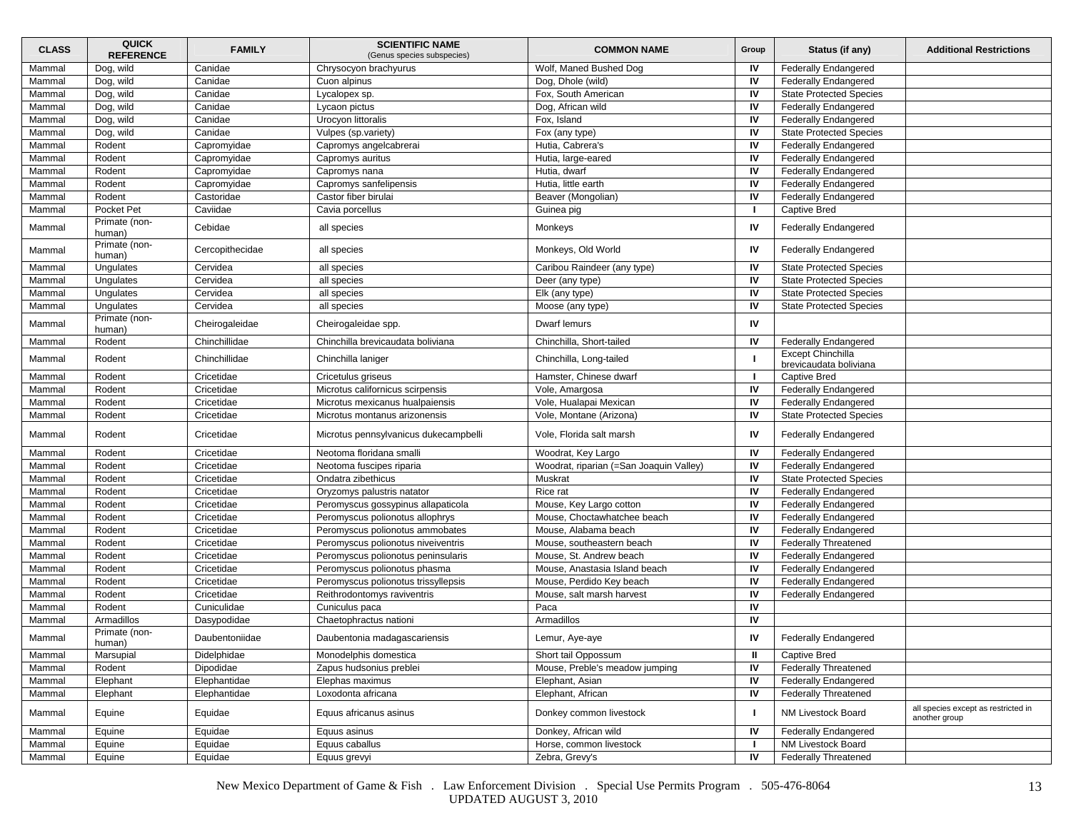| CLASS | QUICK REFERENCE | FAMILY | SCIENTIFIC NAME (Genus species subspecies) | COMMON NAME | Group | Status (if any) | Additional Restrictions |
|---|---|---|---|---|---|---|---|
| Mammal | Dog, wild | Canidae | Chrysocyon brachyurus | Wolf, Maned Bushed Dog | IV | Federally Endangered | |
| Mammal | Dog, wild | Canidae | Cuon alpinus | Dog, Dhole (wild) | IV | Federally Endangered | |
| Mammal | Dog, wild | Canidae | Lycalopex sp. | Fox, South American | IV | State Protected Species | |
| Mammal | Dog, wild | Canidae | Lycaon pictus | Dog, African wild | IV | Federally Endangered | |
| Mammal | Dog, wild | Canidae | Urocyon littoralis | Fox, Island | IV | Federally Endangered | |
| Mammal | Dog, wild | Canidae | Vulpes (sp.variety) | Fox (any type) | IV | State Protected Species | |
| Mammal | Rodent | Capromyidae | Capromys angelcabrerai | Hutia, Cabrera's | IV | Federally Endangered | |
| Mammal | Rodent | Capromyidae | Capromys auritus | Hutia, large-eared | IV | Federally Endangered | |
| Mammal | Rodent | Capromyidae | Capromys nana | Hutia, dwarf | IV | Federally Endangered | |
| Mammal | Rodent | Capromyidae | Capromys sanfelipensis | Hutia, little earth | IV | Federally Endangered | |
| Mammal | Rodent | Castoridae | Castor fiber birulai | Beaver (Mongolian) | IV | Federally Endangered | |
| Mammal | Pocket Pet | Caviidae | Cavia porcellus | Guinea pig | I | Captive Bred | |
| Mammal | Primate (non-human) | Cebidae | all species | Monkeys | IV | Federally Endangered | |
| Mammal | Primate (non-human) | Cercopithecidae | all species | Monkeys, Old World | IV | Federally Endangered | |
| Mammal | Ungulates | Cervidea | all species | Caribou Raindeer (any type) | IV | State Protected Species | |
| Mammal | Ungulates | Cervidea | all species | Deer (any type) | IV | State Protected Species | |
| Mammal | Ungulates | Cervidea | all species | Elk (any type) | IV | State Protected Species | |
| Mammal | Ungulates | Cervidea | all species | Moose (any type) | IV | State Protected Species | |
| Mammal | Primate (non-human) | Cheirogaleidae | Cheirogaleidae spp. | Dwarf lemurs | IV | | |
| Mammal | Rodent | Chinchillidae | Chinchilla brevicaudata boliviana | Chinchilla, Short-tailed | IV | Federally Endangered | |
| Mammal | Rodent | Chinchillidae | Chinchilla laniger | Chinchilla, Long-tailed | I | Except Chinchilla brevicaudata boliviana | |
| Mammal | Rodent | Cricetidae | Cricetulus griseus | Hamster, Chinese dwarf | I | Captive Bred | |
| Mammal | Rodent | Cricetidae | Microtus californicus scirpensis | Vole, Amargosa | IV | Federally Endangered | |
| Mammal | Rodent | Cricetidae | Microtus mexicanus hualpaiensis | Vole, Hualapai Mexican | IV | Federally Endangered | |
| Mammal | Rodent | Cricetidae | Microtus montanus arizonensis | Vole, Montane (Arizona) | IV | State Protected Species | |
| Mammal | Rodent | Cricetidae | Microtus pennsylvanicus dukecampbelli | Vole, Florida salt marsh | IV | Federally Endangered | |
| Mammal | Rodent | Cricetidae | Neotoma floridana smalli | Woodrat, Key Largo | IV | Federally Endangered | |
| Mammal | Rodent | Cricetidae | Neotoma fuscipes riparia | Woodrat, riparian (=San Joaquin Valley) | IV | Federally Endangered | |
| Mammal | Rodent | Cricetidae | Ondatra zibethicus | Muskrat | IV | State Protected Species | |
| Mammal | Rodent | Cricetidae | Oryzomys palustris natator | Rice rat | IV | Federally Endangered | |
| Mammal | Rodent | Cricetidae | Peromyscus gossypinus allapaticola | Mouse, Key Largo cotton | IV | Federally Endangered | |
| Mammal | Rodent | Cricetidae | Peromyscus polionotus allophrys | Mouse, Choctawhatchee beach | IV | Federally Endangered | |
| Mammal | Rodent | Cricetidae | Peromyscus polionotus ammobates | Mouse, Alabama beach | IV | Federally Endangered | |
| Mammal | Rodent | Cricetidae | Peromyscus polionotus niveiventris | Mouse, southeastern beach | IV | Federally Threatened | |
| Mammal | Rodent | Cricetidae | Peromyscus polionotus peninsularis | Mouse, St. Andrew beach | IV | Federally Endangered | |
| Mammal | Rodent | Cricetidae | Peromyscus polionotus phasma | Mouse, Anastasia Island beach | IV | Federally Endangered | |
| Mammal | Rodent | Cricetidae | Peromyscus polionotus trissyllepsis | Mouse, Perdido Key beach | IV | Federally Endangered | |
| Mammal | Rodent | Cricetidae | Reithrodontomys raviventris | Mouse, salt marsh harvest | IV | Federally Endangered | |
| Mammal | Rodent | Cuniculidae | Cuniculus paca | Paca | IV | | |
| Mammal | Armadillos | Dasypodidae | Chaetophractus nationi | Armadillos | IV | | |
| Mammal | Primate (non-human) | Daubentoniidae | Daubentonia madagascariensis | Lemur, Aye-aye | IV | Federally Endangered | |
| Mammal | Marsupial | Didelphidae | Monodelphis domestica | Short tail Oppossum | II | Captive Bred | |
| Mammal | Rodent | Dipodidae | Zapus hudsonius preblei | Mouse, Preble's meadow jumping | IV | Federally Threatened | |
| Mammal | Elephant | Elephantidae | Elephas maximus | Elephant, Asian | IV | Federally Endangered | |
| Mammal | Elephant | Elephantidae | Loxodonta africana | Elephant, African | IV | Federally Threatened | |
| Mammal | Equine | Equidae | Equus africanus asinus | Donkey common livestock | I | NM Livestock Board | all species except as restricted in another group |
| Mammal | Equine | Equidae | Equus asinus | Donkey, African wild | IV | Federally Endangered | |
| Mammal | Equine | Equidae | Equus caballus | Horse, common livestock | I | NM Livestock Board | |
| Mammal | Equine | Equidae | Equus grevyi | Zebra, Grevy's | IV | Federally Threatened | |

New Mexico Department of Game & Fish . Law Enforcement Division . Special Use Permits Program . 505-476-8064
UPDATED AUGUST 3, 2010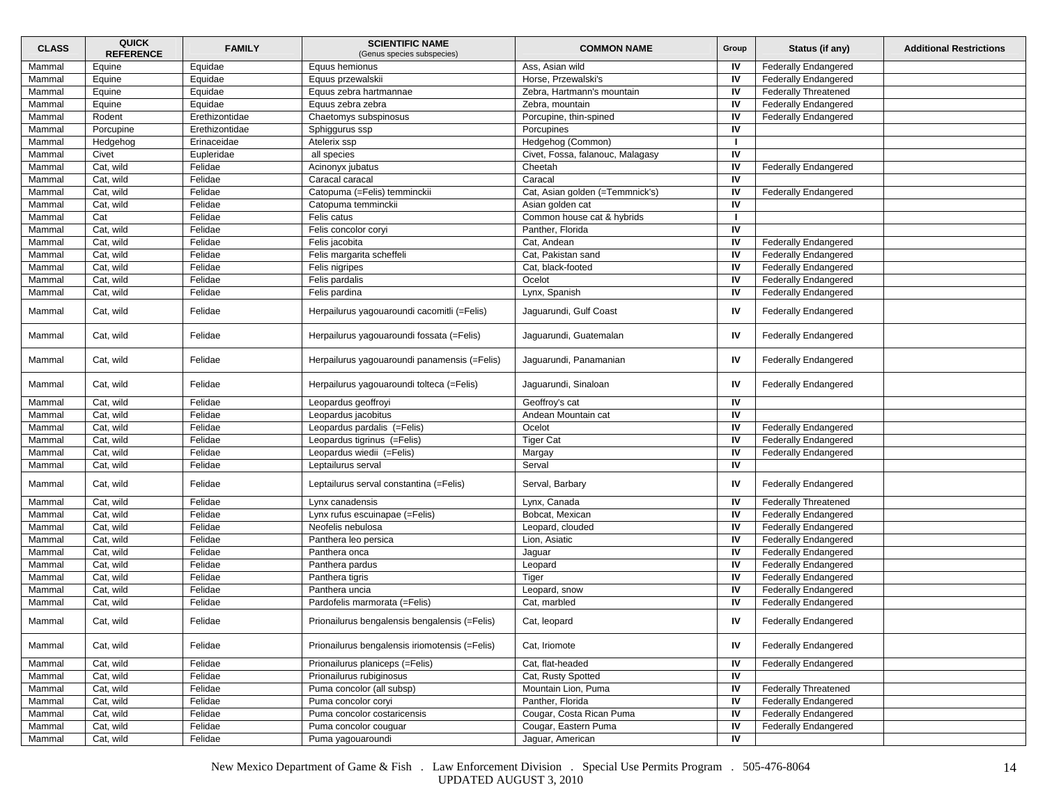| CLASS | QUICK REFERENCE | FAMILY | SCIENTIFIC NAME (Genus species subspecies) | COMMON NAME | Group | Status (if any) | Additional Restrictions |
|---|---|---|---|---|---|---|---|
| Mammal | Equine | Equidae | Equus hemionus | Ass, Asian wild | IV | Federally Endangered | |
| Mammal | Equine | Equidae | Equus przewalskii | Horse, Przewalski's | IV | Federally Endangered | |
| Mammal | Equine | Equidae | Equus zebra hartmannae | Zebra, Hartmann's mountain | IV | Federally Threatened | |
| Mammal | Equine | Equidae | Equus zebra zebra | Zebra, mountain | IV | Federally Endangered | |
| Mammal | Rodent | Erethizontidae | Chaetomys subspinosus | Porcupine, thin-spined | IV | Federally Endangered | |
| Mammal | Porcupine | Erethizontidae | Sphiggurus ssp | Porcupines | IV | | |
| Mammal | Hedgehog | Erinaceidae | Atelerix ssp | Hedgehog (Common) | I | | |
| Mammal | Civet | Eupleridae | all species | Civet, Fossa, falanouc, Malagasy | IV | | |
| Mammal | Cat, wild | Felidae | Acinonyx jubatus | Cheetah | IV | Federally Endangered | |
| Mammal | Cat, wild | Felidae | Caracal caracal | Caracal | IV | | |
| Mammal | Cat, wild | Felidae | Catopuma (=Felis) temminckii | Cat, Asian golden (=Temmnick's) | IV | Federally Endangered | |
| Mammal | Cat, wild | Felidae | Catopuma temminckii | Asian golden cat | IV | | |
| Mammal | Cat | Felidae | Felis catus | Common house cat & hybrids | I | | |
| Mammal | Cat, wild | Felidae | Felis concolor coryi | Panther, Florida | IV | | |
| Mammal | Cat, wild | Felidae | Felis jacobita | Cat, Andean | IV | Federally Endangered | |
| Mammal | Cat, wild | Felidae | Felis margarita scheffeli | Cat, Pakistan sand | IV | Federally Endangered | |
| Mammal | Cat, wild | Felidae | Felis nigripes | Cat, black-footed | IV | Federally Endangered | |
| Mammal | Cat, wild | Felidae | Felis pardalis | Ocelot | IV | Federally Endangered | |
| Mammal | Cat, wild | Felidae | Felis pardina | Lynx, Spanish | IV | Federally Endangered | |
| Mammal | Cat, wild | Felidae | Herpailurus yagouaroundi cacomitli (=Felis) | Jaguarundi, Gulf Coast | IV | Federally Endangered | |
| Mammal | Cat, wild | Felidae | Herpailurus yagouaroundi fossata (=Felis) | Jaguarundi, Guatemalan | IV | Federally Endangered | |
| Mammal | Cat, wild | Felidae | Herpailurus yagouaroundi panamensis (=Felis) | Jaguarundi, Panamanian | IV | Federally Endangered | |
| Mammal | Cat, wild | Felidae | Herpailurus yagouaroundi tolteca (=Felis) | Jaguarundi, Sinaloan | IV | Federally Endangered | |
| Mammal | Cat, wild | Felidae | Leopardus geoffroyi | Geoffroy's cat | IV | | |
| Mammal | Cat, wild | Felidae | Leopardus jacobitus | Andean Mountain cat | IV | | |
| Mammal | Cat, wild | Felidae | Leopardus pardalis (=Felis) | Ocelot | IV | Federally Endangered | |
| Mammal | Cat, wild | Felidae | Leopardus tigrinus (=Felis) | Tiger Cat | IV | Federally Endangered | |
| Mammal | Cat, wild | Felidae | Leopardus wiedii (=Felis) | Margay | IV | Federally Endangered | |
| Mammal | Cat, wild | Felidae | Leptailurus serval | Serval | IV | | |
| Mammal | Cat, wild | Felidae | Leptailurus serval constantina (=Felis) | Serval, Barbary | IV | Federally Endangered | |
| Mammal | Cat, wild | Felidae | Lynx canadensis | Lynx, Canada | IV | Federally Threatened | |
| Mammal | Cat, wild | Felidae | Lynx rufus escuinapae (=Felis) | Bobcat, Mexican | IV | Federally Endangered | |
| Mammal | Cat, wild | Felidae | Neofelis nebulosa | Leopard, clouded | IV | Federally Endangered | |
| Mammal | Cat, wild | Felidae | Panthera leo persica | Lion, Asiatic | IV | Federally Endangered | |
| Mammal | Cat, wild | Felidae | Panthera onca | Jaguar | IV | Federally Endangered | |
| Mammal | Cat, wild | Felidae | Panthera pardus | Leopard | IV | Federally Endangered | |
| Mammal | Cat, wild | Felidae | Panthera tigris | Tiger | IV | Federally Endangered | |
| Mammal | Cat, wild | Felidae | Panthera uncia | Leopard, snow | IV | Federally Endangered | |
| Mammal | Cat, wild | Felidae | Pardofelis marmorata (=Felis) | Cat, marbled | IV | Federally Endangered | |
| Mammal | Cat, wild | Felidae | Prionailurus bengalensis bengalensis (=Felis) | Cat, leopard | IV | Federally Endangered | |
| Mammal | Cat, wild | Felidae | Prionailurus bengalensis iriomotensis (=Felis) | Cat, Iriomote | IV | Federally Endangered | |
| Mammal | Cat, wild | Felidae | Prionailurus planiceps (=Felis) | Cat, flat-headed | IV | Federally Endangered | |
| Mammal | Cat, wild | Felidae | Prionailurus rubiginosus | Cat, Rusty Spotted | IV | | |
| Mammal | Cat, wild | Felidae | Puma concolor (all subsp) | Mountain Lion, Puma | IV | Federally Threatened | |
| Mammal | Cat, wild | Felidae | Puma concolor coryi | Panther, Florida | IV | Federally Endangered | |
| Mammal | Cat, wild | Felidae | Puma concolor costaricensis | Cougar, Costa Rican Puma | IV | Federally Endangered | |
| Mammal | Cat, wild | Felidae | Puma concolor couguar | Cougar, Eastern Puma | IV | Federally Endangered | |
| Mammal | Cat, wild | Felidae | Puma yagouaroundi | Jaguar, American | IV | | |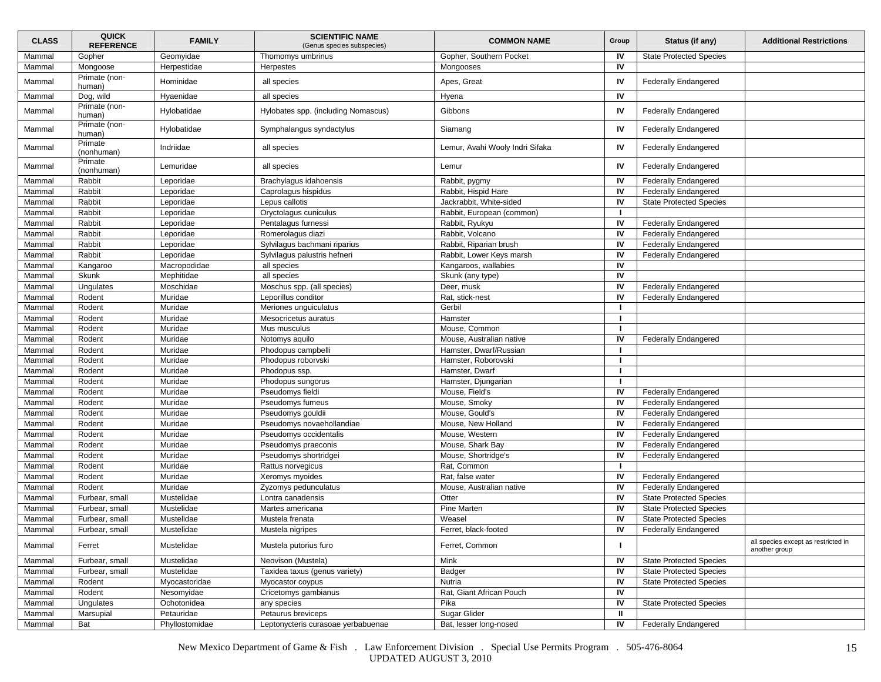| CLASS | QUICK REFERENCE | FAMILY | SCIENTIFIC NAME (Genus species subspecies) | COMMON NAME | Group | Status (if any) | Additional Restrictions |
|---|---|---|---|---|---|---|---|
| Mammal | Gopher | Geomyidae | Thomomys umbrinus | Gopher, Southern Pocket | IV | State Protected Species | |
| Mammal | Mongoose | Herpestidae | Herpestes | Mongooses | IV | | |
| Mammal | Primate (non-human) | Hominidae | all species | Apes, Great | IV | Federally Endangered | |
| Mammal | Dog, wild | Hyaenidae | all species | Hyena | IV | | |
| Mammal | Primate (non-human) | Hylobatidae | Hylobates spp. (including Nomascus) | Gibbons | IV | Federally Endangered | |
| Mammal | Primate (non-human) | Hylobatidae | Symphalangus syndactylus | Siamang | IV | Federally Endangered | |
| Mammal | Primate (nonhuman) | Indriidae | all species | Lemur, Avahi Wooly Indri Sifaka | IV | Federally Endangered | |
| Mammal | Primate (nonhuman) | Lemuridae | all species | Lemur | IV | Federally Endangered | |
| Mammal | Rabbit | Leporidae | Brachylagus idahoensis | Rabbit, pygmy | IV | Federally Endangered | |
| Mammal | Rabbit | Leporidae | Caprolagus hispidus | Rabbit, Hispid Hare | IV | Federally Endangered | |
| Mammal | Rabbit | Leporidae | Lepus callotis | Jackrabbit, White-sided | IV | State Protected Species | |
| Mammal | Rabbit | Leporidae | Oryctolagus cuniculus | Rabbit, European (common) | I | | |
| Mammal | Rabbit | Leporidae | Pentalagus furnessi | Rabbit, Ryukyu | IV | Federally Endangered | |
| Mammal | Rabbit | Leporidae | Romerolagus diazi | Rabbit, Volcano | IV | Federally Endangered | |
| Mammal | Rabbit | Leporidae | Sylvilagus bachmani riparius | Rabbit, Riparian brush | IV | Federally Endangered | |
| Mammal | Rabbit | Leporidae | Sylvilagus palustris hefneri | Rabbit, Lower Keys marsh | IV | Federally Endangered | |
| Mammal | Kangaroo | Macropodidae | all species | Kangaroos, wallabies | IV | | |
| Mammal | Skunk | Mephitidae | all species | Skunk (any type) | IV | | |
| Mammal | Ungulates | Moschidae | Moschus spp. (all species) | Deer, musk | IV | Federally Endangered | |
| Mammal | Rodent | Muridae | Leporillus conditor | Rat, stick-nest | IV | Federally Endangered | |
| Mammal | Rodent | Muridae | Meriones unguiculatus | Gerbil | I | | |
| Mammal | Rodent | Muridae | Mesocricetus auratus | Hamster | I | | |
| Mammal | Rodent | Muridae | Mus musculus | Mouse, Common | I | | |
| Mammal | Rodent | Muridae | Notomys aquilo | Mouse, Australian native | IV | Federally Endangered | |
| Mammal | Rodent | Muridae | Phodopus campbelli | Hamster, Dwarf/Russian | I | | |
| Mammal | Rodent | Muridae | Phodopus roborvski | Hamster, Roborovski | I | | |
| Mammal | Rodent | Muridae | Phodopus ssp. | Hamster, Dwarf | I | | |
| Mammal | Rodent | Muridae | Phodopus sungorus | Hamster, Djungarian | I | | |
| Mammal | Rodent | Muridae | Pseudomys fieldi | Mouse, Field's | IV | Federally Endangered | |
| Mammal | Rodent | Muridae | Pseudomys fumeus | Mouse, Smoky | IV | Federally Endangered | |
| Mammal | Rodent | Muridae | Pseudomys gouldii | Mouse, Gould's | IV | Federally Endangered | |
| Mammal | Rodent | Muridae | Pseudomys novaehollandiae | Mouse, New Holland | IV | Federally Endangered | |
| Mammal | Rodent | Muridae | Pseudomys occidentalis | Mouse, Western | IV | Federally Endangered | |
| Mammal | Rodent | Muridae | Pseudomys praeconis | Mouse, Shark Bay | IV | Federally Endangered | |
| Mammal | Rodent | Muridae | Pseudomys shortridgei | Mouse, Shortridge's | IV | Federally Endangered | |
| Mammal | Rodent | Muridae | Rattus norvegicus | Rat, Common | I | | |
| Mammal | Rodent | Muridae | Xeromys myoides | Rat, false water | IV | Federally Endangered | |
| Mammal | Rodent | Muridae | Zyzomys pedunculatus | Mouse, Australian native | IV | Federally Endangered | |
| Mammal | Furbear, small | Mustelidae | Lontra canadensis | Otter | IV | State Protected Species | |
| Mammal | Furbear, small | Mustelidae | Martes americana | Pine Marten | IV | State Protected Species | |
| Mammal | Furbear, small | Mustelidae | Mustela frenata | Weasel | IV | State Protected Species | |
| Mammal | Furbear, small | Mustelidae | Mustela nigripes | Ferret, black-footed | IV | Federally Endangered | |
| Mammal | Ferret | Mustelidae | Mustela putorius furo | Ferret, Common | I | | all species except as restricted in another group |
| Mammal | Furbear, small | Mustelidae | Neovison (Mustela) | Mink | IV | State Protected Species | |
| Mammal | Furbear, small | Mustelidae | Taxidea taxus (genus variety) | Badger | IV | State Protected Species | |
| Mammal | Rodent | Myocastoridae | Myocastor coypus | Nutria | IV | State Protected Species | |
| Mammal | Rodent | Nesomyidae | Cricetomys gambianus | Rat, Giant African Pouch | IV | | |
| Mammal | Ungulates | Ochotonidea | any species | Pika | IV | State Protected Species | |
| Mammal | Marsupial | Petauridae | Petaurus breviceps | Sugar Glider | II | | |
| Mammal | Bat | Phyllostomidae | Leptonycteris curasoae yerbabuenae | Bat, lesser long-nosed | IV | Federally Endangered | |

New Mexico Department of Game & Fish . Law Enforcement Division . Special Use Permits Program . 505-476-8064
UPDATED AUGUST 3, 2010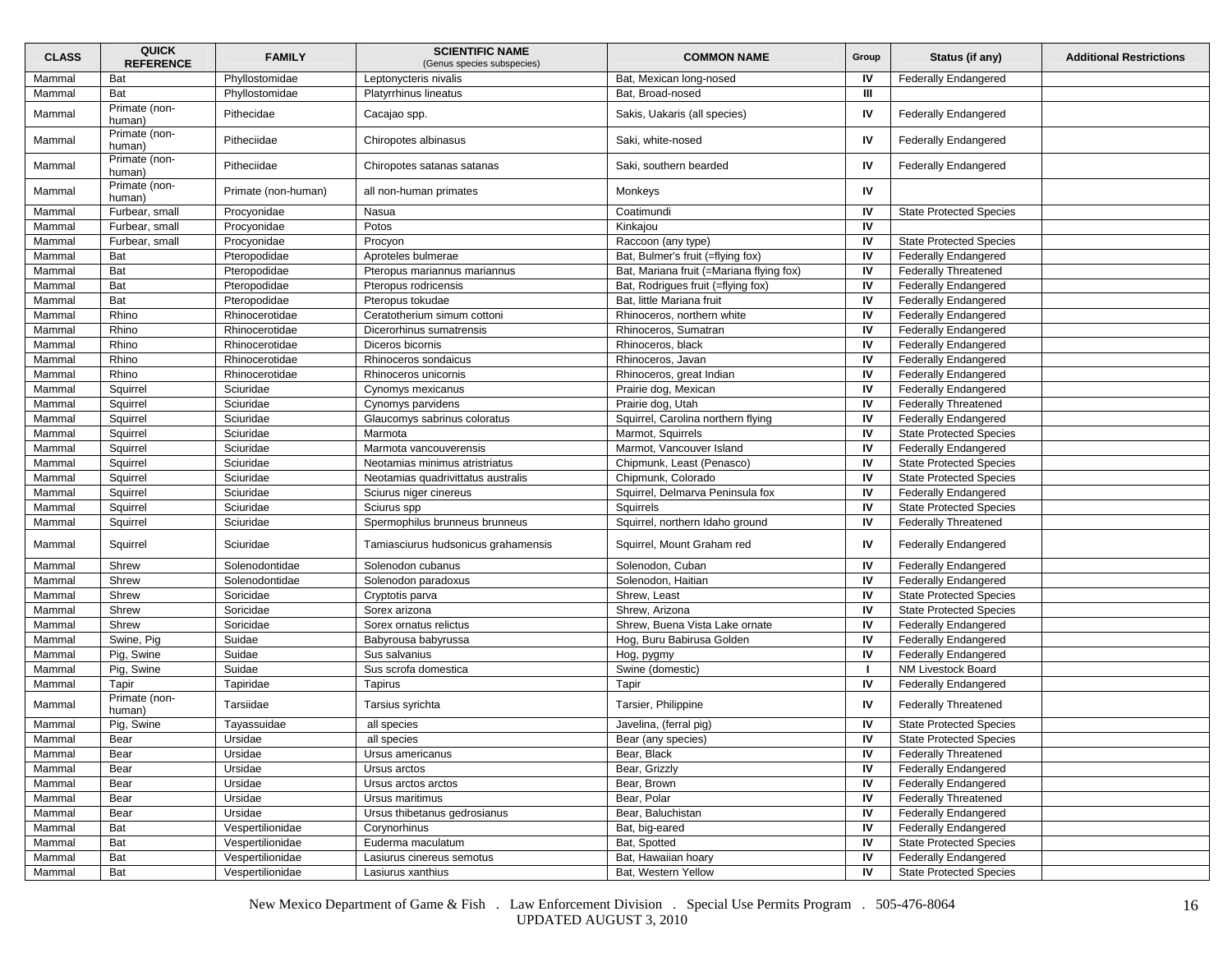| CLASS | QUICK REFERENCE | FAMILY | SCIENTIFIC NAME (Genus species subspecies) | COMMON NAME | Group | Status (if any) | Additional Restrictions |
|---|---|---|---|---|---|---|---|
| Mammal | Bat | Phyllostomidae | Leptonycteris nivalis | Bat, Mexican long-nosed | IV | Federally Endangered | |
| Mammal | Bat | Phyllostomidae | Platyrrhinus lineatus | Bat, Broad-nosed | III | | |
| Mammal | Primate (non-human) | Pithecidae | Cacajao spp. | Sakis, Uakaris (all species) | IV | Federally Endangered | |
| Mammal | Primate (non-human) | Pitheciidae | Chiropotes albinasus | Saki, white-nosed | IV | Federally Endangered | |
| Mammal | Primate (non-human) | Pitheciidae | Chiropotes satanas satanas | Saki, southern bearded | IV | Federally Endangered | |
| Mammal | Primate (non-human) | Primate (non-human) | all non-human primates | Monkeys | IV | | |
| Mammal | Furbear, small | Procyonidae | Nasua | Coatimundi | IV | State Protected Species | |
| Mammal | Furbear, small | Procyonidae | Potos | Kinkajou | IV | | |
| Mammal | Furbear, small | Procyonidae | Procyon | Raccoon (any type) | IV | State Protected Species | |
| Mammal | Bat | Pteropodidae | Aproteles bulmerae | Bat, Bulmer's fruit (=flying fox) | IV | Federally Endangered | |
| Mammal | Bat | Pteropodidae | Pteropus mariannus mariannus | Bat, Mariana fruit (=Mariana flying fox) | IV | Federally Threatened | |
| Mammal | Bat | Pteropodidae | Pteropus rodricensis | Bat, Rodrigues fruit (=flying fox) | IV | Federally Endangered | |
| Mammal | Bat | Pteropodidae | Pteropus tokudae | Bat, little Mariana fruit | IV | Federally Endangered | |
| Mammal | Rhino | Rhinocerotidae | Ceratotherium simum cottoni | Rhinoceros, northern white | IV | Federally Endangered | |
| Mammal | Rhino | Rhinocerotidae | Dicerorhinus sumatrensis | Rhinoceros, Sumatran | IV | Federally Endangered | |
| Mammal | Rhino | Rhinocerotidae | Diceros bicornis | Rhinoceros, black | IV | Federally Endangered | |
| Mammal | Rhino | Rhinocerotidae | Rhinoceros sondaicus | Rhinoceros, Javan | IV | Federally Endangered | |
| Mammal | Rhino | Rhinocerotidae | Rhinoceros unicornis | Rhinoceros, great Indian | IV | Federally Endangered | |
| Mammal | Squirrel | Sciuridae | Cynomys mexicanus | Prairie dog, Mexican | IV | Federally Endangered | |
| Mammal | Squirrel | Sciuridae | Cynomys parvidens | Prairie dog, Utah | IV | Federally Threatened | |
| Mammal | Squirrel | Sciuridae | Glaucomys sabrinus coloratus | Squirrel, Carolina northern flying | IV | Federally Endangered | |
| Mammal | Squirrel | Sciuridae | Marmota | Marmot, Squirrels | IV | State Protected Species | |
| Mammal | Squirrel | Sciuridae | Marmota vancouverensis | Marmot, Vancouver Island | IV | Federally Endangered | |
| Mammal | Squirrel | Sciuridae | Neotamias minimus atristriatus | Chipmunk, Least (Penasco) | IV | State Protected Species | |
| Mammal | Squirrel | Sciuridae | Neotamias quadrivittatus australis | Chipmunk, Colorado | IV | State Protected Species | |
| Mammal | Squirrel | Sciuridae | Sciurus niger cinereus | Squirrel, Delmarva Peninsula fox | IV | Federally Endangered | |
| Mammal | Squirrel | Sciuridae | Sciurus spp | Squirrels | IV | State Protected Species | |
| Mammal | Squirrel | Sciuridae | Spermophilus brunneus brunneus | Squirrel, northern Idaho ground | IV | Federally Threatened | |
| Mammal | Squirrel | Sciuridae | Tamiasciurus hudsonicus grahamensis | Squirrel, Mount Graham red | IV | Federally Endangered | |
| Mammal | Shrew | Solenodontidae | Solenodon cubanus | Solenodon, Cuban | IV | Federally Endangered | |
| Mammal | Shrew | Solenodontidae | Solenodon paradoxus | Solenodon, Haitian | IV | Federally Endangered | |
| Mammal | Shrew | Soricidae | Cryptotis parva | Shrew, Least | IV | State Protected Species | |
| Mammal | Shrew | Soricidae | Sorex arizona | Shrew, Arizona | IV | State Protected Species | |
| Mammal | Shrew | Soricidae | Sorex ornatus relictus | Shrew, Buena Vista Lake ornate | IV | Federally Endangered | |
| Mammal | Swine, Pig | Suidae | Babyrousa babyrussa | Hog, Buru Babirusa Golden | IV | Federally Endangered | |
| Mammal | Pig, Swine | Suidae | Sus salvanius | Hog, pygmy | IV | Federally Endangered | |
| Mammal | Pig, Swine | Suidae | Sus scrofa domestica | Swine (domestic) | I | NM Livestock Board | |
| Mammal | Tapir | Tapiridae | Tapirus | Tapir | IV | Federally Endangered | |
| Mammal | Primate (non-human) | Tarsiidae | Tarsius syrichta | Tarsier, Philippine | IV | Federally Threatened | |
| Mammal | Pig, Swine | Tayassuidae | all species | Javelina, (ferral pig) | IV | State Protected Species | |
| Mammal | Bear | Ursidae | all species | Bear (any species) | IV | State Protected Species | |
| Mammal | Bear | Ursidae | Ursus americanus | Bear, Black | IV | Federally Threatened | |
| Mammal | Bear | Ursidae | Ursus arctos | Bear, Grizzly | IV | Federally Endangered | |
| Mammal | Bear | Ursidae | Ursus arctos arctos | Bear, Brown | IV | Federally Endangered | |
| Mammal | Bear | Ursidae | Ursus maritimus | Bear, Polar | IV | Federally Threatened | |
| Mammal | Bear | Ursidae | Ursus thibetanus gedrosianus | Bear, Baluchistan | IV | Federally Endangered | |
| Mammal | Bat | Vespertilionidae | Corynorhinus | Bat, big-eared | IV | Federally Endangered | |
| Mammal | Bat | Vespertilionidae | Euderma maculatum | Bat, Spotted | IV | State Protected Species | |
| Mammal | Bat | Vespertilionidae | Lasiurus cinereus semotus | Bat, Hawaiian hoary | IV | Federally Endangered | |
| Mammal | Bat | Vespertilionidae | Lasiurus xanthius | Bat, Western Yellow | IV | State Protected Species | |

New Mexico Department of Game & Fish . Law Enforcement Division . Special Use Permits Program . 505-476-8064
UPDATED AUGUST 3, 2010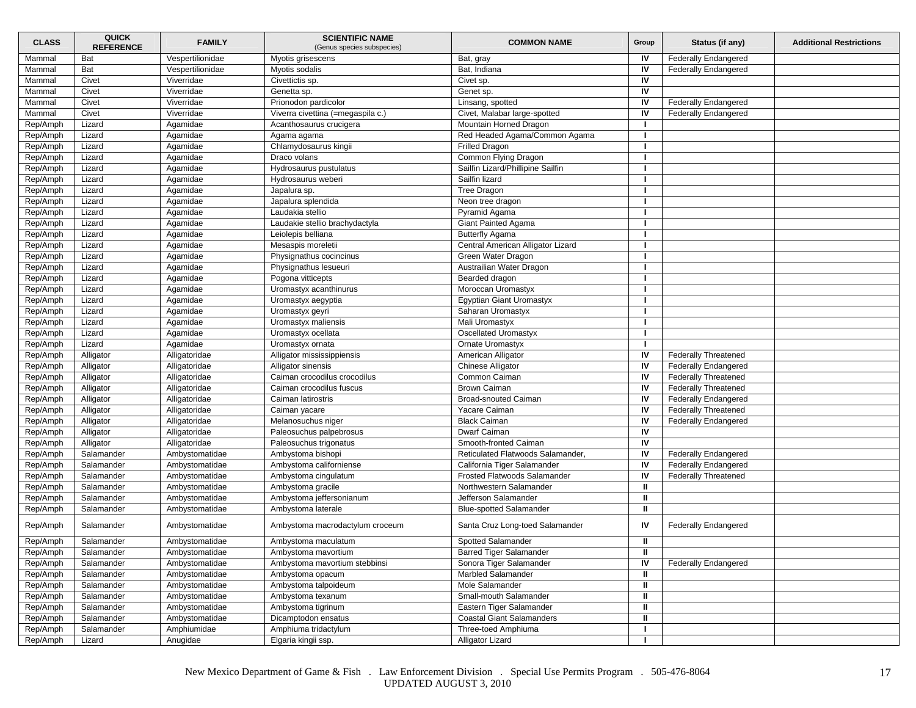| CLASS | QUICK REFERENCE | FAMILY | SCIENTIFIC NAME (Genus species subspecies) | COMMON NAME | Group | Status (if any) | Additional Restrictions |
|---|---|---|---|---|---|---|---|
| Mammal | Bat | Vespertilionidae | Myotis grisescens | Bat, gray | IV | Federally Endangered | |
| Mammal | Bat | Vespertilionidae | Myotis sodalis | Bat, Indiana | IV | Federally Endangered | |
| Mammal | Civet | Viverridae | Civettictis sp. | Civet sp. | IV | | |
| Mammal | Civet | Viverridae | Genetta sp. | Genet sp. | IV | | |
| Mammal | Civet | Viverridae | Prionodon pardicolor | Linsang, spotted | IV | Federally Endangered | |
| Mammal | Civet | Viverridae | Viverra civettina (=megaspila c.) | Civet, Malabar large-spotted | IV | Federally Endangered | |
| Rep/Amph | Lizard | Agamidae | Acanthosaurus crucigera | Mountain Horned Dragon | I | | |
| Rep/Amph | Lizard | Agamidae | Agama agama | Red Headed Agama/Common Agama | I | | |
| Rep/Amph | Lizard | Agamidae | Chlamydosaurus kingii | Frilled Dragon | I | | |
| Rep/Amph | Lizard | Agamidae | Draco volans | Common Flying Dragon | I | | |
| Rep/Amph | Lizard | Agamidae | Hydrosaurus pustulatus | Sailfin Lizard/Phillipine Sailfin | I | | |
| Rep/Amph | Lizard | Agamidae | Hydrosaurus weberi | Sailfin lizard | I | | |
| Rep/Amph | Lizard | Agamidae | Japalura sp. | Tree Dragon | I | | |
| Rep/Amph | Lizard | Agamidae | Japalura splendida | Neon tree dragon | I | | |
| Rep/Amph | Lizard | Agamidae | Laudakia stellio | Pyramid Agama | I | | |
| Rep/Amph | Lizard | Agamidae | Laudakie stellio brachydactyla | Giant Painted Agama | I | | |
| Rep/Amph | Lizard | Agamidae | Leiolepis belliana | Butterfly Agama | I | | |
| Rep/Amph | Lizard | Agamidae | Mesaspis moreletii | Central American Alligator Lizard | I | | |
| Rep/Amph | Lizard | Agamidae | Physignathus cocincinus | Green Water Dragon | I | | |
| Rep/Amph | Lizard | Agamidae | Physignathus lesueuri | Austrailian Water Dragon | I | | |
| Rep/Amph | Lizard | Agamidae | Pogona vitticepts | Bearded dragon | I | | |
| Rep/Amph | Lizard | Agamidae | Uromastyx acanthinurus | Moroccan Uromastyx | I | | |
| Rep/Amph | Lizard | Agamidae | Uromastyx aegyptia | Egyptian Giant Uromastyx | I | | |
| Rep/Amph | Lizard | Agamidae | Uromastyx geyri | Saharan Uromastyx | I | | |
| Rep/Amph | Lizard | Agamidae | Uromastyx maliensis | Mali Uromastyx | I | | |
| Rep/Amph | Lizard | Agamidae | Uromastyx ocellata | Oscellated Uromastyx | I | | |
| Rep/Amph | Lizard | Agamidae | Uromastyx ornata | Ornate Uromastyx | I | | |
| Rep/Amph | Alligator | Alligatoridae | Alligator mississippiensis | American Alligator | IV | Federally Threatened | |
| Rep/Amph | Alligator | Alligatoridae | Alligator sinensis | Chinese Alligator | IV | Federally Endangered | |
| Rep/Amph | Alligator | Alligatoridae | Caiman crocodilus crocodilus | Common Caiman | IV | Federally Threatened | |
| Rep/Amph | Alligator | Alligatoridae | Caiman crocodilus fuscus | Brown Caiman | IV | Federally Threatened | |
| Rep/Amph | Alligator | Alligatoridae | Caiman latirostris | Broad-snouted Caiman | IV | Federally Endangered | |
| Rep/Amph | Alligator | Alligatoridae | Caiman yacare | Yacare Caiman | IV | Federally Threatened | |
| Rep/Amph | Alligator | Alligatoridae | Melanosuchus niger | Black Caiman | IV | Federally Endangered | |
| Rep/Amph | Alligator | Alligatoridae | Paleosuchus palpebrosus | Dwarf Caiman | IV | | |
| Rep/Amph | Alligator | Alligatoridae | Paleosuchus trigonatus | Smooth-fronted Caiman | IV | | |
| Rep/Amph | Salamander | Ambystomatidae | Ambystoma bishopi | Reticulated Flatwoods Salamander, | IV | Federally Endangered | |
| Rep/Amph | Salamander | Ambystomatidae | Ambystoma californiense | California Tiger Salamander | IV | Federally Endangered | |
| Rep/Amph | Salamander | Ambystomatidae | Ambystoma cingulatum | Frosted Flatwoods Salamander | IV | Federally Threatened | |
| Rep/Amph | Salamander | Ambystomatidae | Ambystoma gracile | Northwestern Salamander | II | | |
| Rep/Amph | Salamander | Ambystomatidae | Ambystoma jeffersonianum | Jefferson Salamander | II | | |
| Rep/Amph | Salamander | Ambystomatidae | Ambystoma laterale | Blue-spotted Salamander | II | | |
| Rep/Amph | Salamander | Ambystomatidae | Ambystoma macrodactylum croceum | Santa Cruz Long-toed Salamander | IV | Federally Endangered | |
| Rep/Amph | Salamander | Ambystomatidae | Ambystoma maculatum | Spotted Salamander | II | | |
| Rep/Amph | Salamander | Ambystomatidae | Ambystoma mavortium | Barred Tiger Salamander | II | | |
| Rep/Amph | Salamander | Ambystomatidae | Ambystoma mavortium stebbinsi | Sonora Tiger Salamander | IV | Federally Endangered | |
| Rep/Amph | Salamander | Ambystomatidae | Ambystoma opacum | Marbled Salamander | II | | |
| Rep/Amph | Salamander | Ambystomatidae | Ambystoma talpoideum | Mole Salamander | II | | |
| Rep/Amph | Salamander | Ambystomatidae | Ambystoma texanum | Small-mouth Salamander | II | | |
| Rep/Amph | Salamander | Ambystomatidae | Ambystoma tigrinum | Eastern Tiger Salamander | II | | |
| Rep/Amph | Salamander | Ambystomatidae | Dicamptodon ensatus | Coastal Giant Salamanders | II | | |
| Rep/Amph | Salamander | Amphiumidae | Amphiuma tridactylum | Three-toed Amphiuma | I | | |
| Rep/Amph | Lizard | Anugidae | Elgaria kingii ssp. | Alligator Lizard | I | | |

New Mexico Department of Game & Fish . Law Enforcement Division . Special Use Permits Program . 505-476-8064
UPDATED AUGUST 3, 2010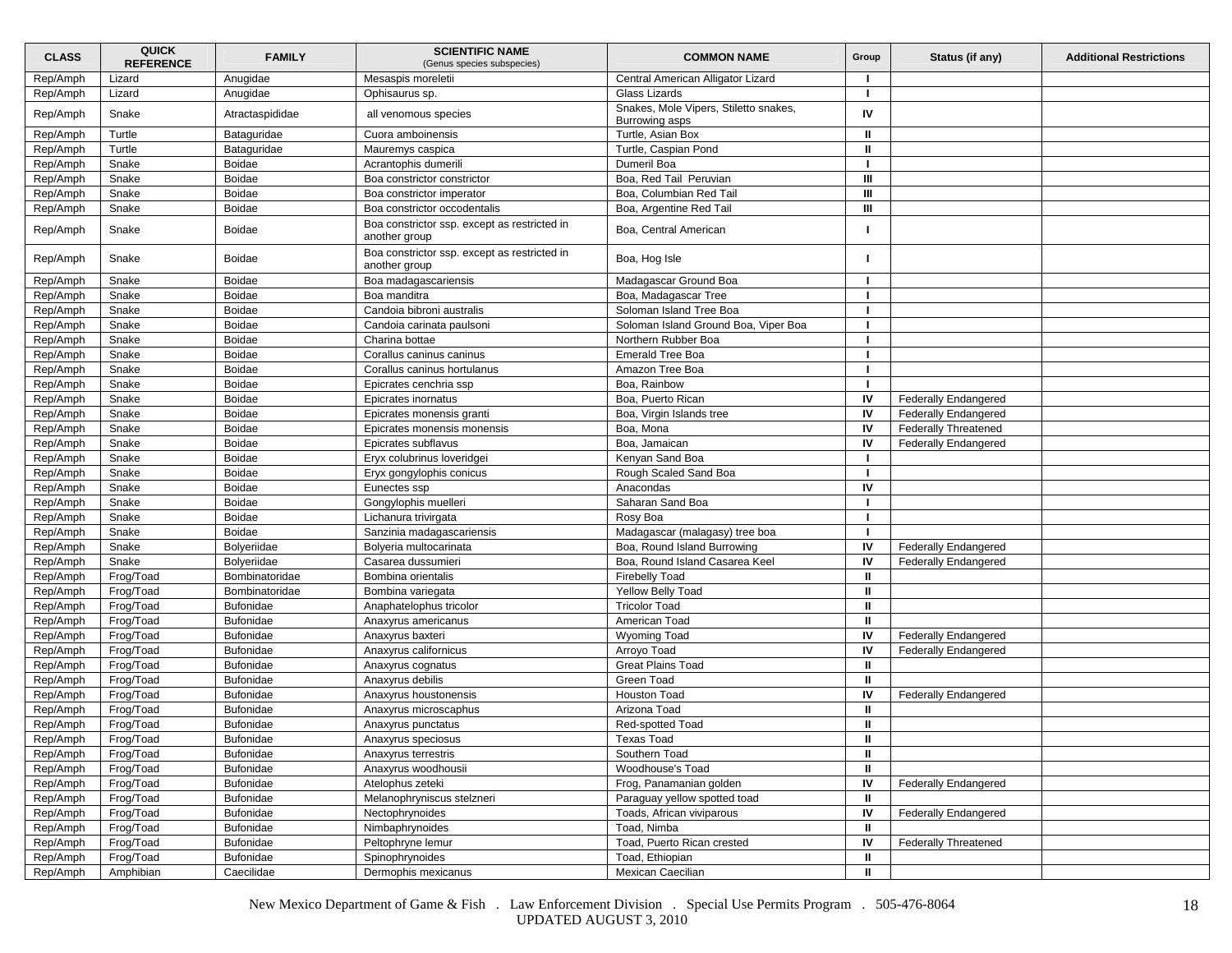| CLASS | QUICK REFERENCE | FAMILY | SCIENTIFIC NAME (Genus species subspecies) | COMMON NAME | Group | Status (if any) | Additional Restrictions |
|---|---|---|---|---|---|---|---|
| Rep/Amph | Lizard | Anugidae | Mesaspis moreletii | Central American Alligator Lizard | I | | |
| Rep/Amph | Lizard | Anugidae | Ophisaurus sp. | Glass Lizards | I | | |
| Rep/Amph | Snake | Atractaspididae | all venomous species | Snakes, Mole Vipers, Stiletto snakes, Burrowing asps | IV | | |
| Rep/Amph | Turtle | Bataguridae | Cuora amboinensis | Turtle, Asian Box | II | | |
| Rep/Amph | Turtle | Bataguridae | Mauremys caspica | Turtle, Caspian Pond | II | | |
| Rep/Amph | Snake | Boidae | Acrantophis dumerili | Dumeril Boa | I | | |
| Rep/Amph | Snake | Boidae | Boa constrictor constrictor | Boa, Red Tail Peruvian | III | | |
| Rep/Amph | Snake | Boidae | Boa constrictor imperator | Boa, Columbian Red Tail | III | | |
| Rep/Amph | Snake | Boidae | Boa constrictor occodentalis | Boa, Argentine Red Tail | III | | |
| Rep/Amph | Snake | Boidae | Boa constrictor ssp. except as restricted in another group | Boa, Central American | I | | |
| Rep/Amph | Snake | Boidae | Boa constrictor ssp. except as restricted in another group | Boa, Hog Isle | I | | |
| Rep/Amph | Snake | Boidae | Boa madagascariensis | Madagascar Ground Boa | I | | |
| Rep/Amph | Snake | Boidae | Boa manditra | Boa, Madagascar Tree | I | | |
| Rep/Amph | Snake | Boidae | Candoia bibroni australis | Soloman Island Tree Boa | I | | |
| Rep/Amph | Snake | Boidae | Candoia carinata paulsoni | Soloman Island Ground Boa, Viper Boa | I | | |
| Rep/Amph | Snake | Boidae | Charina bottae | Northern Rubber Boa | I | | |
| Rep/Amph | Snake | Boidae | Corallus caninus caninus | Emerald Tree Boa | I | | |
| Rep/Amph | Snake | Boidae | Corallus caninus hortulanus | Amazon Tree Boa | I | | |
| Rep/Amph | Snake | Boidae | Epicrates cenchria ssp | Boa, Rainbow | I | | |
| Rep/Amph | Snake | Boidae | Epicrates inornatus | Boa, Puerto Rican | IV | Federally Endangered | |
| Rep/Amph | Snake | Boidae | Epicrates monensis granti | Boa, Virgin Islands tree | IV | Federally Endangered | |
| Rep/Amph | Snake | Boidae | Epicrates monensis monensis | Boa, Mona | IV | Federally Threatened | |
| Rep/Amph | Snake | Boidae | Epicrates subflavus | Boa, Jamaican | IV | Federally Endangered | |
| Rep/Amph | Snake | Boidae | Eryx colubrinus loveridgei | Kenyan Sand Boa | I | | |
| Rep/Amph | Snake | Boidae | Eryx gongylophis conicus | Rough Scaled Sand Boa | I | | |
| Rep/Amph | Snake | Boidae | Eunectes ssp | Anacondas | IV | | |
| Rep/Amph | Snake | Boidae | Gongylophis muelleri | Saharan Sand Boa | I | | |
| Rep/Amph | Snake | Boidae | Lichanura trivirgata | Rosy Boa | I | | |
| Rep/Amph | Snake | Boidae | Sanzinia madagascariensis | Madagascar (malagasy) tree boa | I | | |
| Rep/Amph | Snake | Bolyeriidae | Bolyeria multocarinata | Boa, Round Island Burrowing | IV | Federally Endangered | |
| Rep/Amph | Snake | Bolyeriidae | Casarea dussumieri | Boa, Round Island Casarea Keel | IV | Federally Endangered | |
| Rep/Amph | Frog/Toad | Bombinatoridae | Bombina orientalis | Firebelly Toad | II | | |
| Rep/Amph | Frog/Toad | Bombinatoridae | Bombina variegata | Yellow Belly Toad | II | | |
| Rep/Amph | Frog/Toad | Bufonidae | Anaphatelophus tricolor | Tricolor Toad | II | | |
| Rep/Amph | Frog/Toad | Bufonidae | Anaxyrus americanus | American Toad | II | | |
| Rep/Amph | Frog/Toad | Bufonidae | Anaxyrus baxteri | Wyoming Toad | IV | Federally Endangered | |
| Rep/Amph | Frog/Toad | Bufonidae | Anaxyrus californicus | Arroyo Toad | IV | Federally Endangered | |
| Rep/Amph | Frog/Toad | Bufonidae | Anaxyrus cognatus | Great Plains Toad | II | | |
| Rep/Amph | Frog/Toad | Bufonidae | Anaxyrus debilis | Green Toad | II | | |
| Rep/Amph | Frog/Toad | Bufonidae | Anaxyrus houstonensis | Houston Toad | IV | Federally Endangered | |
| Rep/Amph | Frog/Toad | Bufonidae | Anaxyrus microscaphus | Arizona Toad | II | | |
| Rep/Amph | Frog/Toad | Bufonidae | Anaxyrus punctatus | Red-spotted Toad | II | | |
| Rep/Amph | Frog/Toad | Bufonidae | Anaxyrus speciosus | Texas Toad | II | | |
| Rep/Amph | Frog/Toad | Bufonidae | Anaxyrus terrestris | Southern Toad | II | | |
| Rep/Amph | Frog/Toad | Bufonidae | Anaxyrus woodhousii | Woodhouse's Toad | II | | |
| Rep/Amph | Frog/Toad | Bufonidae | Atelophus zeteki | Frog, Panamanian golden | IV | Federally Endangered | |
| Rep/Amph | Frog/Toad | Bufonidae | Melanophryniscus stelzneri | Paraguay yellow spotted toad | II | | |
| Rep/Amph | Frog/Toad | Bufonidae | Nectophrynoides | Toads, African viviparous | IV | Federally Endangered | |
| Rep/Amph | Frog/Toad | Bufonidae | Nimbaphrynoides | Toad, Nimba | II | | |
| Rep/Amph | Frog/Toad | Bufonidae | Peltophryne lemur | Toad, Puerto Rican crested | IV | Federally Threatened | |
| Rep/Amph | Frog/Toad | Bufonidae | Spinophrynoides | Toad, Ethiopian | II | | |
| Rep/Amph | Amphibian | Caecilidae | Dermophis mexicanus | Mexican Caecilian | II | | |

New Mexico Department of Game & Fish . Law Enforcement Division . Special Use Permits Program . 505-476-8064
UPDATED AUGUST 3, 2010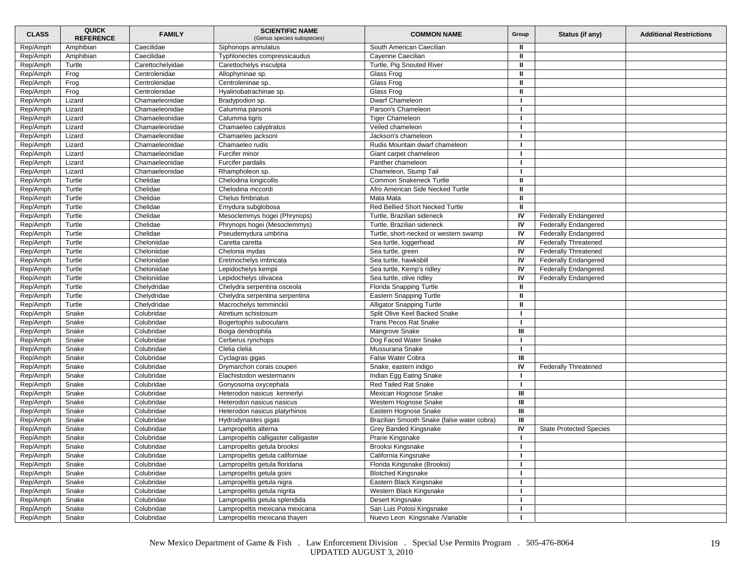| CLASS | QUICK REFERENCE | FAMILY | SCIENTIFIC NAME (Genus species subspecies) | COMMON NAME | Group | Status (if any) | Additional Restrictions |
|---|---|---|---|---|---|---|---|
| Rep/Amph | Amphibian | Caecilidae | Siphonops annulatus | South American Caecilian | II | | |
| Rep/Amph | Amphibian | Caecilidae | Typhlonectes compressicaudus | Cayenne Caecilian | II | | |
| Rep/Amph | Turtle | Carettochelyidae | Carettochelys insculpta | Turtle, Pig Snouted River | II | | |
| Rep/Amph | Frog | Centrolenidae | Allophyninae sp. | Glass Frog | II | | |
| Rep/Amph | Frog | Centrolenidae | Centroleninae sp. | Glass Frog | II | | |
| Rep/Amph | Frog | Centrolenidae | Hyalinobatrachinae sp. | Glass Frog | II | | |
| Rep/Amph | Lizard | Chamaeleonidae | Bradypodion sp. | Dwarf Chameleon | I | | |
| Rep/Amph | Lizard | Chamaeleonidae | Calumma parsonii | Parson's Chameleon | I | | |
| Rep/Amph | Lizard | Chamaeleonidae | Calumma tigris | Tiger Chameleon | I | | |
| Rep/Amph | Lizard | Chamaeleonidae | Chamaeleo calyptratus | Veiled chameleon | I | | |
| Rep/Amph | Lizard | Chamaeleonidae | Chamaeleo jacksoni | Jackson's chameleon | I | | |
| Rep/Amph | Lizard | Chamaeleonidae | Chamaeleo rudis | Rudis Mountain dwarf chameleon | I | | |
| Rep/Amph | Lizard | Chamaeleonidae | Furcifer minor | Giant carpet chameleon | I | | |
| Rep/Amph | Lizard | Chamaeleonidae | Furcifer pardalis | Panther chameleon | I | | |
| Rep/Amph | Lizard | Chamaeleonidae | Rhampholeon sp. | Chameleon, Stump Tail | I | | |
| Rep/Amph | Turtle | Chelidae | Chelodina longicollis | Common Snakeneck Turtle | II | | |
| Rep/Amph | Turtle | Chelidae | Chelodina mccordi | Afro American Side Necked Turtle | II | | |
| Rep/Amph | Turtle | Chelidae | Chelus fimbriatus | Mata Mata | II | | |
| Rep/Amph | Turtle | Chelidae | Emydura subglobosa | Red Bellied Short Necked Turtle | II | | |
| Rep/Amph | Turtle | Chelidae | Mesoclemmys hogei (Phrynops) | Turtle, Brazilian sideneck | IV | Federally Endangered | |
| Rep/Amph | Turtle | Chelidae | Phrynops hogei (Mesoclemmys) | Turtle, Brazilian sideneck | IV | Federally Endangered | |
| Rep/Amph | Turtle | Chelidae | Pseudemydura umbrina | Turtle, short-necked or western swamp | IV | Federally Endangered | |
| Rep/Amph | Turtle | Cheloniidae | Caretta caretta | Sea turtle, loggerhead | IV | Federally Threatened | |
| Rep/Amph | Turtle | Cheloniidae | Chelonia mydas | Sea turtle, green | IV | Federally Threatened | |
| Rep/Amph | Turtle | Cheloniidae | Eretmochelys imbricata | Sea turtle, hawksbill | IV | Federally Endangered | |
| Rep/Amph | Turtle | Cheloniidae | Lepidochelys kempii | Sea turtle, Kemp's ridley | IV | Federally Endangered | |
| Rep/Amph | Turtle | Cheloniidae | Lepidochelys olivacea | Sea turtle, olive ridley | IV | Federally Endangered | |
| Rep/Amph | Turtle | Chelydridae | Chelydra serpentina osceola | Florida Snapping Turtle | II | | |
| Rep/Amph | Turtle | Chelydridae | Chelydra serpentina serpentina | Eastern Snapping Turtle | II | | |
| Rep/Amph | Turtle | Chelydridae | Macrochelys temminckii | Alligator Snapping Turtle | II | | |
| Rep/Amph | Snake | Colubridae | Atretium schistosum | Split Olive Keel Backed Snake | I | | |
| Rep/Amph | Snake | Colubridae | Bogertophis subocularis | Trans Pecos Rat Snake | I | | |
| Rep/Amph | Snake | Colubridae | Boiga dendrophila | Mangrove Snake | III | | |
| Rep/Amph | Snake | Colubridae | Cerberus rynchops | Dog Faced Water Snake | I | | |
| Rep/Amph | Snake | Colubridae | Clelia clelia | Mussurana Snake | I | | |
| Rep/Amph | Snake | Colubridae | Cyclagras gigas | False Water Cobra | III | | |
| Rep/Amph | Snake | Colubridae | Drymarchon corais couperi | Snake, eastern indigo | IV | Federally Threatened | |
| Rep/Amph | Snake | Colubridae | Elachistodon westermanni | Indian Egg Eating Snake | I | | |
| Rep/Amph | Snake | Colubridae | Gonyosoma oxycephala | Red Tailed Rat Snake | I | | |
| Rep/Amph | Snake | Colubridae | Heterodon nasicus kennerlyi | Mexican Hognose Snake | III | | |
| Rep/Amph | Snake | Colubridae | Heterodon nasicus nasicus | Western Hognose Snake | III | | |
| Rep/Amph | Snake | Colubridae | Heterodon nasicus platyrhinos | Eastern Hognose Snake | III | | |
| Rep/Amph | Snake | Colubridae | Hydrodynastes gigas | Brazilian Smooth Snake (false water cobra) | III | | |
| Rep/Amph | Snake | Colubridae | Lampropeltis alterna | Grey Banded Kingsnake | IV | State Protected Species | |
| Rep/Amph | Snake | Colubridae | Lampropeltis calligaster calligaster | Prarie Kingsnake | I | | |
| Rep/Amph | Snake | Colubridae | Lampropeltis getula brooksi | Brooksi Kingsnake | I | | |
| Rep/Amph | Snake | Colubridae | Lampropeltis getula californiae | California Kingsnake | I | | |
| Rep/Amph | Snake | Colubridae | Lampropeltis getula floridana | Florida Kingsnake (Brooksi) | I | | |
| Rep/Amph | Snake | Colubridae | Lampropeltis getula goini | Blotched Kingsnake | I | | |
| Rep/Amph | Snake | Colubridae | Lampropeltis getula nigra | Eastern Black Kingsnake | I | | |
| Rep/Amph | Snake | Colubridae | Lampropeltis getula nigrita | Western Black Kingsnake | I | | |
| Rep/Amph | Snake | Colubridae | Lampropeltis getula splendida | Desert Kingsnake | I | | |
| Rep/Amph | Snake | Colubridae | Lampropeltis mexicana mexicana | San Luis Potosi Kingsnake | I | | |
| Rep/Amph | Snake | Colubridae | Lampropeltis mexicana thayeri | Nuevo Leon Kingsnake /Variable | I | | |

New Mexico Department of Game & Fish . Law Enforcement Division . Special Use Permits Program . 505-476-8064
UPDATED AUGUST 3, 2010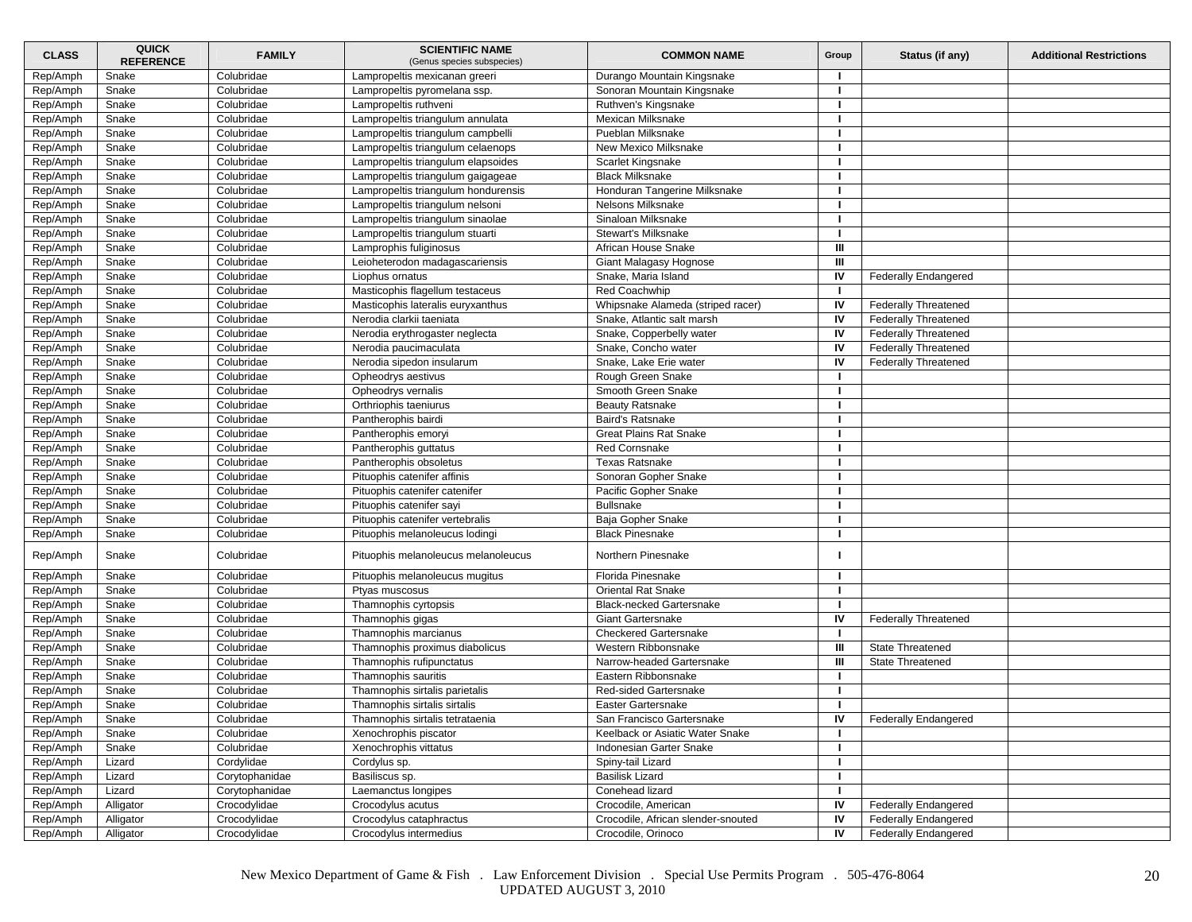| CLASS | QUICK REFERENCE | FAMILY | SCIENTIFIC NAME (Genus species subspecies) | COMMON NAME | Group | Status (if any) | Additional Restrictions |
|---|---|---|---|---|---|---|---|
| Rep/Amph | Snake | Colubridae | Lampropeltis mexicanan greeri | Durango Mountain Kingsnake | I | | |
| Rep/Amph | Snake | Colubridae | Lampropeltis pyromelana ssp. | Sonoran Mountain Kingsnake | I | | |
| Rep/Amph | Snake | Colubridae | Lampropeltis ruthveni | Ruthven's Kingsnake | I | | |
| Rep/Amph | Snake | Colubridae | Lampropeltis triangulum annulata | Mexican Milksnake | I | | |
| Rep/Amph | Snake | Colubridae | Lampropeltis triangulum campbelli | Pueblan Milksnake | I | | |
| Rep/Amph | Snake | Colubridae | Lampropeltis triangulum celaenops | New Mexico Milksnake | I | | |
| Rep/Amph | Snake | Colubridae | Lampropeltis triangulum elapsoides | Scarlet Kingsnake | I | | |
| Rep/Amph | Snake | Colubridae | Lampropeltis triangulum gaigageae | Black Milksnake | I | | |
| Rep/Amph | Snake | Colubridae | Lampropeltis triangulum hondurensis | Honduran Tangerine Milksnake | I | | |
| Rep/Amph | Snake | Colubridae | Lampropeltis triangulum nelsoni | Nelsons Milksnake | I | | |
| Rep/Amph | Snake | Colubridae | Lampropeltis triangulum sinaolae | Sinaloan Milksnake | I | | |
| Rep/Amph | Snake | Colubridae | Lampropeltis triangulum stuarti | Stewart's Milksnake | I | | |
| Rep/Amph | Snake | Colubridae | Lamprophis fuliginosus | African House Snake | III | | |
| Rep/Amph | Snake | Colubridae | Leioheterodon madagascariensis | Giant Malagasy Hognose | III | | |
| Rep/Amph | Snake | Colubridae | Liophus ornatus | Snake, Maria Island | IV | Federally Endangered | |
| Rep/Amph | Snake | Colubridae | Masticophis flagellum testaceus | Red Coachwhip | I | | |
| Rep/Amph | Snake | Colubridae | Masticophis lateralis euryxanthus | Whipsnake Alameda (striped racer) | IV | Federally Threatened | |
| Rep/Amph | Snake | Colubridae | Nerodia clarkii taeniata | Snake, Atlantic salt marsh | IV | Federally Threatened | |
| Rep/Amph | Snake | Colubridae | Nerodia erythrogaster neglecta | Snake, Copperbelly water | IV | Federally Threatened | |
| Rep/Amph | Snake | Colubridae | Nerodia paucimaculata | Snake, Concho water | IV | Federally Threatened | |
| Rep/Amph | Snake | Colubridae | Nerodia sipedon insularum | Snake, Lake Erie water | IV | Federally Threatened | |
| Rep/Amph | Snake | Colubridae | Opheodrys aestivus | Rough Green Snake | I | | |
| Rep/Amph | Snake | Colubridae | Opheodrys vernalis | Smooth Green Snake | I | | |
| Rep/Amph | Snake | Colubridae | Orthriophis taeniurus | Beauty Ratsnake | I | | |
| Rep/Amph | Snake | Colubridae | Pantherophis bairdi | Baird's Ratsnake | I | | |
| Rep/Amph | Snake | Colubridae | Pantherophis emoryi | Great Plains Rat Snake | I | | |
| Rep/Amph | Snake | Colubridae | Pantherophis guttatus | Red Cornsnake | I | | |
| Rep/Amph | Snake | Colubridae | Pantherophis obsoletus | Texas Ratsnake | I | | |
| Rep/Amph | Snake | Colubridae | Pituophis catenifer affinis | Sonoran Gopher Snake | I | | |
| Rep/Amph | Snake | Colubridae | Pituophis catenifer catenifer | Pacific Gopher Snake | I | | |
| Rep/Amph | Snake | Colubridae | Pituophis catenifer sayi | Bullsnake | I | | |
| Rep/Amph | Snake | Colubridae | Pituophis catenifer vertebralis | Baja Gopher Snake | I | | |
| Rep/Amph | Snake | Colubridae | Pituophis melanoleucus lodingi | Black Pinesnake | I | | |
| Rep/Amph | Snake | Colubridae | Pituophis melanoleucus melanoleucus | Northern Pinesnake | I | | |
| Rep/Amph | Snake | Colubridae | Pituophis melanoleucus mugitus | Florida Pinesnake | I | | |
| Rep/Amph | Snake | Colubridae | Ptyas muscosus | Oriental Rat Snake | I | | |
| Rep/Amph | Snake | Colubridae | Thamnophis cyrtopsis | Black-necked Gartersnake | I | | |
| Rep/Amph | Snake | Colubridae | Thamnophis gigas | Giant Gartersnake | IV | Federally Threatened | |
| Rep/Amph | Snake | Colubridae | Thamnophis marcianus | Checkered Gartersnake | I | | |
| Rep/Amph | Snake | Colubridae | Thamnophis proximus diabolicus | Western Ribbonsnake | III | State Threatened | |
| Rep/Amph | Snake | Colubridae | Thamnophis rufipunctatus | Narrow-headed Gartersnake | III | State Threatened | |
| Rep/Amph | Snake | Colubridae | Thamnophis sauritis | Eastern Ribbonsnake | I | | |
| Rep/Amph | Snake | Colubridae | Thamnophis sirtalis parietalis | Red-sided Gartersnake | I | | |
| Rep/Amph | Snake | Colubridae | Thamnophis sirtalis sirtalis | Easter Gartersnake | I | | |
| Rep/Amph | Snake | Colubridae | Thamnophis sirtalis tetrataenia | San Francisco Gartersnake | IV | Federally Endangered | |
| Rep/Amph | Snake | Colubridae | Xenochrophis piscator | Keelback or Asiatic Water Snake | I | | |
| Rep/Amph | Snake | Colubridae | Xenochrophis vittatus | Indonesian Garter Snake | I | | |
| Rep/Amph | Lizard | Cordylidae | Cordylus sp. | Spiny-tail Lizard | I | | |
| Rep/Amph | Lizard | Corytophanidae | Basiliscus sp. | Basilisk Lizard | I | | |
| Rep/Amph | Lizard | Corytophanidae | Laemanctus longipes | Conehead lizard | I | | |
| Rep/Amph | Alligator | Crocodylidae | Crocodylus acutus | Crocodile, American | IV | Federally Endangered | |
| Rep/Amph | Alligator | Crocodylidae | Crocodylus cataphractus | Crocodile, African slender-snouted | IV | Federally Endangered | |
| Rep/Amph | Alligator | Crocodylidae | Crocodylus intermedius | Crocodile, Orinoco | IV | Federally Endangered | |

New Mexico Department of Game & Fish . Law Enforcement Division . Special Use Permits Program . 505-476-8064
UPDATED AUGUST 3, 2010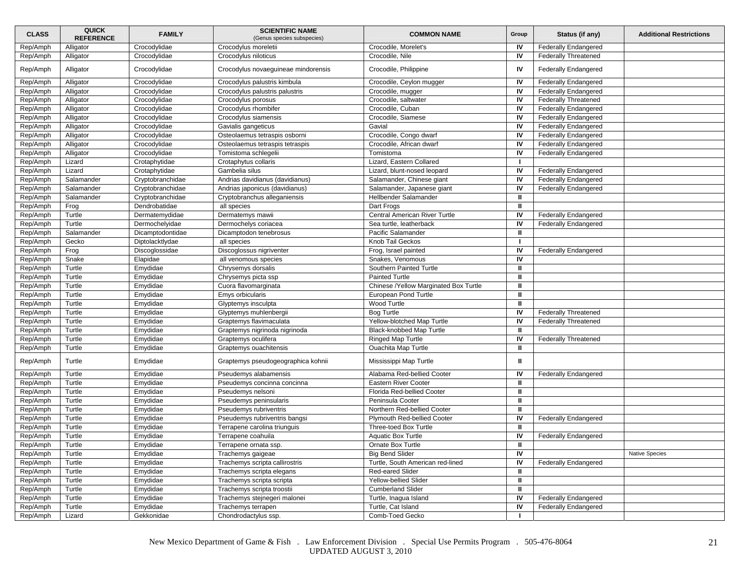| CLASS | QUICK REFERENCE | FAMILY | SCIENTIFIC NAME (Genus species subspecies) | COMMON NAME | Group | Status (if any) | Additional Restrictions |
|---|---|---|---|---|---|---|---|
| Rep/Amph | Alligator | Crocodylidae | Crocodylus moreletii | Crocodile, Morelet's | IV | Federally Endangered | |
| Rep/Amph | Alligator | Crocodylidae | Crocodylus niloticus | Crocodile, Nile | IV | Federally Threatened | |
| Rep/Amph | Alligator | Crocodylidae | Crocodylus novaeguineae mindorensis | Crocodile, Philippine | IV | Federally Endangered | |
| Rep/Amph | Alligator | Crocodylidae | Crocodylus palustris kimbula | Crocodile, Ceylon mugger | IV | Federally Endangered | |
| Rep/Amph | Alligator | Crocodylidae | Crocodylus palustris palustris | Crocodile, mugger | IV | Federally Endangered | |
| Rep/Amph | Alligator | Crocodylidae | Crocodylus porosus | Crocodile, saltwater | IV | Federally Threatened | |
| Rep/Amph | Alligator | Crocodylidae | Crocodylus rhombifer | Crocodile, Cuban | IV | Federally Endangered | |
| Rep/Amph | Alligator | Crocodylidae | Crocodylus siamensis | Crocodile, Siamese | IV | Federally Endangered | |
| Rep/Amph | Alligator | Crocodylidae | Gavialis gangeticus | Gavial | IV | Federally Endangered | |
| Rep/Amph | Alligator | Crocodylidae | Osteolaemus tetraspis osborni | Crocodile, Congo dwarf | IV | Federally Endangered | |
| Rep/Amph | Alligator | Crocodylidae | Osteolaemus tetraspis tetraspis | Crocodile, African dwarf | IV | Federally Endangered | |
| Rep/Amph | Alligator | Crocodylidae | Tomistoma schlegelii | Tomistoma | IV | Federally Endangered | |
| Rep/Amph | Lizard | Crotaphytidae | Crotaphytus collaris | Lizard, Eastern Collared | I | | |
| Rep/Amph | Lizard | Crotaphytidae | Gambelia silus | Lizard, blunt-nosed leopard | IV | Federally Endangered | |
| Rep/Amph | Salamander | Cryptobranchidae | Andrias davidianus (davidianus) | Salamander, Chinese giant | IV | Federally Endangered | |
| Rep/Amph | Salamander | Cryptobranchidae | Andrias japonicus (davidianus) | Salamander, Japanese giant | IV | Federally Endangered | |
| Rep/Amph | Salamander | Cryptobranchidae | Cryptobranchus alleganiensis | Hellbender Salamander | II | | |
| Rep/Amph | Frog | Dendrobatidae | all species | Dart Frogs | II | | |
| Rep/Amph | Turtle | Dermatemydidae | Dermatemys mawii | Central American River Turtle | IV | Federally Endangered | |
| Rep/Amph | Turtle | Dermochelyidae | Dermochelys coriacea | Sea turtle, leatherback | IV | Federally Endangered | |
| Rep/Amph | Salamander | Dicamptodontidae | Dicamptodon tenebrosus | Pacific Salamander | II | | |
| Rep/Amph | Gecko | Diptolacktlydae | all species | Knob Tail Geckos | I | | |
| Rep/Amph | Frog | Discoglossidae | Discoglossus nigriventer | Frog, Israel painted | IV | Federally Endangered | |
| Rep/Amph | Snake | Elapidae | all venomous species | Snakes, Venomous | IV | | |
| Rep/Amph | Turtle | Emydidae | Chrysemys dorsalis | Southern Painted Turtle | II | | |
| Rep/Amph | Turtle | Emydidae | Chrysemys picta ssp | Painted Turtle | II | | |
| Rep/Amph | Turtle | Emydidae | Cuora flavomarginata | Chinese /Yellow Marginated Box Turtle | II | | |
| Rep/Amph | Turtle | Emydidae | Emys orbicularis | European Pond Turtle | II | | |
| Rep/Amph | Turtle | Emydidae | Glyptemys insculpta | Wood Turtle | II | | |
| Rep/Amph | Turtle | Emydidae | Glyptemys muhlenbergii | Bog Turtle | IV | Federally Threatened | |
| Rep/Amph | Turtle | Emydidae | Graptemys flavimaculata | Yellow-blotched Map Turtle | IV | Federally Threatened | |
| Rep/Amph | Turtle | Emydidae | Graptemys nigrinoda nigrinoda | Black-knobbed Map Turtle | II | | |
| Rep/Amph | Turtle | Emydidae | Graptemys oculifera | Ringed Map Turtle | IV | Federally Threatened | |
| Rep/Amph | Turtle | Emydidae | Graptemys ouachitensis | Ouachita Map Turtle | II | | |
| Rep/Amph | Turtle | Emydidae | Graptemys pseudogeographica kohnii | Mississippi Map Turtle | II | | |
| Rep/Amph | Turtle | Emydidae | Pseudemys alabamensis | Alabama Red-bellied Cooter | IV | Federally Endangered | |
| Rep/Amph | Turtle | Emydidae | Pseudemys concinna concinna | Eastern River Cooter | II | | |
| Rep/Amph | Turtle | Emydidae | Pseudemys nelsoni | Florida Red-bellied Cooter | II | | |
| Rep/Amph | Turtle | Emydidae | Pseudemys peninsularis | Peninsula Cooter | II | | |
| Rep/Amph | Turtle | Emydidae | Pseudemys rubriventris | Northern Red-bellied Cooter | II | | |
| Rep/Amph | Turtle | Emydidae | Pseudemys rubriventris bangsi | Plymouth Red-bellied Cooter | IV | Federally Endangered | |
| Rep/Amph | Turtle | Emydidae | Terrapene carolina triunguis | Three-toed Box Turtle | II | | |
| Rep/Amph | Turtle | Emydidae | Terrapene coahuila | Aquatic Box Turtle | IV | Federally Endangered | |
| Rep/Amph | Turtle | Emydidae | Terrapene ornata ssp. | Ornate Box Turtle | II | | |
| Rep/Amph | Turtle | Emydidae | Trachemys gaigeae | Big Bend Slider | IV | | Native Species |
| Rep/Amph | Turtle | Emydidae | Trachemys scripta callirostris | Turtle, South American red-lined | IV | Federally Endangered | |
| Rep/Amph | Turtle | Emydidae | Trachemys scripta elegans | Red-eared Slider | II | | |
| Rep/Amph | Turtle | Emydidae | Trachemys scripta scripta | Yellow-bellied Slider | II | | |
| Rep/Amph | Turtle | Emydidae | Trachemys scripta troostii | Cumberland Slider | II | | |
| Rep/Amph | Turtle | Emydidae | Trachemys stejnegeri malonei | Turtle, Inagua Island | IV | Federally Endangered | |
| Rep/Amph | Turtle | Emydidae | Trachemys terrapen | Turtle, Cat Island | IV | Federally Endangered | |
| Rep/Amph | Lizard | Gekkonidae | Chondrodactylus ssp. | Comb-Toed Gecko | I | | |

New Mexico Department of Game & Fish . Law Enforcement Division . Special Use Permits Program . 505-476-8064
UPDATED AUGUST 3, 2010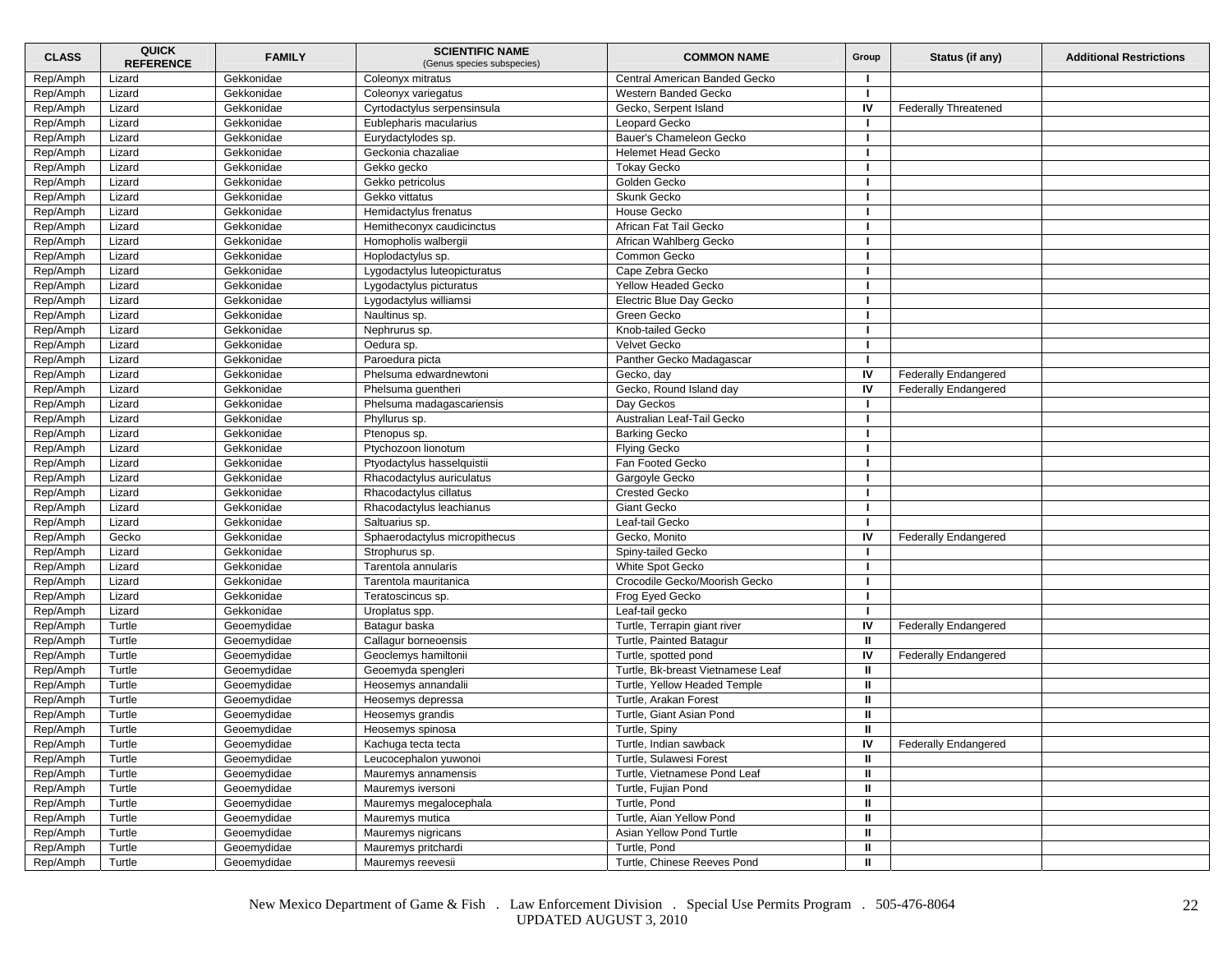| CLASS | QUICK REFERENCE | FAMILY | SCIENTIFIC NAME (Genus species subspecies) | COMMON NAME | Group | Status (if any) | Additional Restrictions |
|---|---|---|---|---|---|---|---|
| Rep/Amph | Lizard | Gekkonidae | Coleonyx mitratus | Central American Banded Gecko | I | | |
| Rep/Amph | Lizard | Gekkonidae | Coleonyx variegatus | Western Banded Gecko | I | | |
| Rep/Amph | Lizard | Gekkonidae | Cyrtodactylus serpensinsula | Gecko, Serpent Island | IV | Federally Threatened | |
| Rep/Amph | Lizard | Gekkonidae | Eublepharis macularius | Leopard Gecko | I | | |
| Rep/Amph | Lizard | Gekkonidae | Eurydactylodes sp. | Bauer's Chameleon Gecko | I | | |
| Rep/Amph | Lizard | Gekkonidae | Geckonia chazaliae | Helemet Head Gecko | I | | |
| Rep/Amph | Lizard | Gekkonidae | Gekko gecko | Tokay Gecko | I | | |
| Rep/Amph | Lizard | Gekkonidae | Gekko petricolus | Golden Gecko | I | | |
| Rep/Amph | Lizard | Gekkonidae | Gekko vittatus | Skunk Gecko | I | | |
| Rep/Amph | Lizard | Gekkonidae | Hemidactylus frenatus | House Gecko | I | | |
| Rep/Amph | Lizard | Gekkonidae | Hemitheconyx caudicinctus | African Fat Tail Gecko | I | | |
| Rep/Amph | Lizard | Gekkonidae | Homopholis walbergii | African Wahlberg Gecko | I | | |
| Rep/Amph | Lizard | Gekkonidae | Hoplodactylus sp. | Common Gecko | I | | |
| Rep/Amph | Lizard | Gekkonidae | Lygodactylus luteopicturatus | Cape Zebra Gecko | I | | |
| Rep/Amph | Lizard | Gekkonidae | Lygodactylus picturatus | Yellow Headed Gecko | I | | |
| Rep/Amph | Lizard | Gekkonidae | Lygodactylus williamsi | Electric Blue Day Gecko | I | | |
| Rep/Amph | Lizard | Gekkonidae | Naultinus sp. | Green Gecko | I | | |
| Rep/Amph | Lizard | Gekkonidae | Nephrurus sp. | Knob-tailed Gecko | I | | |
| Rep/Amph | Lizard | Gekkonidae | Oedura sp. | Velvet Gecko | I | | |
| Rep/Amph | Lizard | Gekkonidae | Paroedura picta | Panther Gecko Madagascar | I | | |
| Rep/Amph | Lizard | Gekkonidae | Phelsuma edwardnewtoni | Gecko, day | IV | Federally Endangered | |
| Rep/Amph | Lizard | Gekkonidae | Phelsuma guentheri | Gecko, Round Island day | IV | Federally Endangered | |
| Rep/Amph | Lizard | Gekkonidae | Phelsuma madagascariensis | Day Geckos | I | | |
| Rep/Amph | Lizard | Gekkonidae | Phyllurus sp. | Australian Leaf-Tail Gecko | I | | |
| Rep/Amph | Lizard | Gekkonidae | Ptenopus sp. | Barking Gecko | I | | |
| Rep/Amph | Lizard | Gekkonidae | Ptychozoon lionotum | Flying Gecko | I | | |
| Rep/Amph | Lizard | Gekkonidae | Ptyodactylus hasselquistii | Fan Footed Gecko | I | | |
| Rep/Amph | Lizard | Gekkonidae | Rhacodactylus auriculatus | Gargoyle Gecko | I | | |
| Rep/Amph | Lizard | Gekkonidae | Rhacodactylus cillatus | Crested Gecko | I | | |
| Rep/Amph | Lizard | Gekkonidae | Rhacodactylus leachianus | Giant Gecko | I | | |
| Rep/Amph | Lizard | Gekkonidae | Saltuarius sp. | Leaf-tail Gecko | I | | |
| Rep/Amph | Gecko | Gekkonidae | Sphaerodactylus micropithecus | Gecko, Monito | IV | Federally Endangered | |
| Rep/Amph | Lizard | Gekkonidae | Strophurus sp. | Spiny-tailed Gecko | I | | |
| Rep/Amph | Lizard | Gekkonidae | Tarentola annularis | White Spot Gecko | I | | |
| Rep/Amph | Lizard | Gekkonidae | Tarentola mauritanica | Crocodile Gecko/Moorish Gecko | I | | |
| Rep/Amph | Lizard | Gekkonidae | Teratoscincus sp. | Frog Eyed Gecko | I | | |
| Rep/Amph | Lizard | Gekkonidae | Uroplatus spp. | Leaf-tail gecko | I | | |
| Rep/Amph | Turtle | Geoemydidae | Batagur baska | Turtle, Terrapin giant river | IV | Federally Endangered | |
| Rep/Amph | Turtle | Geoemydidae | Callagur borneoensis | Turtle, Painted Batagur | II | | |
| Rep/Amph | Turtle | Geoemydidae | Geoclemys hamiltonii | Turtle, spotted pond | IV | Federally Endangered | |
| Rep/Amph | Turtle | Geoemydidae | Geoemyda spengleri | Turtle, Bk-breast Vietnamese Leaf | II | | |
| Rep/Amph | Turtle | Geoemydidae | Heosemys annandalii | Turtle, Yellow Headed Temple | II | | |
| Rep/Amph | Turtle | Geoemydidae | Heosemys depressa | Turtle, Arakan Forest | II | | |
| Rep/Amph | Turtle | Geoemydidae | Heosemys grandis | Turtle, Giant Asian Pond | II | | |
| Rep/Amph | Turtle | Geoemydidae | Heosemys spinosa | Turtle, Spiny | II | | |
| Rep/Amph | Turtle | Geoemydidae | Kachuga tecta tecta | Turtle, Indian sawback | IV | Federally Endangered | |
| Rep/Amph | Turtle | Geoemydidae | Leucocephalon yuwonoi | Turtle, Sulawesi Forest | II | | |
| Rep/Amph | Turtle | Geoemydidae | Mauremys annamensis | Turtle, Vietnamese Pond Leaf | II | | |
| Rep/Amph | Turtle | Geoemydidae | Mauremys iversoni | Turtle, Fujian Pond | II | | |
| Rep/Amph | Turtle | Geoemydidae | Mauremys megalocephala | Turtle, Pond | II | | |
| Rep/Amph | Turtle | Geoemydidae | Mauremys mutica | Turtle, Aian Yellow Pond | II | | |
| Rep/Amph | Turtle | Geoemydidae | Mauremys nigricans | Asian Yellow Pond Turtle | II | | |
| Rep/Amph | Turtle | Geoemydidae | Mauremys pritchardi | Turtle, Pond | II | | |
| Rep/Amph | Turtle | Geoemydidae | Mauremys reevesii | Turtle, Chinese Reeves Pond | II | | |

New Mexico Department of Game & Fish . Law Enforcement Division . Special Use Permits Program . 505-476-8064
UPDATED AUGUST 3, 2010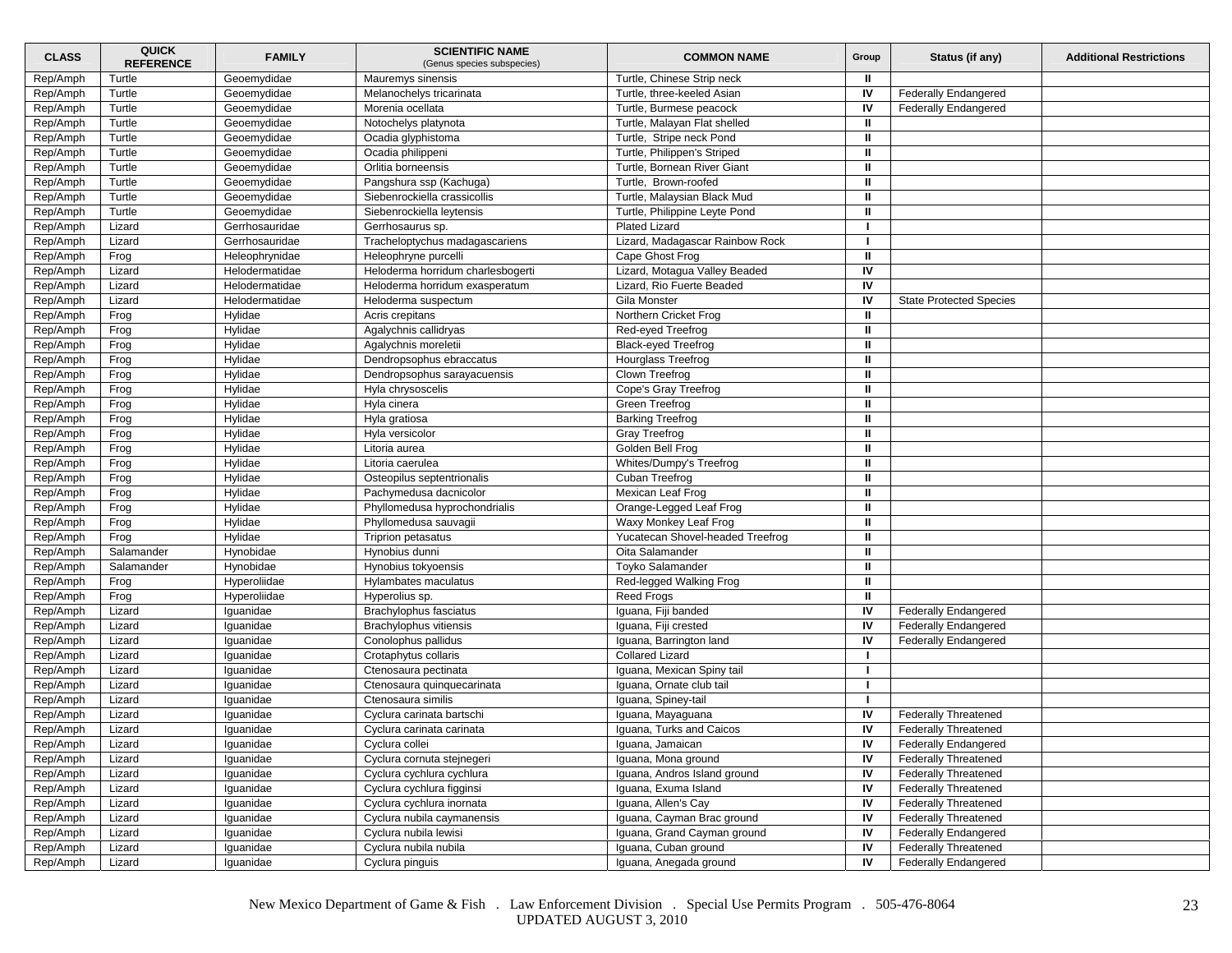| CLASS | QUICK REFERENCE | FAMILY | SCIENTIFIC NAME (Genus species subspecies) | COMMON NAME | Group | Status (if any) | Additional Restrictions |
|---|---|---|---|---|---|---|---|
| Rep/Amph | Turtle | Geoemydidae | Mauremys sinensis | Turtle, Chinese Strip neck | II | | |
| Rep/Amph | Turtle | Geoemydidae | Melanochelys tricarinata | Turtle, three-keeled Asian | IV | Federally Endangered | |
| Rep/Amph | Turtle | Geoemydidae | Morenia ocellata | Turtle, Burmese peacock | IV | Federally Endangered | |
| Rep/Amph | Turtle | Geoemydidae | Notochelys platynota | Turtle, Malayan Flat shelled | II | | |
| Rep/Amph | Turtle | Geoemydidae | Ocadia glyphistoma | Turtle, Stripe neck Pond | II | | |
| Rep/Amph | Turtle | Geoemydidae | Ocadia philippeni | Turtle, Philippen's Striped | II | | |
| Rep/Amph | Turtle | Geoemydidae | Orlitia borneensis | Turtle, Bornean River Giant | II | | |
| Rep/Amph | Turtle | Geoemydidae | Pangshura ssp (Kachuga) | Turtle, Brown-roofed | II | | |
| Rep/Amph | Turtle | Geoemydidae | Siebenrockiella crassicollis | Turtle, Malaysian Black Mud | II | | |
| Rep/Amph | Turtle | Geoemydidae | Siebenrockiella leytensis | Turtle, Philippine Leyte Pond | II | | |
| Rep/Amph | Lizard | Gerrhosauridae | Gerrhosaurus sp. | Plated Lizard | I | | |
| Rep/Amph | Lizard | Gerrhosauridae | Tracheloptychus madagascariens | Lizard, Madagascar Rainbow Rock | I | | |
| Rep/Amph | Frog | Heleophrynidae | Heleophryne purcelli | Cape Ghost Frog | II | | |
| Rep/Amph | Lizard | Helodermatidae | Heloderma horridum charlesbogerti | Lizard, Motagua Valley Beaded | IV | | |
| Rep/Amph | Lizard | Helodermatidae | Heloderma horridum exasperatum | Lizard, Rio Fuerte Beaded | IV | | |
| Rep/Amph | Lizard | Helodermatidae | Heloderma suspectum | Gila Monster | IV | State Protected Species | |
| Rep/Amph | Frog | Hylidae | Acris crepitans | Northern Cricket Frog | II | | |
| Rep/Amph | Frog | Hylidae | Agalychnis callidryas | Red-eyed Treefrog | II | | |
| Rep/Amph | Frog | Hylidae | Agalychnis moreletii | Black-eyed Treefrog | II | | |
| Rep/Amph | Frog | Hylidae | Dendropsophus ebraccatus | Hourglass Treefrog | II | | |
| Rep/Amph | Frog | Hylidae | Dendropsophus sarayacuensis | Clown Treefrog | II | | |
| Rep/Amph | Frog | Hylidae | Hyla chrysoscelis | Cope's Gray Treefrog | II | | |
| Rep/Amph | Frog | Hylidae | Hyla cinera | Green Treefrog | II | | |
| Rep/Amph | Frog | Hylidae | Hyla gratiosa | Barking Treefrog | II | | |
| Rep/Amph | Frog | Hylidae | Hyla versicolor | Gray Treefrog | II | | |
| Rep/Amph | Frog | Hylidae | Litoria aurea | Golden Bell Frog | II | | |
| Rep/Amph | Frog | Hylidae | Litoria caerulea | Whites/Dumpy's Treefrog | II | | |
| Rep/Amph | Frog | Hylidae | Osteopilus septentrionalis | Cuban Treefrog | II | | |
| Rep/Amph | Frog | Hylidae | Pachymedusa dacnicolor | Mexican Leaf Frog | II | | |
| Rep/Amph | Frog | Hylidae | Phyllomedusa hyprochondrialis | Orange-Legged Leaf Frog | II | | |
| Rep/Amph | Frog | Hylidae | Phyllomedusa sauvagii | Waxy Monkey Leaf Frog | II | | |
| Rep/Amph | Frog | Hylidae | Triprion petasatus | Yucatecan Shovel-headed Treefrog | II | | |
| Rep/Amph | Salamander | Hynobidae | Hynobius dunni | Oita Salamander | II | | |
| Rep/Amph | Salamander | Hynobidae | Hynobius tokyoensis | Toyko Salamander | II | | |
| Rep/Amph | Frog | Hyperoliidae | Hylambates maculatus | Red-legged Walking Frog | II | | |
| Rep/Amph | Frog | Hyperoliidae | Hyperolius sp. | Reed Frogs | II | | |
| Rep/Amph | Lizard | Iguanidae | Brachylophus fasciatus | Iguana, Fiji banded | IV | Federally Endangered | |
| Rep/Amph | Lizard | Iguanidae | Brachylophus vitiensis | Iguana, Fiji crested | IV | Federally Endangered | |
| Rep/Amph | Lizard | Iguanidae | Conolophus pallidus | Iguana, Barrington land | IV | Federally Endangered | |
| Rep/Amph | Lizard | Iguanidae | Crotaphytus collaris | Collared Lizard | I | | |
| Rep/Amph | Lizard | Iguanidae | Ctenosaura pectinata | Iguana, Mexican Spiny tail | I | | |
| Rep/Amph | Lizard | Iguanidae | Ctenosaura quinquecarinata | Iguana, Ornate club tail | I | | |
| Rep/Amph | Lizard | Iguanidae | Ctenosaura similis | Iguana, Spiney-tail | I | | |
| Rep/Amph | Lizard | Iguanidae | Cyclura carinata bartschi | Iguana, Mayaguana | IV | Federally Threatened | |
| Rep/Amph | Lizard | Iguanidae | Cyclura carinata carinata | Iguana, Turks and Caicos | IV | Federally Threatened | |
| Rep/Amph | Lizard | Iguanidae | Cyclura collei | Iguana, Jamaican | IV | Federally Endangered | |
| Rep/Amph | Lizard | Iguanidae | Cyclura cornuta stejnegeri | Iguana, Mona ground | IV | Federally Threatened | |
| Rep/Amph | Lizard | Iguanidae | Cyclura cychlura cychlura | Iguana, Andros Island ground | IV | Federally Threatened | |
| Rep/Amph | Lizard | Iguanidae | Cyclura cychlura figginsi | Iguana, Exuma Island | IV | Federally Threatened | |
| Rep/Amph | Lizard | Iguanidae | Cyclura cychlura inornata | Iguana, Allen's Cay | IV | Federally Threatened | |
| Rep/Amph | Lizard | Iguanidae | Cyclura nubila caymanensis | Iguana, Cayman Brac ground | IV | Federally Threatened | |
| Rep/Amph | Lizard | Iguanidae | Cyclura nubila lewisi | Iguana, Grand Cayman ground | IV | Federally Endangered | |
| Rep/Amph | Lizard | Iguanidae | Cyclura nubila nubila | Iguana, Cuban ground | IV | Federally Threatened | |
| Rep/Amph | Lizard | Iguanidae | Cyclura pinguis | Iguana, Anegada ground | IV | Federally Endangered | |

New Mexico Department of Game & Fish . Law Enforcement Division . Special Use Permits Program . 505-476-8064
UPDATED AUGUST 3, 2010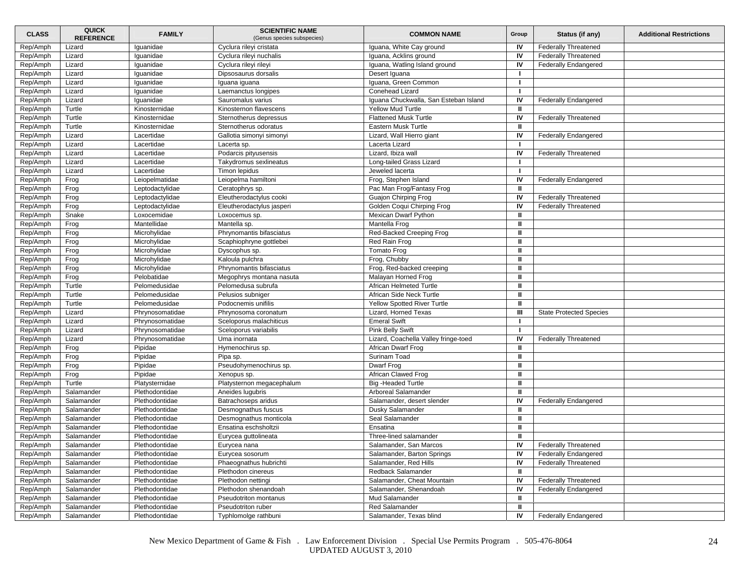| CLASS | QUICK REFERENCE | FAMILY | SCIENTIFIC NAME (Genus species subspecies) | COMMON NAME | Group | Status (if any) | Additional Restrictions |
|---|---|---|---|---|---|---|---|
| Rep/Amph | Lizard | Iguanidae | Cyclura rileyi cristata | Iguana, White Cay ground | IV | Federally Threatened | |
| Rep/Amph | Lizard | Iguanidae | Cyclura rileyi nuchalis | Iguana, Acklins ground | IV | Federally Threatened | |
| Rep/Amph | Lizard | Iguanidae | Cyclura rileyi rileyi | Iguana, Watling Island ground | IV | Federally Endangered | |
| Rep/Amph | Lizard | Iguanidae | Dipsosaurus dorsalis | Desert Iguana | I | | |
| Rep/Amph | Lizard | Iguanidae | Iguana iguana | Iguana, Green Common | I | | |
| Rep/Amph | Lizard | Iguanidae | Laemanctus longipes | Conehead Lizard | I | | |
| Rep/Amph | Lizard | Iguanidae | Sauromalus varius | Iguana Chuckwalla, San Esteban Island | IV | Federally Endangered | |
| Rep/Amph | Turtle | Kinosternidae | Kinosternon flavescens | Yellow Mud Turtle | II | | |
| Rep/Amph | Turtle | Kinosternidae | Sternotherus depressus | Flattened Musk Turtle | IV | Federally Threatened | |
| Rep/Amph | Turtle | Kinosternidae | Sternotherus odoratus | Eastern Musk Turtle | II | | |
| Rep/Amph | Lizard | Lacertidae | Gallotia simonyi simonyi | Lizard, Wall Hierro giant | IV | Federally Endangered | |
| Rep/Amph | Lizard | Lacertidae | Lacerta sp. | Lacerta Lizard | I | | |
| Rep/Amph | Lizard | Lacertidae | Podarcis pityusensis | Lizard, Ibiza wall | IV | Federally Threatened | |
| Rep/Amph | Lizard | Lacertidae | Takydromus sexlineatus | Long-tailed Grass Lizard | I | | |
| Rep/Amph | Lizard | Lacertidae | Timon lepidus | Jeweled lacerta | I | | |
| Rep/Amph | Frog | Leiopelmatidae | Leiopelma hamiltoni | Frog, Stephen Island | IV | Federally Endangered | |
| Rep/Amph | Frog | Leptodactylidae | Ceratophrys sp. | Pac Man Frog/Fantasy Frog | II | | |
| Rep/Amph | Frog | Leptodactylidae | Eleutherodactylus cooki | Guajon Chirping Frog | IV | Federally Threatened | |
| Rep/Amph | Frog | Leptodactylidae | Eleutherodactylus jasperi | Golden Coqui Chirping Frog | IV | Federally Threatened | |
| Rep/Amph | Snake | Loxocemidae | Loxocemus sp. | Mexican Dwarf Python | II | | |
| Rep/Amph | Frog | Mantellidae | Mantella sp. | Mantella Frog | II | | |
| Rep/Amph | Frog | Microhylidae | Phrynomantis bifasciatus | Red-Backed Creeping Frog | II | | |
| Rep/Amph | Frog | Microhylidae | Scaphiophryne gottlebei | Red Rain Frog | II | | |
| Rep/Amph | Frog | Microhylidae | Dyscophus sp. | Tomato Frog | II | | |
| Rep/Amph | Frog | Microhylidae | Kaloula pulchra | Frog, Chubby | II | | |
| Rep/Amph | Frog | Microhylidae | Phrynomantis bifasciatus | Frog, Red-backed creeping | II | | |
| Rep/Amph | Frog | Pelobatidae | Megophrys montana nasuta | Malayan Horned Frog | II | | |
| Rep/Amph | Turtle | Pelomedusidae | Pelomedusa subrufa | African Helmeted Turtle | II | | |
| Rep/Amph | Turtle | Pelomedusidae | Pelusios subniger | African Side Neck Turtle | II | | |
| Rep/Amph | Turtle | Pelomedusidae | Podocnemis unifilis | Yellow Spotted River Turtle | II | | |
| Rep/Amph | Lizard | Phrynosomatidae | Phrynosoma coronatum | Lizard, Horned Texas | III | State Protected Species | |
| Rep/Amph | Lizard | Phrynosomatidae | Sceloporus malachiticus | Emeral Swift | I | | |
| Rep/Amph | Lizard | Phrynosomatidae | Sceloporus variabilis | Pink Belly Swift | I | | |
| Rep/Amph | Lizard | Phrynosomatidae | Uma inornata | Lizard, Coachella Valley fringe-toed | IV | Federally Threatened | |
| Rep/Amph | Frog | Pipidae | Hymenochirus sp. | African Dwarf Frog | II | | |
| Rep/Amph | Frog | Pipidae | Pipa sp. | Surinam Toad | II | | |
| Rep/Amph | Frog | Pipidae | Pseudohymenochirus sp. | Dwarf Frog | II | | |
| Rep/Amph | Frog | Pipidae | Xenopus sp. | African Clawed Frog | II | | |
| Rep/Amph | Turtle | Platysternidae | Platysternon megacephalum | Big -Headed Turtle | II | | |
| Rep/Amph | Salamander | Plethodontidae | Aneides lugubris | Arboreal Salamander | II | | |
| Rep/Amph | Salamander | Plethodontidae | Batrachoseps aridus | Salamander, desert slender | IV | Federally Endangered | |
| Rep/Amph | Salamander | Plethodontidae | Desmognathus fuscus | Dusky Salamander | II | | |
| Rep/Amph | Salamander | Plethodontidae | Desmognathus monticola | Seal Salamander | II | | |
| Rep/Amph | Salamander | Plethodontidae | Ensatina eschsholtzii | Ensatina | II | | |
| Rep/Amph | Salamander | Plethodontidae | Eurycea guttolineata | Three-lined salamander | II | | |
| Rep/Amph | Salamander | Plethodontidae | Eurycea nana | Salamander, San Marcos | IV | Federally Threatened | |
| Rep/Amph | Salamander | Plethodontidae | Eurycea sosorum | Salamander, Barton Springs | IV | Federally Endangered | |
| Rep/Amph | Salamander | Plethodontidae | Phaeognathus hubrichti | Salamander, Red Hills | IV | Federally Threatened | |
| Rep/Amph | Salamander | Plethodontidae | Plethodon cinereus | Redback Salamander | II | | |
| Rep/Amph | Salamander | Plethodontidae | Plethodon nettingi | Salamander, Cheat Mountain | IV | Federally Threatened | |
| Rep/Amph | Salamander | Plethodontidae | Plethodon shenandoah | Salamander, Shenandoah | IV | Federally Endangered | |
| Rep/Amph | Salamander | Plethodontidae | Pseudotriton montanus | Mud Salamander | II | | |
| Rep/Amph | Salamander | Plethodontidae | Pseudotriton ruber | Red Salamander | II | | |
| Rep/Amph | Salamander | Plethodontidae | Typhlomolge rathbuni | Salamander, Texas blind | IV | Federally Endangered | |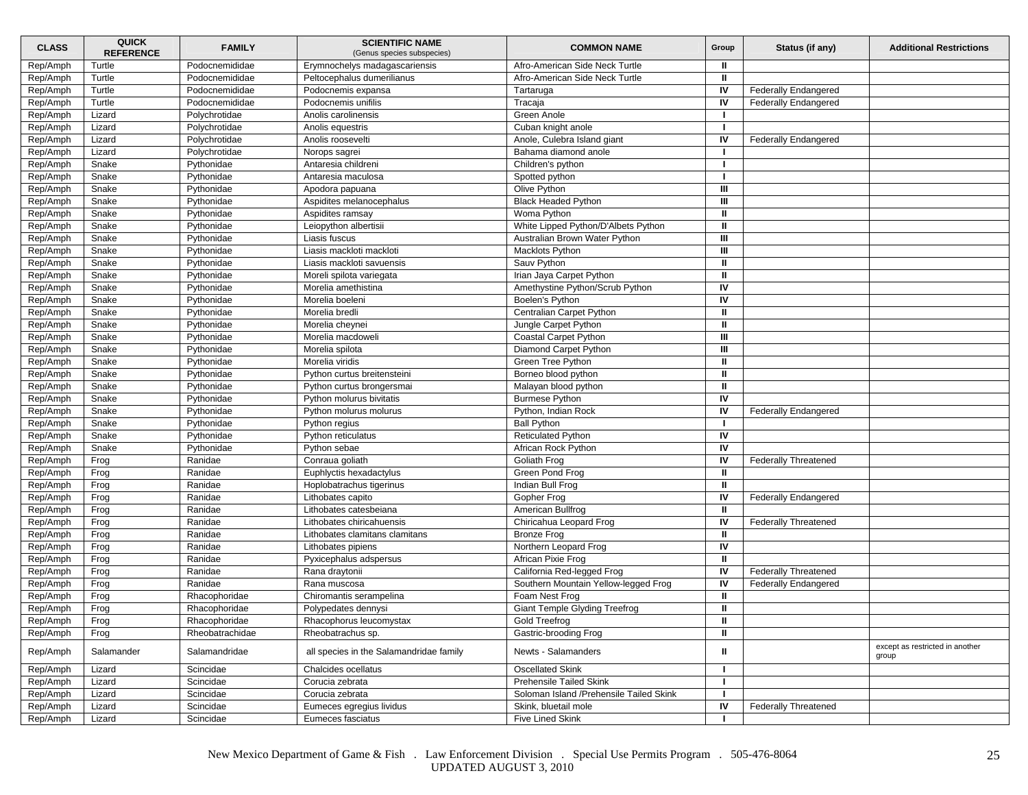| CLASS | QUICK REFERENCE | FAMILY | SCIENTIFIC NAME (Genus species subspecies) | COMMON NAME | Group | Status (if any) | Additional Restrictions |
|---|---|---|---|---|---|---|---|
| Rep/Amph | Turtle | Podocnemididae | Erymnochelys madagascariensis | Afro-American Side Neck Turtle | II | | |
| Rep/Amph | Turtle | Podocnemididae | Peltocephalus dumerilianus | Afro-American Side Neck Turtle | II | | |
| Rep/Amph | Turtle | Podocnemididae | Podocnemis expansa | Tartaruga | IV | Federally Endangered | |
| Rep/Amph | Turtle | Podocnemididae | Podocnemis unifilis | Tracaja | IV | Federally Endangered | |
| Rep/Amph | Lizard | Polychrotidae | Anolis carolinensis | Green Anole | I | | |
| Rep/Amph | Lizard | Polychrotidae | Anolis equestris | Cuban knight anole | I | | |
| Rep/Amph | Lizard | Polychrotidae | Anolis roosevelti | Anole, Culebra Island giant | IV | Federally Endangered | |
| Rep/Amph | Lizard | Polychrotidae | Norops sagrei | Bahama diamond anole | I | | |
| Rep/Amph | Snake | Pythonidae | Antaresia childreni | Children's python | I | | |
| Rep/Amph | Snake | Pythonidae | Antaresia maculosa | Spotted python | I | | |
| Rep/Amph | Snake | Pythonidae | Apodora papuana | Olive Python | III | | |
| Rep/Amph | Snake | Pythonidae | Aspidites melanocephalus | Black Headed Python | III | | |
| Rep/Amph | Snake | Pythonidae | Aspidites ramsay | Woma Python | II | | |
| Rep/Amph | Snake | Pythonidae | Leiopython albertisii | White Lipped Python/D'Albets Python | II | | |
| Rep/Amph | Snake | Pythonidae | Liasis fuscus | Australian Brown Water Python | III | | |
| Rep/Amph | Snake | Pythonidae | Liasis mackloti mackloti | Macklots Python | III | | |
| Rep/Amph | Snake | Pythonidae | Liasis mackloti savuensis | Sauv Python | II | | |
| Rep/Amph | Snake | Pythonidae | Moreli spilota variegata | Irian Jaya Carpet Python | II | | |
| Rep/Amph | Snake | Pythonidae | Morelia amethistina | Amethystine Python/Scrub Python | IV | | |
| Rep/Amph | Snake | Pythonidae | Morelia boeleni | Boelen's Python | IV | | |
| Rep/Amph | Snake | Pythonidae | Morelia bredli | Centralian Carpet Python | II | | |
| Rep/Amph | Snake | Pythonidae | Morelia cheynei | Jungle Carpet Python | II | | |
| Rep/Amph | Snake | Pythonidae | Morelia macdoweli | Coastal Carpet Python | III | | |
| Rep/Amph | Snake | Pythonidae | Morelia spilota | Diamond Carpet Python | III | | |
| Rep/Amph | Snake | Pythonidae | Morelia viridis | Green Tree Python | II | | |
| Rep/Amph | Snake | Pythonidae | Python curtus breitensteini | Borneo blood python | II | | |
| Rep/Amph | Snake | Pythonidae | Python curtus brongersmai | Malayan blood python | II | | |
| Rep/Amph | Snake | Pythonidae | Python molurus bivitatis | Burmese Python | IV | | |
| Rep/Amph | Snake | Pythonidae | Python molurus molurus | Python, Indian Rock | IV | Federally Endangered | |
| Rep/Amph | Snake | Pythonidae | Python regius | Ball Python | I | | |
| Rep/Amph | Snake | Pythonidae | Python reticulatus | Reticulated Python | IV | | |
| Rep/Amph | Snake | Pythonidae | Python sebae | African Rock Python | IV | | |
| Rep/Amph | Frog | Ranidae | Conraua goliath | Goliath Frog | IV | Federally Threatened | |
| Rep/Amph | Frog | Ranidae | Euphlyctis hexadactylus | Green Pond Frog | II | | |
| Rep/Amph | Frog | Ranidae | Hoplobatrachus tigerinus | Indian Bull Frog | II | | |
| Rep/Amph | Frog | Ranidae | Lithobates capito | Gopher Frog | IV | Federally Endangered | |
| Rep/Amph | Frog | Ranidae | Lithobates catesbeiana | American Bullfrog | II | | |
| Rep/Amph | Frog | Ranidae | Lithobates chiricahuensis | Chiricahua Leopard Frog | IV | Federally Threatened | |
| Rep/Amph | Frog | Ranidae | Lithobates clamitans clamitans | Bronze Frog | II | | |
| Rep/Amph | Frog | Ranidae | Lithobates pipiens | Northern Leopard Frog | IV | | |
| Rep/Amph | Frog | Ranidae | Pyxicephalus adspersus | African Pixie Frog | II | | |
| Rep/Amph | Frog | Ranidae | Rana draytonii | California Red-legged Frog | IV | Federally Threatened | |
| Rep/Amph | Frog | Ranidae | Rana muscosa | Southern Mountain Yellow-legged Frog | IV | Federally Endangered | |
| Rep/Amph | Frog | Rhacophoridae | Chiromantis serampelina | Foam Nest Frog | II | | |
| Rep/Amph | Frog | Rhacophoridae | Polypedates dennysi | Giant Temple Glyding Treefrog | II | | |
| Rep/Amph | Frog | Rhacophoridae | Rhacophorus leucomystax | Gold Treefrog | II | | |
| Rep/Amph | Frog | Rheobatrachidae | Rheobatrachus sp. | Gastric-brooding Frog | II | | |
| Rep/Amph | Salamander | Salamandridae | all species in the Salamandridae family | Newts - Salamanders | II | | except as restricted in another group |
| Rep/Amph | Lizard | Scincidae | Chalcides ocellatus | Oscellated Skink | I | | |
| Rep/Amph | Lizard | Scincidae | Corucia zebrata | Prehensile Tailed Skink | I | | |
| Rep/Amph | Lizard | Scincidae | Corucia zebrata | Soloman Island /Prehensile Tailed Skink | I | | |
| Rep/Amph | Lizard | Scincidae | Eumeces egregius lividus | Skink, bluetail mole | IV | Federally Threatened | |
| Rep/Amph | Lizard | Scincidae | Eumeces fasciatus | Five Lined Skink | I | | |

New Mexico Department of Game & Fish . Law Enforcement Division . Special Use Permits Program . 505-476-8064
UPDATED AUGUST 3, 2010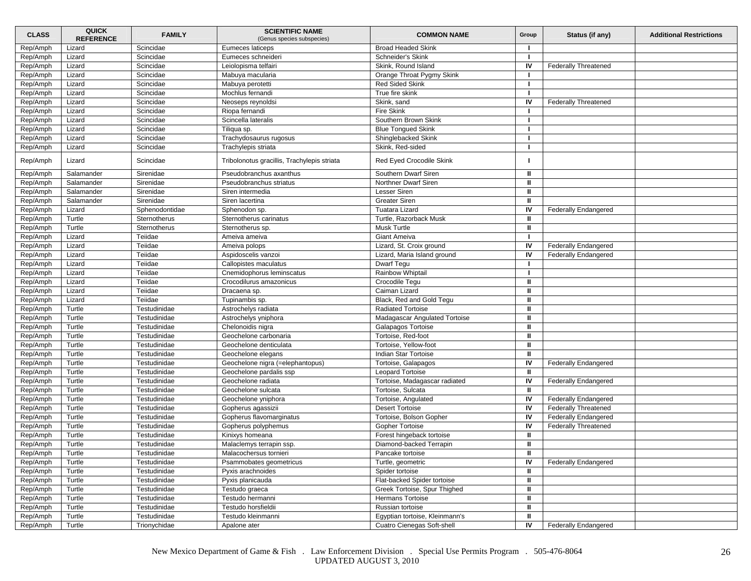| CLASS | QUICK REFERENCE | FAMILY | SCIENTIFIC NAME (Genus species subspecies) | COMMON NAME | Group | Status (if any) | Additional Restrictions |
|---|---|---|---|---|---|---|---|
| Rep/Amph | Lizard | Scincidae | Eumeces laticeps | Broad Headed Skink | I | | |
| Rep/Amph | Lizard | Scincidae | Eumeces schneideri | Schneider's Skink | I | | |
| Rep/Amph | Lizard | Scincidae | Leiolopisma telfairi | Skink, Round Island | IV | Federally Threatened | |
| Rep/Amph | Lizard | Scincidae | Mabuya macularia | Orange Throat Pygmy Skink | I | | |
| Rep/Amph | Lizard | Scincidae | Mabuya perotetti | Red Sided Skink | I | | |
| Rep/Amph | Lizard | Scincidae | Mochlus fernandi | True fire skink | I | | |
| Rep/Amph | Lizard | Scincidae | Neoseps reynoldsi | Skink, sand | IV | Federally Threatened | |
| Rep/Amph | Lizard | Scincidae | Riopa fernandi | Fire Skink | I | | |
| Rep/Amph | Lizard | Scincidae | Scincella lateralis | Southern Brown Skink | I | | |
| Rep/Amph | Lizard | Scincidae | Tiliqua sp. | Blue Tongued Skink | I | | |
| Rep/Amph | Lizard | Scincidae | Trachydosaurus rugosus | Shinglebacked Skink | I | | |
| Rep/Amph | Lizard | Scincidae | Trachylepis striata | Skink, Red-sided | I | | |
| Rep/Amph | Lizard | Scincidae | Tribolonotus gracillis, Trachylepis striata | Red Eyed Crocodile Skink | I | | |
| Rep/Amph | Salamander | Sirenidae | Pseudobranchus axanthus | Southern Dwarf Siren | II | | |
| Rep/Amph | Salamander | Sirenidae | Pseudobranchus striatus | Northner Dwarf Siren | II | | |
| Rep/Amph | Salamander | Sirenidae | Siren intermedia | Lesser Siren | II | | |
| Rep/Amph | Salamander | Sirenidae | Siren lacertina | Greater Siren | II | | |
| Rep/Amph | Lizard | Sphenodontidae | Sphenodon sp. | Tuatara Lizard | IV | Federally Endangered | |
| Rep/Amph | Turtle | Sternotherus | Sternotherus carinatus | Turtle, Razorback Musk | II | | |
| Rep/Amph | Turtle | Sternotherus | Sternotherus sp. | Musk Turtle | II | | |
| Rep/Amph | Lizard | Teiidae | Ameiva ameiva | Giant Ameiva | I | | |
| Rep/Amph | Lizard | Teiidae | Ameiva polops | Lizard, St. Croix ground | IV | Federally Endangered | |
| Rep/Amph | Lizard | Teiidae | Aspidoscelis vanzoi | Lizard, Maria Island ground | IV | Federally Endangered | |
| Rep/Amph | Lizard | Teiidae | Callopistes maculatus | Dwarf Tegu | I | | |
| Rep/Amph | Lizard | Teiidae | Cnemidophorus leminscatus | Rainbow Whiptail | I | | |
| Rep/Amph | Lizard | Teiidae | Crocodilurus amazonicus | Crocodile Tegu | II | | |
| Rep/Amph | Lizard | Teiidae | Dracaena sp. | Caiman Lizard | II | | |
| Rep/Amph | Lizard | Teiidae | Tupinambis sp. | Black, Red and Gold Tegu | II | | |
| Rep/Amph | Turtle | Testudinidae | Astrochelys radiata | Radiated Tortoise | II | | |
| Rep/Amph | Turtle | Testudinidae | Astrochelys yniphora | Madagascar Angulated Tortoise | II | | |
| Rep/Amph | Turtle | Testudinidae | Chelonoidis nigra | Galapagos Tortoise | II | | |
| Rep/Amph | Turtle | Testudinidae | Geochelone carbonaria | Tortoise, Red-foot | II | | |
| Rep/Amph | Turtle | Testudinidae | Geochelone denticulata | Tortoise, Yellow-foot | II | | |
| Rep/Amph | Turtle | Testudinidae | Geochelone elegans | Indian Star Tortoise | II | | |
| Rep/Amph | Turtle | Testudinidae | Geochelone nigra (=elephantopus) | Tortoise, Galapagos | IV | Federally Endangered | |
| Rep/Amph | Turtle | Testudinidae | Geochelone pardalis ssp | Leopard Tortoise | II | | |
| Rep/Amph | Turtle | Testudinidae | Geochelone radiata | Tortoise, Madagascar radiated | IV | Federally Endangered | |
| Rep/Amph | Turtle | Testudinidae | Geochelone sulcata | Tortoise, Sulcata | II | | |
| Rep/Amph | Turtle | Testudinidae | Geochelone yniphora | Tortoise, Angulated | IV | Federally Endangered | |
| Rep/Amph | Turtle | Testudinidae | Gopherus agassizii | Desert Tortoise | IV | Federally Threatened | |
| Rep/Amph | Turtle | Testudinidae | Gopherus flavomarginatus | Tortoise, Bolson Gopher | IV | Federally Endangered | |
| Rep/Amph | Turtle | Testudinidae | Gopherus polyphemus | Gopher Tortoise | IV | Federally Threatened | |
| Rep/Amph | Turtle | Testudinidae | Kinixys homeana | Forest hingeback tortoise | II | | |
| Rep/Amph | Turtle | Testudinidae | Malaclemys terrapin ssp. | Diamond-backed Terrapin | II | | |
| Rep/Amph | Turtle | Testudinidae | Malacochersus tornieri | Pancake tortoise | II | | |
| Rep/Amph | Turtle | Testudinidae | Psammobates geometricus | Turtle, geometric | IV | Federally Endangered | |
| Rep/Amph | Turtle | Testudinidae | Pyxis arachnoides | Spider tortoise | II | | |
| Rep/Amph | Turtle | Testudinidae | Pyxis planicauda | Flat-backed Spider tortoise | II | | |
| Rep/Amph | Turtle | Testudinidae | Testudo graeca | Greek Tortoise, Spur Thighed | II | | |
| Rep/Amph | Turtle | Testudinidae | Testudo hermanni | Hermans Tortoise | II | | |
| Rep/Amph | Turtle | Testudinidae | Testudo horsfieldii | Russian tortoise | II | | |
| Rep/Amph | Turtle | Testudinidae | Testudo kleinmanni | Egyptian tortoise, Kleinmann's | II | | |
| Rep/Amph | Turtle | Trionychidae | Apalone ater | Cuatro Cienegas Soft-shell | IV | Federally Endangered | |

New Mexico Department of Game & Fish . Law Enforcement Division . Special Use Permits Program . 505-476-8064
UPDATED AUGUST 3, 2010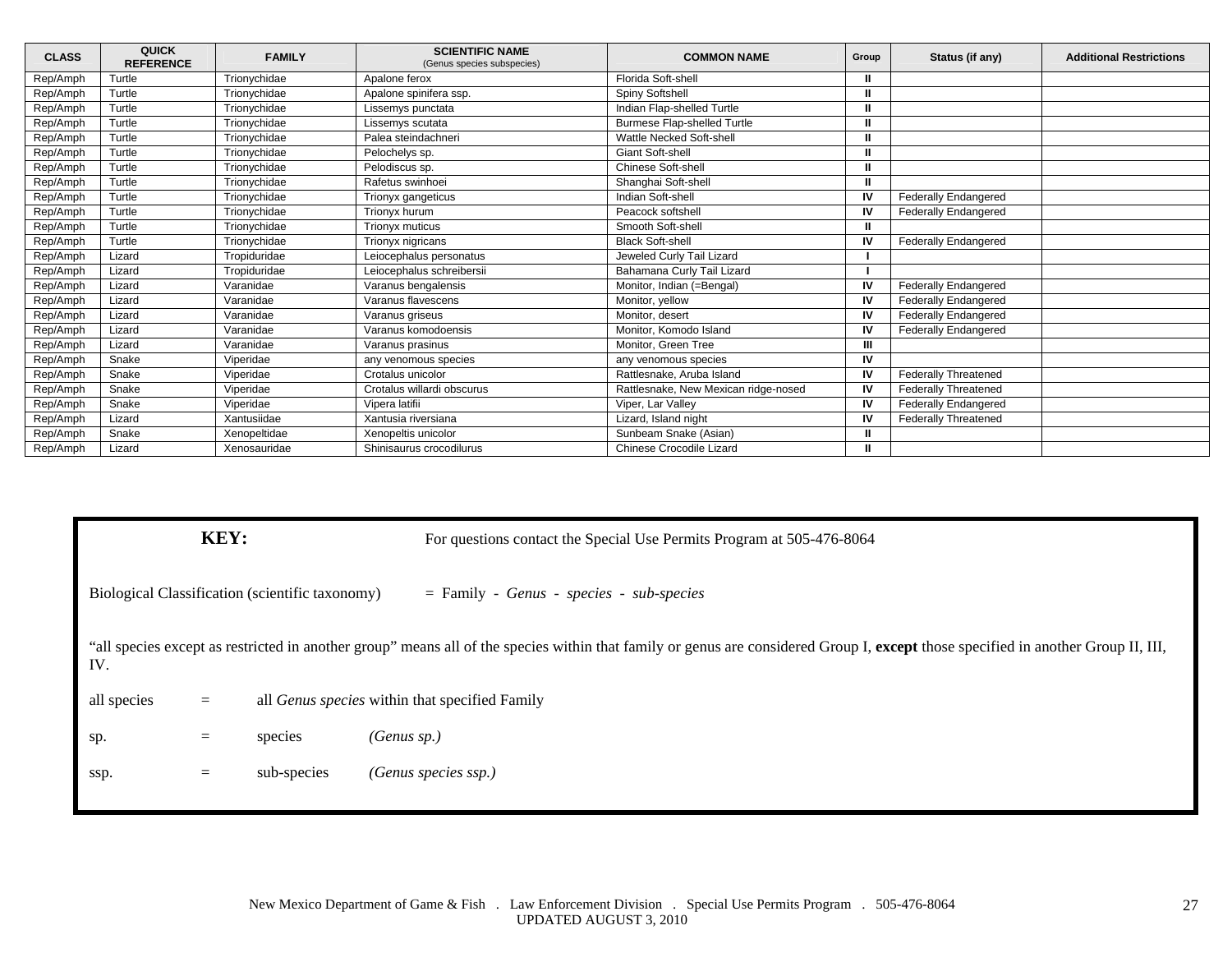| CLASS | QUICK REFERENCE | FAMILY | SCIENTIFIC NAME (Genus species subspecies) | COMMON NAME | Group | Status (if any) | Additional Restrictions |
|---|---|---|---|---|---|---|---|
| Rep/Amph | Turtle | Trionychidae | Apalone ferox | Florida Soft-shell | II | | |
| Rep/Amph | Turtle | Trionychidae | Apalone spinifera ssp. | Spiny Softshell | II | | |
| Rep/Amph | Turtle | Trionychidae | Lissemys punctata | Indian Flap-shelled Turtle | II | | |
| Rep/Amph | Turtle | Trionychidae | Lissemys scutata | Burmese Flap-shelled Turtle | II | | |
| Rep/Amph | Turtle | Trionychidae | Palea steindachneri | Wattle Necked Soft-shell | II | | |
| Rep/Amph | Turtle | Trionychidae | Pelochelys sp. | Giant Soft-shell | II | | |
| Rep/Amph | Turtle | Trionychidae | Pelodiscus sp. | Chinese Soft-shell | II | | |
| Rep/Amph | Turtle | Trionychidae | Rafetus swinhoei | Shanghai Soft-shell | II | | |
| Rep/Amph | Turtle | Trionychidae | Trionyx gangeticus | Indian Soft-shell | IV | Federally Endangered | |
| Rep/Amph | Turtle | Trionychidae | Trionyx hurum | Peacock softshell | IV | Federally Endangered | |
| Rep/Amph | Turtle | Trionychidae | Trionyx muticus | Smooth Soft-shell | II | | |
| Rep/Amph | Turtle | Trionychidae | Trionyx nigricans | Black Soft-shell | IV | Federally Endangered | |
| Rep/Amph | Lizard | Tropiduridae | Leiocephalus personatus | Jeweled Curly Tail Lizard | I | | |
| Rep/Amph | Lizard | Tropiduridae | Leiocephalus schreibersii | Bahamana Curly Tail Lizard | I | | |
| Rep/Amph | Lizard | Varanidae | Varanus bengalensis | Monitor, Indian (=Bengal) | IV | Federally Endangered | |
| Rep/Amph | Lizard | Varanidae | Varanus flavescens | Monitor, yellow | IV | Federally Endangered | |
| Rep/Amph | Lizard | Varanidae | Varanus griseus | Monitor, desert | IV | Federally Endangered | |
| Rep/Amph | Lizard | Varanidae | Varanus komodoensis | Monitor, Komodo Island | IV | Federally Endangered | |
| Rep/Amph | Lizard | Varanidae | Varanus prasinus | Monitor, Green Tree | III | | |
| Rep/Amph | Snake | Viperidae | any venomous species | any venomous species | IV | | |
| Rep/Amph | Snake | Viperidae | Crotalus unicolor | Rattlesnake, Aruba Island | IV | Federally Threatened | |
| Rep/Amph | Snake | Viperidae | Crotalus willardi obscurus | Rattlesnake, New Mexican ridge-nosed | IV | Federally Threatened | |
| Rep/Amph | Snake | Viperidae | Vipera latifii | Viper, Lar Valley | IV | Federally Endangered | |
| Rep/Amph | Lizard | Xantusiidae | Xantusia riversiana | Lizard, Island night | IV | Federally Threatened | |
| Rep/Amph | Snake | Xenopeltidae | Xenopeltis unicolor | Sunbeam Snake (Asian) | II | | |
| Rep/Amph | Lizard | Xenosauridae | Shinisaurus crocodilurus | Chinese Crocodile Lizard | II | | |

**KEY:** For questions contact the Special Use Permits Program at 505-476-8064

Biological Classification (scientific taxonomy) = Family - *Genus* - *species* - *sub-species*

"all species except as restricted in another group" means all of the species within that family or genus are considered Group I, **except** those specified in another Group II, III, IV.

all species = all *Genus species* within that specified Family

sp. = species *(Genus sp.)*

ssp. = sub-species *(Genus species ssp.)*

New Mexico Department of Game & Fish . Law Enforcement Division . Special Use Permits Program . 505-476-8064
UPDATED AUGUST 3, 2010